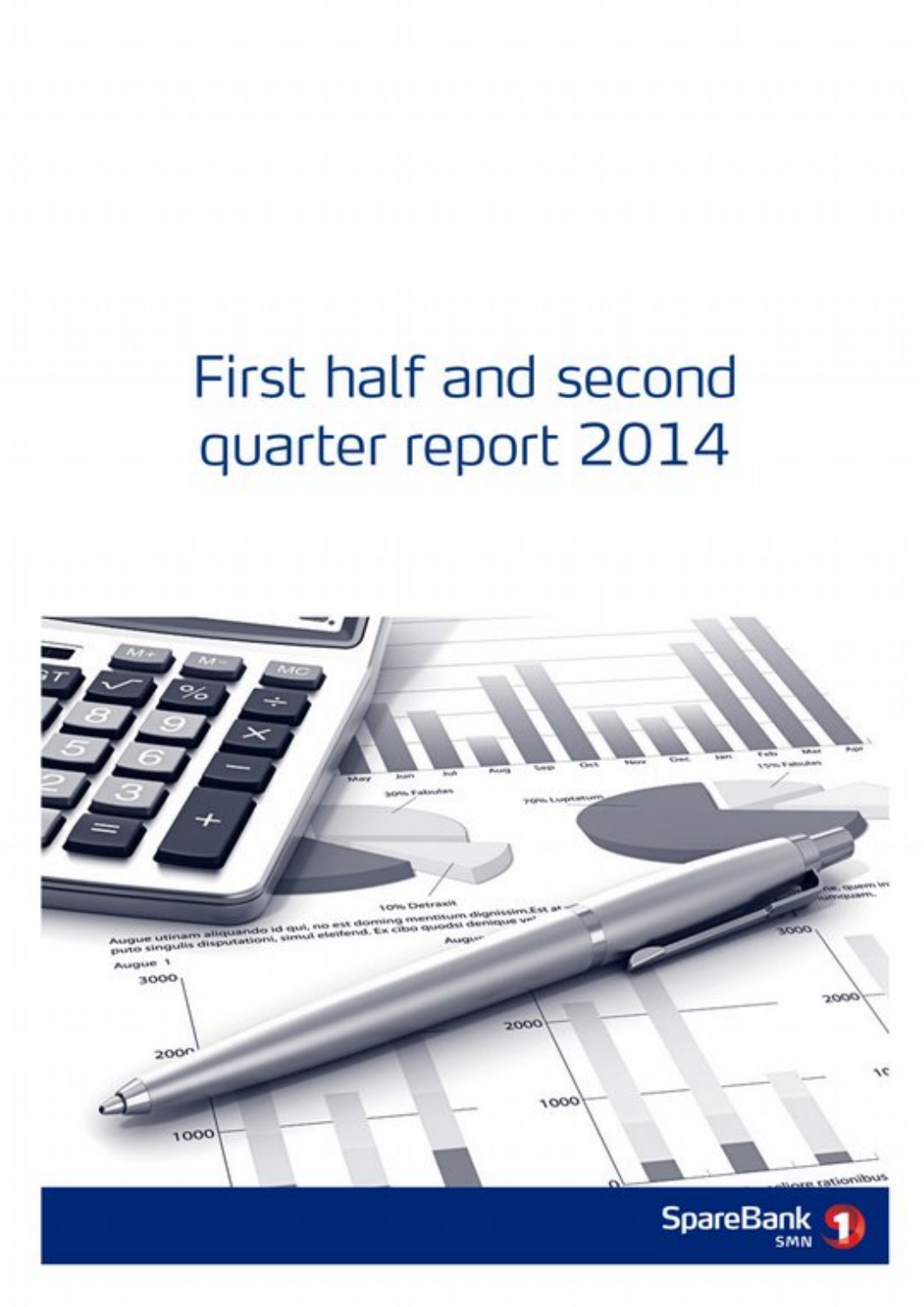# First half and second quarter report 2014

SpareBank 1 SMN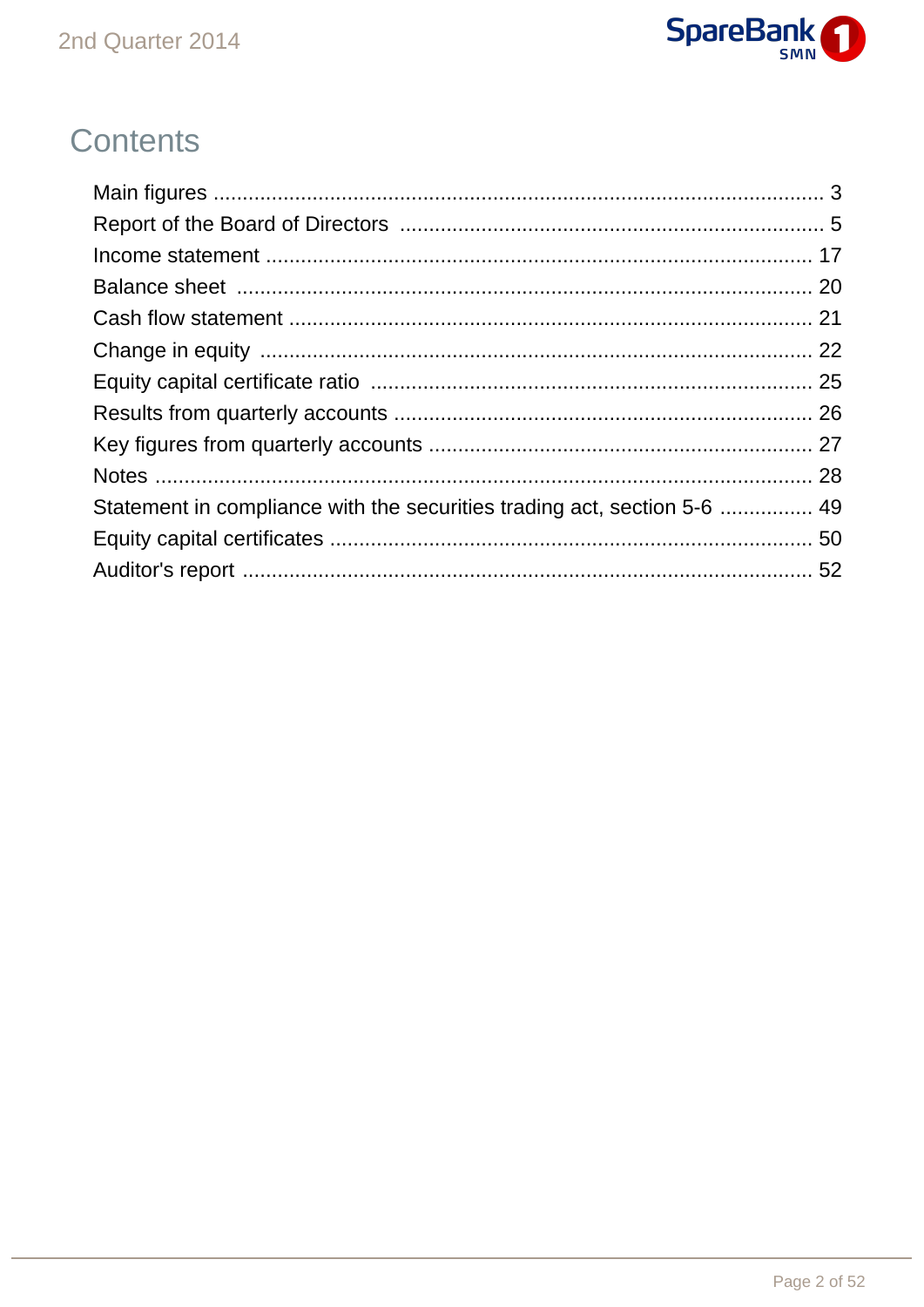# Contents

| | |
|---|---|
| Main figures | 3 |
| Report of the Board of Directors | 5 |
| Income statement | 17 |
| Balance sheet | 20 |
| Cash flow statement | 21 |
| Change in equity | 22 |
| Equity capital certificate ratio | 25 |
| Results from quarterly accounts | 26 |
| Key figures from quarterly accounts | 27 |
| Notes | 28 |
| Statement in compliance with the securities trading act, section 5-6 | 49 |
| Equity capital certificates | 50 |
| Auditor's report | 52 |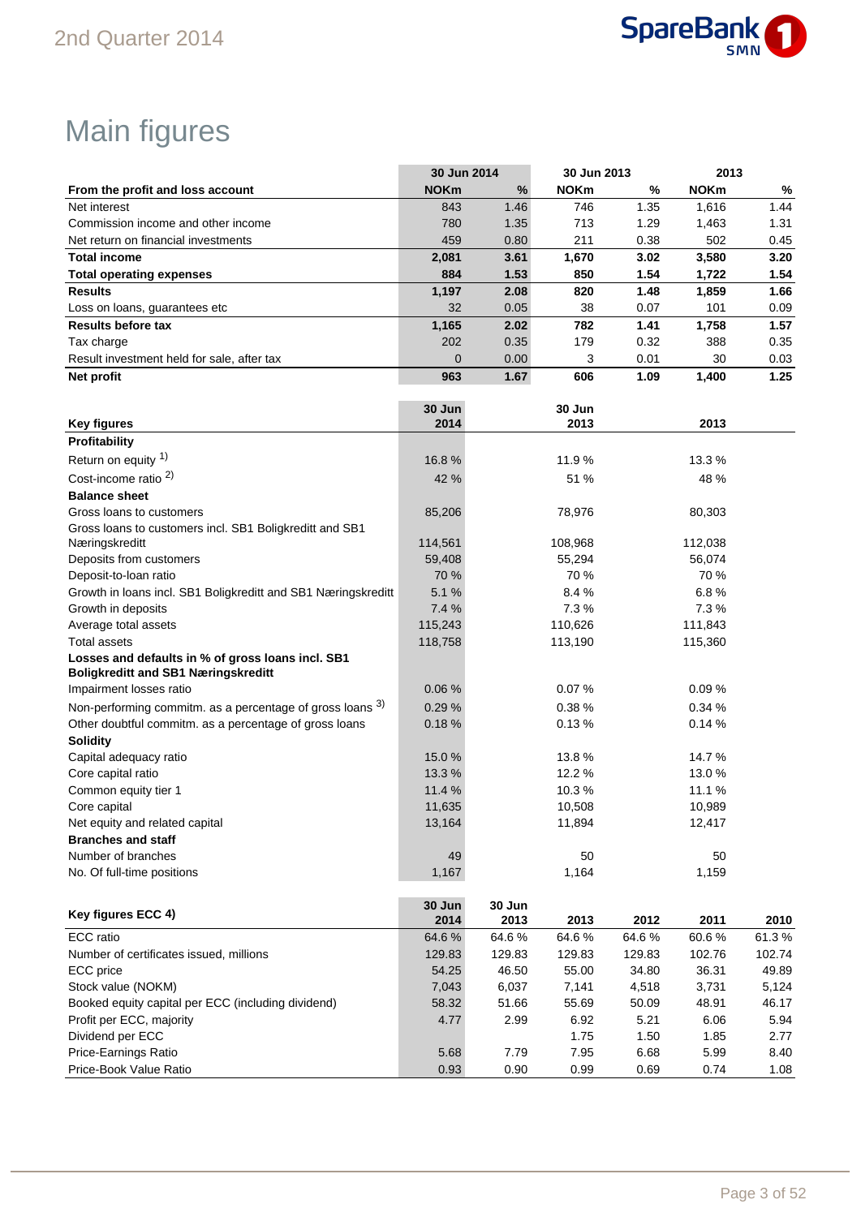# Main figures

| From the profit and loss account | 30 Jun 2014 | | 30 Jun 2013 | | 2013 | |
|---|---|---|---|---|---|---|
| | **NOKm** | **%** | **NOKm** | **%** | **NOKm** | **%** |
| Net interest | 843 | 1.46 | 746 | 1.35 | 1,616 | 1.44 |
| Commission income and other income | 780 | 1.35 | 713 | 1.29 | 1,463 | 1.31 |
| Net return on financial investments | 459 | 0.80 | 211 | 0.38 | 502 | 0.45 |
| **Total income** | **2,081** | **3.61** | **1,670** | **3.02** | **3,580** | **3.20** |
| **Total operating expenses** | **884** | **1.53** | **850** | **1.54** | **1,722** | **1.54** |
| **Results** | **1,197** | **2.08** | **820** | **1.48** | **1,859** | **1.66** |
| Loss on loans, guarantees etc | 32 | 0.05 | 38 | 0.07 | 101 | 0.09 |
| **Results before tax** | **1,165** | **2.02** | **782** | **1.41** | **1,758** | **1.57** |
| Tax charge | 202 | 0.35 | 179 | 0.32 | 388 | 0.35 |
| Result investment held for sale, after tax | 0 | 0.00 | 3 | 0.01 | 30 | 0.03 |
| **Net profit** | **963** | **1.67** | **606** | **1.09** | **1,400** | **1.25** |

| Key figures | 30 Jun 2014 | 30 Jun 2013 | 2013 |
|---|---|---|---|
| **Profitability** | | | |
| Return on equity [1] | 16.8 % | 11.9 % | 13.3 % |
| Cost-income ratio [2] | 42 % | 51 % | 48 % |
| **Balance sheet** | | | |
| Gross loans to customers | 85,206 | 78,976 | 80,303 |
| Gross loans to customers incl. SB1 Boligkreditt and SB1 Næringskreditt | 114,561 | 108,968 | 112,038 |
| Deposits from customers | 59,408 | 55,294 | 56,074 |
| Deposit-to-loan ratio | 70 % | 70 % | 70 % |
| Growth in loans incl. SB1 Boligkreditt and SB1 Næringskreditt | 5.1 % | 8.4 % | 6.8 % |
| Growth in deposits | 7.4 % | 7.3 % | 7.3 % |
| Average total assets | 115,243 | 110,626 | 111,843 |
| Total assets | 118,758 | 113,190 | 115,360 |
| **Losses and defaults in % of gross loans incl. SB1 Boligkreditt and SB1 Næringskreditt** | | | |
| Impairment losses ratio | 0.06 % | 0.07 % | 0.09 % |
| Non-performing commitm. as a percentage of gross loans [3] | 0.29 % | 0.38 % | 0.34 % |
| Other doubtful commitm. as a percentage of gross loans | 0.18 % | 0.13 % | 0.14 % |
| **Solidity** | | | |
| Capital adequacy ratio | 15.0 % | 13.8 % | 14.7 % |
| Core capital ratio | 13.3 % | 12.2 % | 13.0 % |
| Common equity tier 1 | 11.4 % | 10.3 % | 11.1 % |
| Core capital | 11,635 | 10,508 | 10,989 |
| Net equity and related capital | 13,164 | 11,894 | 12,417 |
| **Branches and staff** | | | |
| Number of branches | 49 | 50 | 50 |
| No. Of full-time positions | 1,167 | 1,164 | 1,159 |

| Key figures ECC 4) | 30 Jun 2014 | 30 Jun 2013 | 2013 | 2012 | 2011 | 2010 |
|---|---|---|---|---|---|---|
| ECC ratio | 64.6 % | 64.6 % | 64.6 % | 64.6 % | 60.6 % | 61.3 % |
| Number of certificates issued, millions | 129.83 | 129.83 | 129.83 | 129.83 | 102.76 | 102.74 |
| ECC price | 54.25 | 46.50 | 55.00 | 34.80 | 36.31 | 49.89 |
| Stock value (NOKM) | 7,043 | 6,037 | 7,141 | 4,518 | 3,731 | 5,124 |
| Booked equity capital per ECC (including dividend) | 58.32 | 51.66 | 55.69 | 50.09 | 48.91 | 46.17 |
| Profit per ECC, majority | 4.77 | 2.99 | 6.92 | 5.21 | 6.06 | 5.94 |
| Dividend per ECC | | | 1.75 | 1.50 | 1.85 | 2.77 |
| Price-Earnings Ratio | 5.68 | 7.79 | 7.95 | 6.68 | 5.99 | 8.40 |
| Price-Book Value Ratio | 0.93 | 0.90 | 0.99 | 0.69 | 0.74 | 1.08 |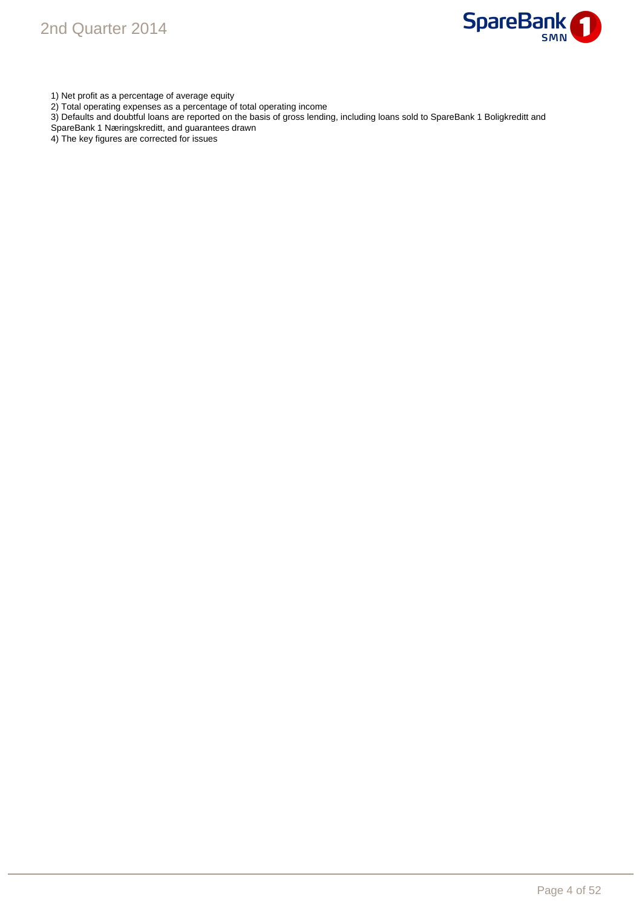1) Net profit as a percentage of average equity

2) Total operating expenses as a percentage of total operating income

3) Defaults and doubtful loans are reported on the basis of gross lending, including loans sold to SpareBank 1 Boligkreditt and SpareBank 1 Næringskreditt, and guarantees drawn

4) The key figures are corrected for issues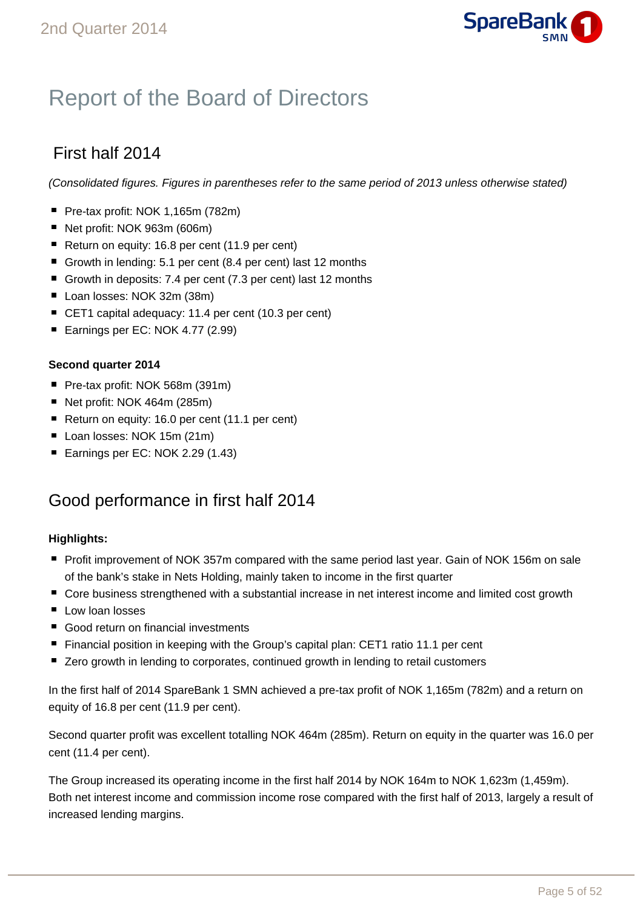# Report of the Board of Directors

## First half 2014

*(Consolidated figures. Figures in parentheses refer to the same period of 2013 unless otherwise stated)*

- Pre-tax profit: NOK 1,165m (782m)
- Net profit: NOK 963m (606m)
- Return on equity: 16.8 per cent (11.9 per cent)
- Growth in lending: 5.1 per cent (8.4 per cent) last 12 months
- Growth in deposits: 7.4 per cent (7.3 per cent) last 12 months
- Loan losses: NOK 32m (38m)
- CET1 capital adequacy: 11.4 per cent (10.3 per cent)
- Earnings per EC: NOK 4.77 (2.99)

**Second quarter 2014**

- Pre-tax profit: NOK 568m (391m)
- Net profit: NOK 464m (285m)
- Return on equity: 16.0 per cent (11.1 per cent)
- Loan losses: NOK 15m (21m)
- Earnings per EC: NOK 2.29 (1.43)

## Good performance in first half 2014

**Highlights:**

- Profit improvement of NOK 357m compared with the same period last year. Gain of NOK 156m on sale of the bank's stake in Nets Holding, mainly taken to income in the first quarter
- Core business strengthened with a substantial increase in net interest income and limited cost growth
- Low loan losses
- Good return on financial investments
- Financial position in keeping with the Group's capital plan: CET1 ratio 11.1 per cent
- Zero growth in lending to corporates, continued growth in lending to retail customers

In the first half of 2014 SpareBank 1 SMN achieved a pre-tax profit of NOK 1,165m (782m) and a return on equity of 16.8 per cent (11.9 per cent).

Second quarter profit was excellent totalling NOK 464m (285m). Return on equity in the quarter was 16.0 per cent (11.4 per cent).

The Group increased its operating income in the first half 2014 by NOK 164m to NOK 1,623m (1,459m). Both net interest income and commission income rose compared with the first half of 2013, largely a result of increased lending margins.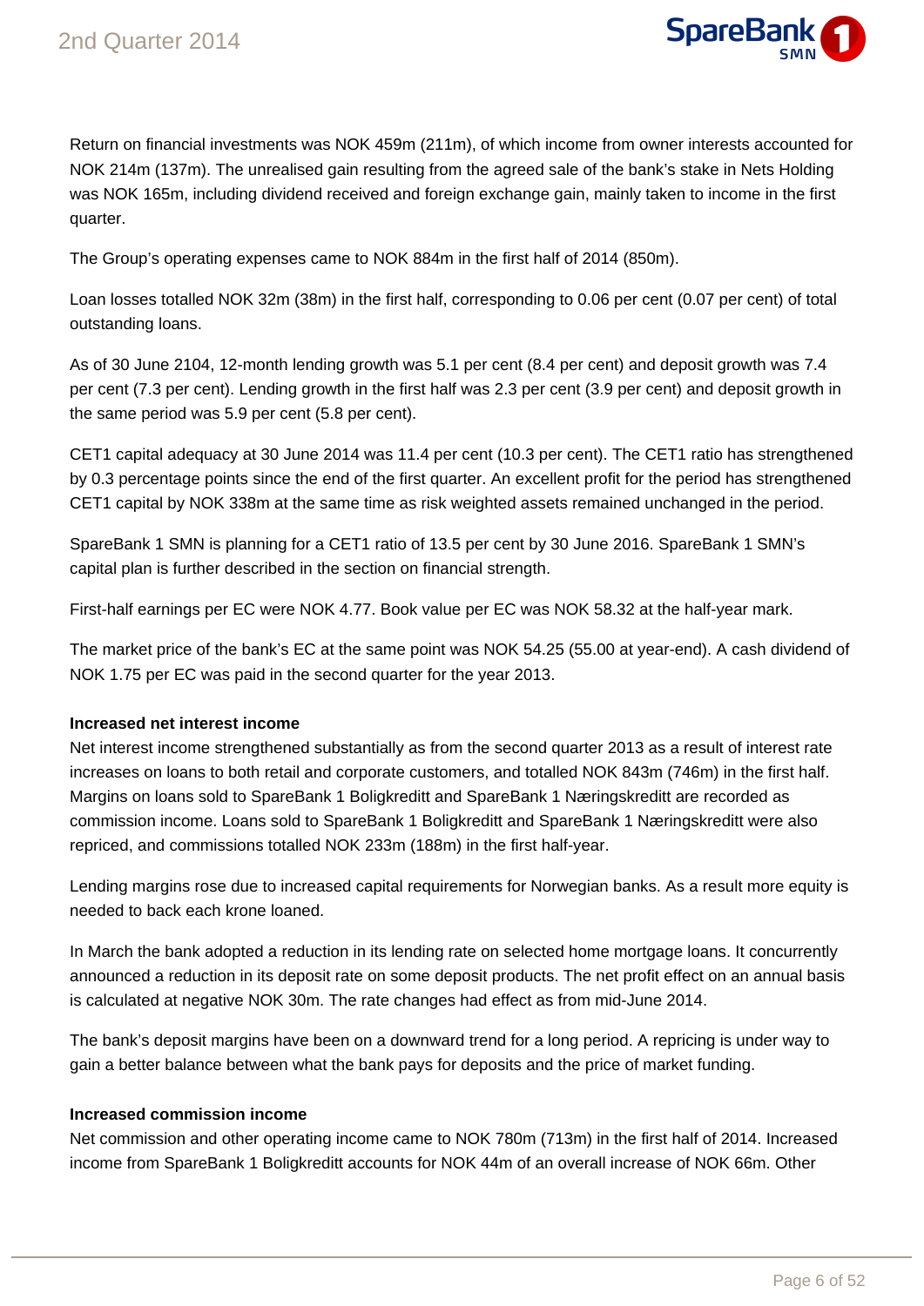Return on financial investments was NOK 459m (211m), of which income from owner interests accounted for NOK 214m (137m). The unrealised gain resulting from the agreed sale of the bank's stake in Nets Holding was NOK 165m, including dividend received and foreign exchange gain, mainly taken to income in the first quarter.

The Group's operating expenses came to NOK 884m in the first half of 2014 (850m).

Loan losses totalled NOK 32m (38m) in the first half, corresponding to 0.06 per cent (0.07 per cent) of total outstanding loans.

As of 30 June 2104, 12-month lending growth was 5.1 per cent (8.4 per cent) and deposit growth was 7.4 per cent (7.3 per cent). Lending growth in the first half was 2.3 per cent (3.9 per cent) and deposit growth in the same period was 5.9 per cent (5.8 per cent).

CET1 capital adequacy at 30 June 2014 was 11.4 per cent (10.3 per cent). The CET1 ratio has strengthened by 0.3 percentage points since the end of the first quarter. An excellent profit for the period has strengthened CET1 capital by NOK 338m at the same time as risk weighted assets remained unchanged in the period.

SpareBank 1 SMN is planning for a CET1 ratio of 13.5 per cent by 30 June 2016. SpareBank 1 SMN's capital plan is further described in the section on financial strength.

First-half earnings per EC were NOK 4.77. Book value per EC was NOK 58.32 at the half-year mark.

The market price of the bank's EC at the same point was NOK 54.25 (55.00 at year-end). A cash dividend of NOK 1.75 per EC was paid in the second quarter for the year 2013.

**Increased net interest income**

Net interest income strengthened substantially as from the second quarter 2013 as a result of interest rate increases on loans to both retail and corporate customers, and totalled NOK 843m (746m) in the first half. Margins on loans sold to SpareBank 1 Boligkreditt and SpareBank 1 Næringskreditt are recorded as commission income. Loans sold to SpareBank 1 Boligkreditt and SpareBank 1 Næringskreditt were also repriced, and commissions totalled NOK 233m (188m) in the first half-year.

Lending margins rose due to increased capital requirements for Norwegian banks. As a result more equity is needed to back each krone loaned.

In March the bank adopted a reduction in its lending rate on selected home mortgage loans. It concurrently announced a reduction in its deposit rate on some deposit products. The net profit effect on an annual basis is calculated at negative NOK 30m. The rate changes had effect as from mid-June 2014.

The bank's deposit margins have been on a downward trend for a long period. A repricing is under way to gain a better balance between what the bank pays for deposits and the price of market funding.

**Increased commission income**

Net commission and other operating income came to NOK 780m (713m) in the first half of 2014. Increased income from SpareBank 1 Boligkreditt accounts for NOK 44m of an overall increase of NOK 66m. Other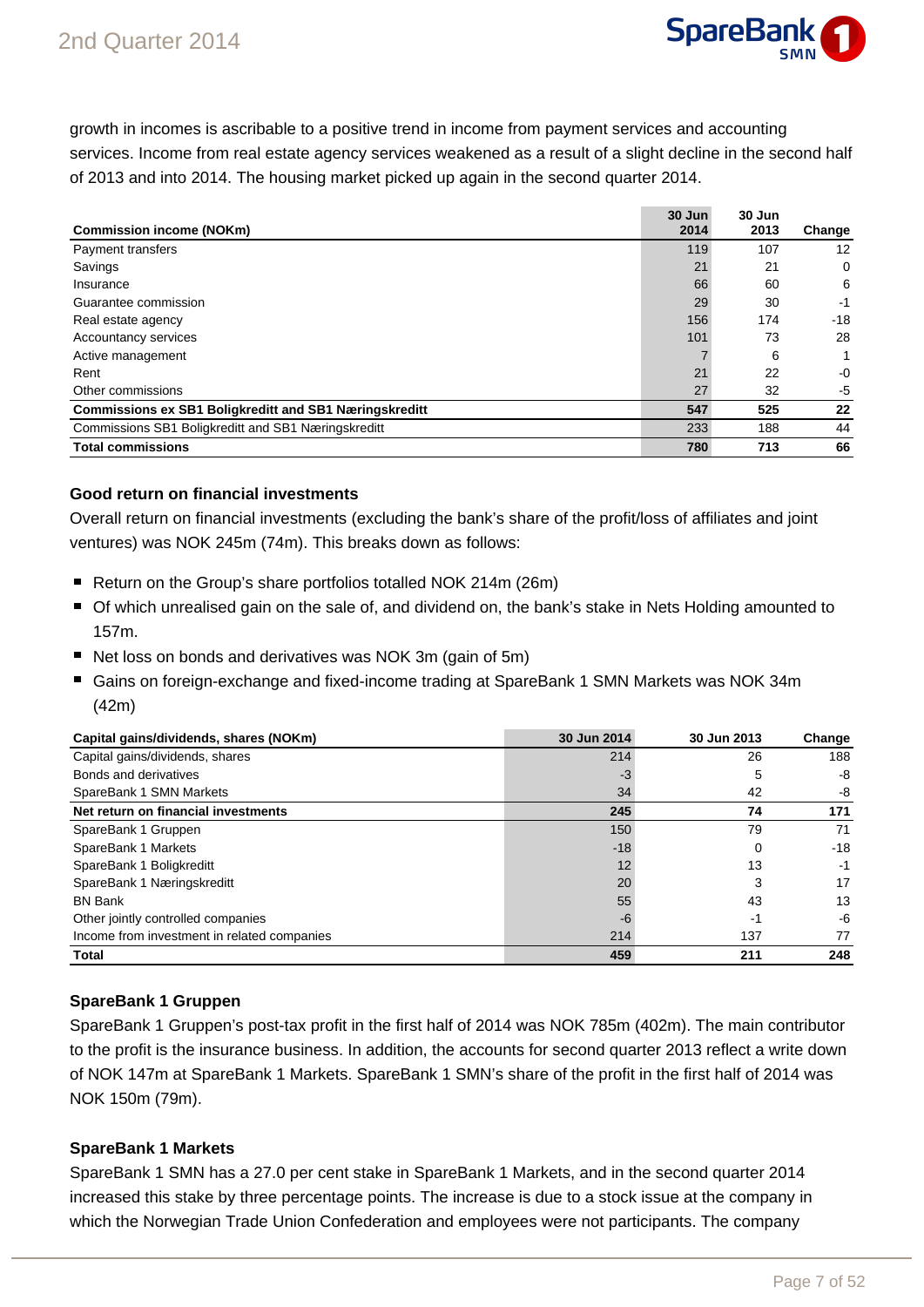growth in incomes is ascribable to a positive trend in income from payment services and accounting services. Income from real estate agency services weakened as a result of a slight decline in the second half of 2013 and into 2014. The housing market picked up again in the second quarter 2014.

| Commission income (NOKm) | 30 Jun 2014 | 30 Jun 2013 | Change |
|---|---|---|---|
| Payment transfers | 119 | 107 | 12 |
| Savings | 21 | 21 | 0 |
| Insurance | 66 | 60 | 6 |
| Guarantee commission | 29 | 30 | -1 |
| Real estate agency | 156 | 174 | -18 |
| Accountancy services | 101 | 73 | 28 |
| Active management | 7 | 6 | 1 |
| Rent | 21 | 22 | -0 |
| Other commissions | 27 | 32 | -5 |
| **Commissions ex SB1 Boligkreditt and SB1 Næringskreditt** | **547** | **525** | **22** |
| Commissions SB1 Boligkreditt and SB1 Næringskreditt | 233 | 188 | 44 |
| **Total commissions** | **780** | **713** | **66** |

### Good return on financial investments

Overall return on financial investments (excluding the bank's share of the profit/loss of affiliates and joint ventures) was NOK 245m (74m). This breaks down as follows:

- Return on the Group's share portfolios totalled NOK 214m (26m)
- Of which unrealised gain on the sale of, and dividend on, the bank's stake in Nets Holding amounted to 157m.
- Net loss on bonds and derivatives was NOK 3m (gain of 5m)
- Gains on foreign-exchange and fixed-income trading at SpareBank 1 SMN Markets was NOK 34m (42m)

| Capital gains/dividends, shares (NOKm) | 30 Jun 2014 | 30 Jun 2013 | Change |
|---|---|---|---|
| Capital gains/dividends, shares | 214 | 26 | 188 |
| Bonds and derivatives | -3 | 5 | -8 |
| SpareBank 1 SMN Markets | 34 | 42 | -8 |
| **Net return on financial investments** | **245** | **74** | **171** |
| SpareBank 1 Gruppen | 150 | 79 | 71 |
| SpareBank 1 Markets | -18 | 0 | -18 |
| SpareBank 1 Boligkreditt | 12 | 13 | -1 |
| SpareBank 1 Næringskreditt | 20 | 3 | 17 |
| BN Bank | 55 | 43 | 13 |
| Other jointly controlled companies | -6 | -1 | -6 |
| Income from investment in related companies | 214 | 137 | 77 |
| **Total** | **459** | **211** | **248** |

### SpareBank 1 Gruppen

SpareBank 1 Gruppen's post-tax profit in the first half of 2014 was NOK 785m (402m). The main contributor to the profit is the insurance business. In addition, the accounts for second quarter 2013 reflect a write down of NOK 147m at SpareBank 1 Markets. SpareBank 1 SMN's share of the profit in the first half of 2014 was NOK 150m (79m).

### SpareBank 1 Markets

SpareBank 1 SMN has a 27.0 per cent stake in SpareBank 1 Markets, and in the second quarter 2014 increased this stake by three percentage points. The increase is due to a stock issue at the company in which the Norwegian Trade Union Confederation and employees were not participants. The company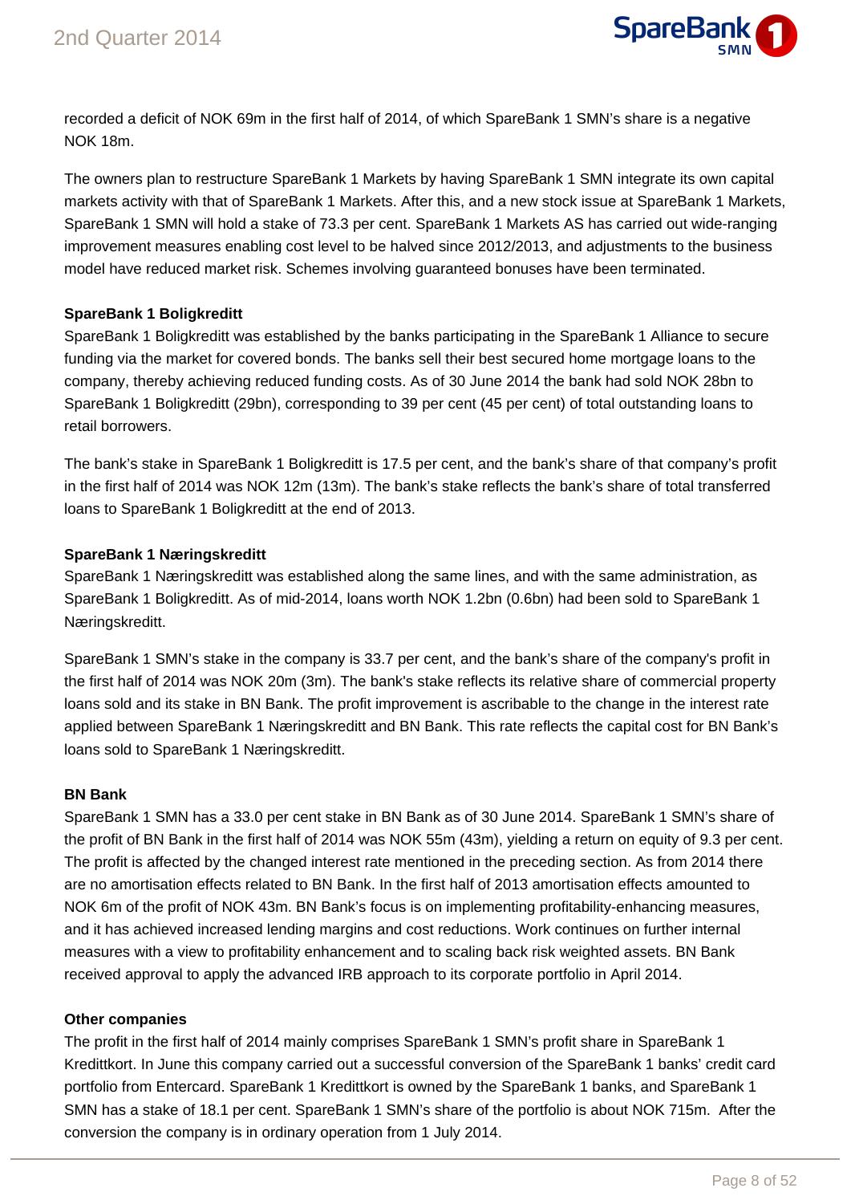recorded a deficit of NOK 69m in the first half of 2014, of which SpareBank 1 SMN's share is a negative NOK 18m.

The owners plan to restructure SpareBank 1 Markets by having SpareBank 1 SMN integrate its own capital markets activity with that of SpareBank 1 Markets. After this, and a new stock issue at SpareBank 1 Markets, SpareBank 1 SMN will hold a stake of 73.3 per cent. SpareBank 1 Markets AS has carried out wide-ranging improvement measures enabling cost level to be halved since 2012/2013, and adjustments to the business model have reduced market risk. Schemes involving guaranteed bonuses have been terminated.

**SpareBank 1 Boligkreditt**

SpareBank 1 Boligkreditt was established by the banks participating in the SpareBank 1 Alliance to secure funding via the market for covered bonds. The banks sell their best secured home mortgage loans to the company, thereby achieving reduced funding costs. As of 30 June 2014 the bank had sold NOK 28bn to SpareBank 1 Boligkreditt (29bn), corresponding to 39 per cent (45 per cent) of total outstanding loans to retail borrowers.

The bank's stake in SpareBank 1 Boligkreditt is 17.5 per cent, and the bank's share of that company's profit in the first half of 2014 was NOK 12m (13m). The bank's stake reflects the bank's share of total transferred loans to SpareBank 1 Boligkreditt at the end of 2013.

**SpareBank 1 Næringskreditt**

SpareBank 1 Næringskreditt was established along the same lines, and with the same administration, as SpareBank 1 Boligkreditt. As of mid-2014, loans worth NOK 1.2bn (0.6bn) had been sold to SpareBank 1 Næringskreditt.

SpareBank 1 SMN's stake in the company is 33.7 per cent, and the bank's share of the company's profit in the first half of 2014 was NOK 20m (3m). The bank's stake reflects its relative share of commercial property loans sold and its stake in BN Bank. The profit improvement is ascribable to the change in the interest rate applied between SpareBank 1 Næringskreditt and BN Bank. This rate reflects the capital cost for BN Bank's loans sold to SpareBank 1 Næringskreditt.

**BN Bank**

SpareBank 1 SMN has a 33.0 per cent stake in BN Bank as of 30 June 2014. SpareBank 1 SMN's share of the profit of BN Bank in the first half of 2014 was NOK 55m (43m), yielding a return on equity of 9.3 per cent. The profit is affected by the changed interest rate mentioned in the preceding section. As from 2014 there are no amortisation effects related to BN Bank. In the first half of 2013 amortisation effects amounted to NOK 6m of the profit of NOK 43m. BN Bank's focus is on implementing profitability-enhancing measures, and it has achieved increased lending margins and cost reductions. Work continues on further internal measures with a view to profitability enhancement and to scaling back risk weighted assets. BN Bank received approval to apply the advanced IRB approach to its corporate portfolio in April 2014.

**Other companies**

The profit in the first half of 2014 mainly comprises SpareBank 1 SMN's profit share in SpareBank 1 Kredittkort. In June this company carried out a successful conversion of the SpareBank 1 banks' credit card portfolio from Entercard. SpareBank 1 Kredittkort is owned by the SpareBank 1 banks, and SpareBank 1 SMN has a stake of 18.1 per cent. SpareBank 1 SMN's share of the portfolio is about NOK 715m. After the conversion the company is in ordinary operation from 1 July 2014.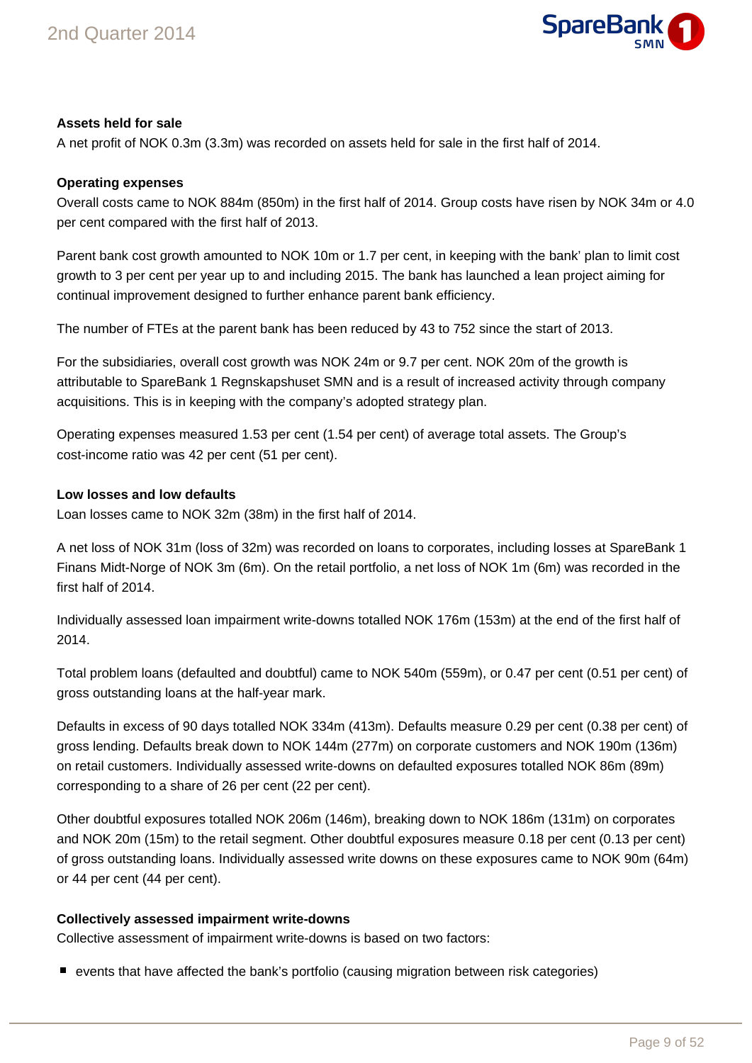**Assets held for sale**

A net profit of NOK 0.3m (3.3m) was recorded on assets held for sale in the first half of 2014.

**Operating expenses**

Overall costs came to NOK 884m (850m) in the first half of 2014. Group costs have risen by NOK 34m or 4.0 per cent compared with the first half of 2013.

Parent bank cost growth amounted to NOK 10m or 1.7 per cent, in keeping with the bank' plan to limit cost growth to 3 per cent per year up to and including 2015. The bank has launched a lean project aiming for continual improvement designed to further enhance parent bank efficiency.

The number of FTEs at the parent bank has been reduced by 43 to 752 since the start of 2013.

For the subsidiaries, overall cost growth was NOK 24m or 9.7 per cent. NOK 20m of the growth is attributable to SpareBank 1 Regnskapshuset SMN and is a result of increased activity through company acquisitions. This is in keeping with the company's adopted strategy plan.

Operating expenses measured 1.53 per cent (1.54 per cent) of average total assets. The Group's cost-income ratio was 42 per cent (51 per cent).

**Low losses and low defaults**

Loan losses came to NOK 32m (38m) in the first half of 2014.

A net loss of NOK 31m (loss of 32m) was recorded on loans to corporates, including losses at SpareBank 1 Finans Midt-Norge of NOK 3m (6m). On the retail portfolio, a net loss of NOK 1m (6m) was recorded in the first half of 2014.

Individually assessed loan impairment write-downs totalled NOK 176m (153m) at the end of the first half of 2014.

Total problem loans (defaulted and doubtful) came to NOK 540m (559m), or 0.47 per cent (0.51 per cent) of gross outstanding loans at the half-year mark.

Defaults in excess of 90 days totalled NOK 334m (413m). Defaults measure 0.29 per cent (0.38 per cent) of gross lending. Defaults break down to NOK 144m (277m) on corporate customers and NOK 190m (136m) on retail customers. Individually assessed write-downs on defaulted exposures totalled NOK 86m (89m) corresponding to a share of 26 per cent (22 per cent).

Other doubtful exposures totalled NOK 206m (146m), breaking down to NOK 186m (131m) on corporates and NOK 20m (15m) to the retail segment. Other doubtful exposures measure 0.18 per cent (0.13 per cent) of gross outstanding loans. Individually assessed write downs on these exposures came to NOK 90m (64m) or 44 per cent (44 per cent).

**Collectively assessed impairment write-downs**

Collective assessment of impairment write-downs is based on two factors:

- events that have affected the bank's portfolio (causing migration between risk categories)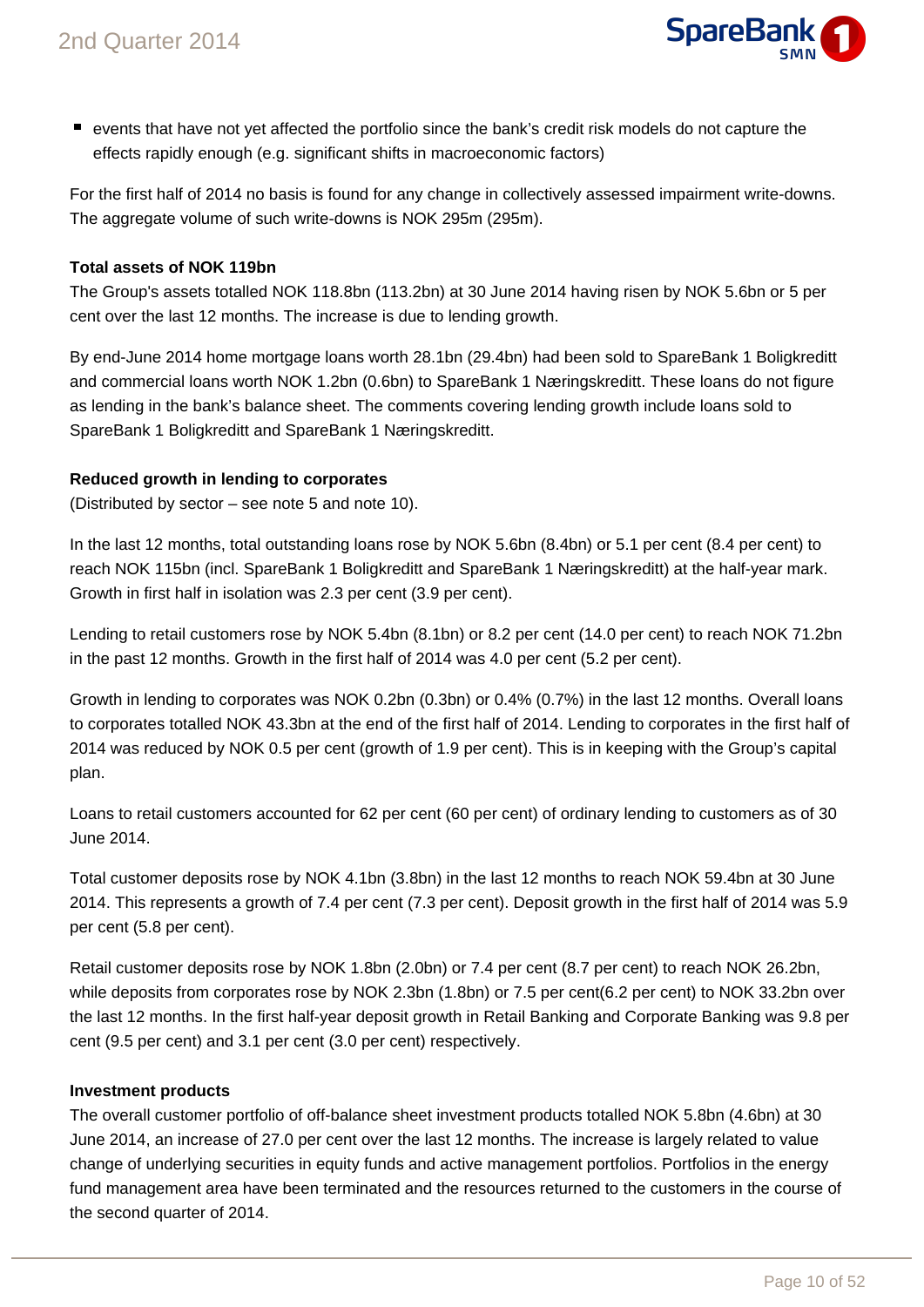- events that have not yet affected the portfolio since the bank's credit risk models do not capture the effects rapidly enough (e.g. significant shifts in macroeconomic factors)

For the first half of 2014 no basis is found for any change in collectively assessed impairment write-downs. The aggregate volume of such write-downs is NOK 295m (295m).

**Total assets of NOK 119bn**

The Group's assets totalled NOK 118.8bn (113.2bn) at 30 June 2014 having risen by NOK 5.6bn or 5 per cent over the last 12 months. The increase is due to lending growth.

By end-June 2014 home mortgage loans worth 28.1bn (29.4bn) had been sold to SpareBank 1 Boligkreditt and commercial loans worth NOK 1.2bn (0.6bn) to SpareBank 1 Næringskreditt. These loans do not figure as lending in the bank's balance sheet. The comments covering lending growth include loans sold to SpareBank 1 Boligkreditt and SpareBank 1 Næringskreditt.

**Reduced growth in lending to corporates**

(Distributed by sector – see note 5 and note 10).

In the last 12 months, total outstanding loans rose by NOK 5.6bn (8.4bn) or 5.1 per cent (8.4 per cent) to reach NOK 115bn (incl. SpareBank 1 Boligkreditt and SpareBank 1 Næringskreditt) at the half-year mark. Growth in first half in isolation was 2.3 per cent (3.9 per cent).

Lending to retail customers rose by NOK 5.4bn (8.1bn) or 8.2 per cent (14.0 per cent) to reach NOK 71.2bn in the past 12 months. Growth in the first half of 2014 was 4.0 per cent (5.2 per cent).

Growth in lending to corporates was NOK 0.2bn (0.3bn) or 0.4% (0.7%) in the last 12 months. Overall loans to corporates totalled NOK 43.3bn at the end of the first half of 2014. Lending to corporates in the first half of 2014 was reduced by NOK 0.5 per cent (growth of 1.9 per cent). This is in keeping with the Group's capital plan.

Loans to retail customers accounted for 62 per cent (60 per cent) of ordinary lending to customers as of 30 June 2014.

Total customer deposits rose by NOK 4.1bn (3.8bn) in the last 12 months to reach NOK 59.4bn at 30 June 2014. This represents a growth of 7.4 per cent (7.3 per cent). Deposit growth in the first half of 2014 was 5.9 per cent (5.8 per cent).

Retail customer deposits rose by NOK 1.8bn (2.0bn) or 7.4 per cent (8.7 per cent) to reach NOK 26.2bn, while deposits from corporates rose by NOK 2.3bn (1.8bn) or 7.5 per cent(6.2 per cent) to NOK 33.2bn over the last 12 months. In the first half-year deposit growth in Retail Banking and Corporate Banking was 9.8 per cent (9.5 per cent) and 3.1 per cent (3.0 per cent) respectively.

**Investment products**

The overall customer portfolio of off-balance sheet investment products totalled NOK 5.8bn (4.6bn) at 30 June 2014, an increase of 27.0 per cent over the last 12 months. The increase is largely related to value change of underlying securities in equity funds and active management portfolios. Portfolios in the energy fund management area have been terminated and the resources returned to the customers in the course of the second quarter of 2014.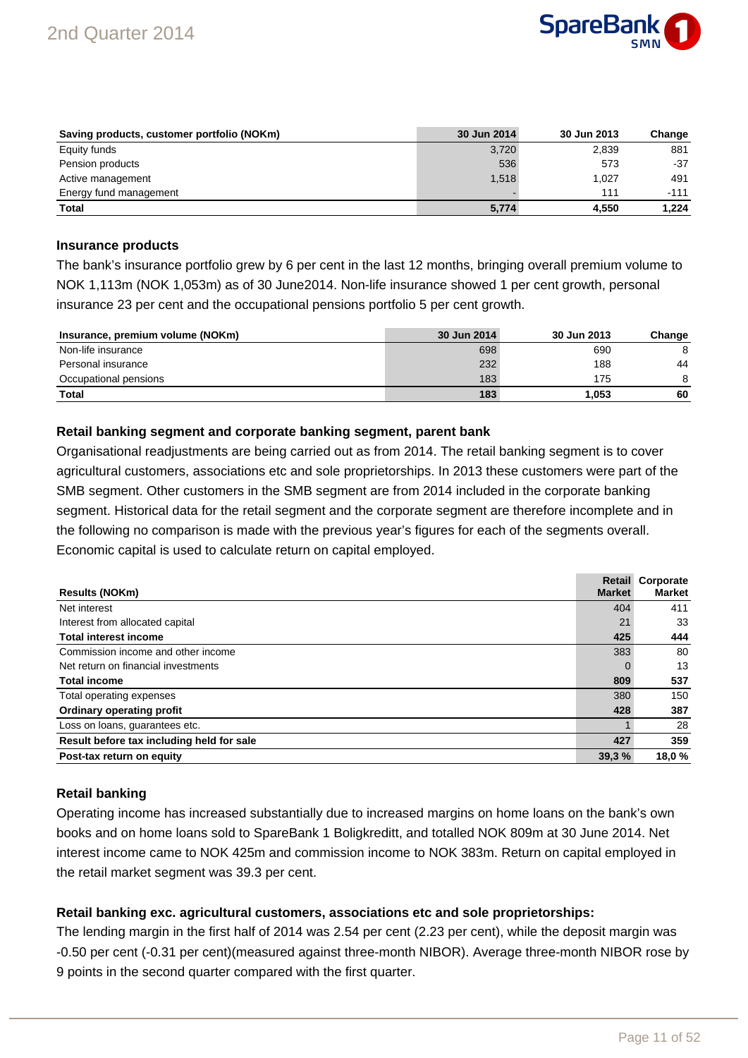| Saving products, customer portfolio (NOKm) | 30 Jun 2014 | 30 Jun 2013 | Change |
|---|---|---|---|
| Equity funds | 3,720 | 2,839 | 881 |
| Pension products | 536 | 573 | -37 |
| Active management | 1,518 | 1,027 | 491 |
| Energy fund management | - | 111 | -111 |
| **Total** | **5,774** | **4,550** | **1,224** |

### Insurance products

The bank's insurance portfolio grew by 6 per cent in the last 12 months, bringing overall premium volume to NOK 1,113m (NOK 1,053m) as of 30 June2014. Non-life insurance showed 1 per cent growth, personal insurance 23 per cent and the occupational pensions portfolio 5 per cent growth.

| Insurance, premium volume (NOKm) | 30 Jun 2014 | 30 Jun 2013 | Change |
|---|---|---|---|
| Non-life insurance | 698 | 690 | 8 |
| Personal insurance | 232 | 188 | 44 |
| Occupational pensions | 183 | 175 | 8 |
| **Total** | **183** | **1,053** | **60** |

### Retail banking segment and corporate banking segment, parent bank

Organisational readjustments are being carried out as from 2014. The retail banking segment is to cover agricultural customers, associations etc and sole proprietorships. In 2013 these customers were part of the SMB segment. Other customers in the SMB segment are from 2014 included in the corporate banking segment. Historical data for the retail segment and the corporate segment are therefore incomplete and in the following no comparison is made with the previous year's figures for each of the segments overall. Economic capital is used to calculate return on capital employed.

| Results (NOKm) | Retail Market | Corporate Market |
|---|---|---|
| Net interest | 404 | 411 |
| Interest from allocated capital | 21 | 33 |
| **Total interest income** | **425** | **444** |
| Commission income and other income | 383 | 80 |
| Net return on financial investments | 0 | 13 |
| **Total income** | **809** | **537** |
| Total operating expenses | 380 | 150 |
| **Ordinary operating profit** | **428** | **387** |
| Loss on loans, guarantees etc. | 1 | 28 |
| **Result before tax including held for sale** | **427** | **359** |
| **Post-tax return on equity** | **39,3 %** | **18,0 %** |

### Retail banking

Operating income has increased substantially due to increased margins on home loans on the bank's own books and on home loans sold to SpareBank 1 Boligkreditt, and totalled NOK 809m at 30 June 2014. Net interest income came to NOK 425m and commission income to NOK 383m. Return on capital employed in the retail market segment was 39.3 per cent.

#### Retail banking exc. agricultural customers, associations etc and sole proprietorships:

The lending margin in the first half of 2014 was 2.54 per cent (2.23 per cent), while the deposit margin was -0.50 per cent (-0.31 per cent)(measured against three-month NIBOR). Average three-month NIBOR rose by 9 points in the second quarter compared with the first quarter.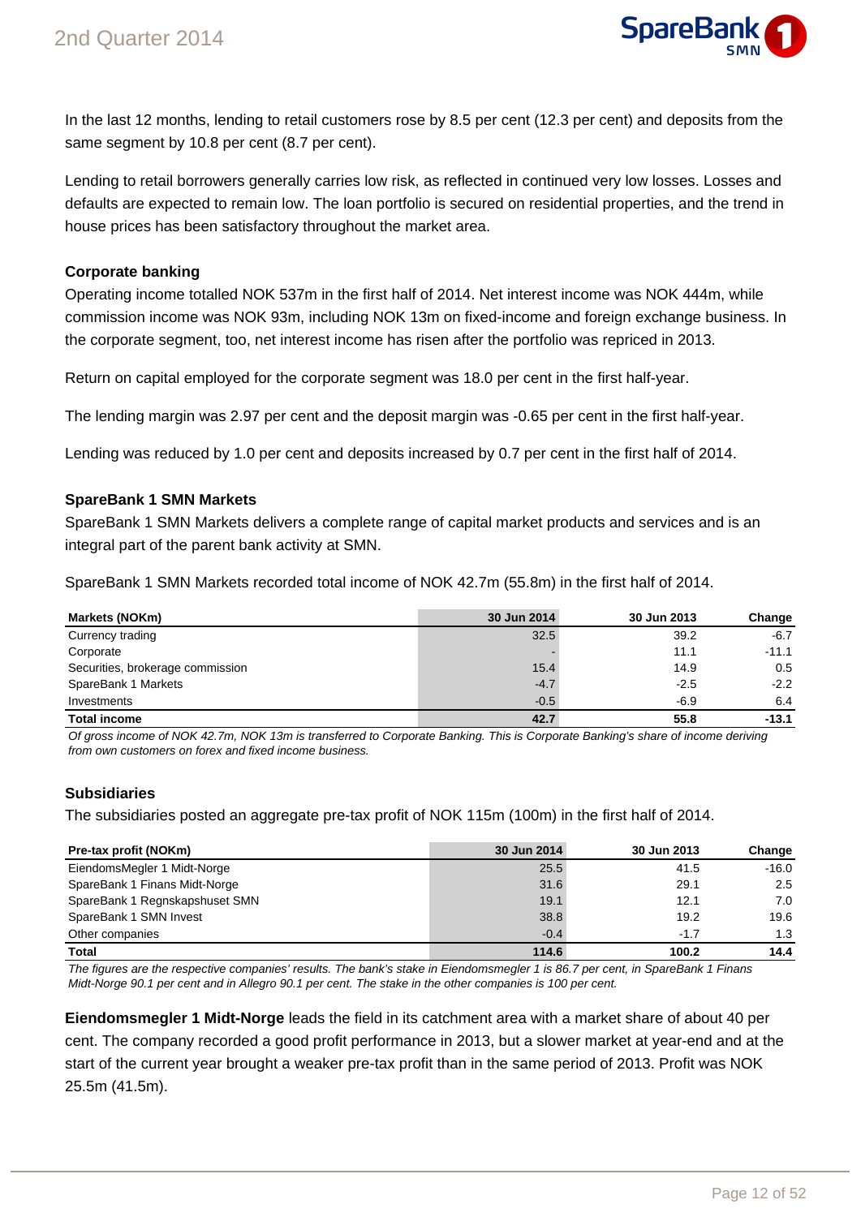In the last 12 months, lending to retail customers rose by 8.5 per cent (12.3 per cent) and deposits from the same segment by 10.8 per cent (8.7 per cent).

Lending to retail borrowers generally carries low risk, as reflected in continued very low losses. Losses and defaults are expected to remain low. The loan portfolio is secured on residential properties, and the trend in house prices has been satisfactory throughout the market area.

### Corporate banking

Operating income totalled NOK 537m in the first half of 2014. Net interest income was NOK 444m, while commission income was NOK 93m, including NOK 13m on fixed-income and foreign exchange business. In the corporate segment, too, net interest income has risen after the portfolio was repriced in 2013.

Return on capital employed for the corporate segment was 18.0 per cent in the first half-year.

The lending margin was 2.97 per cent and the deposit margin was -0.65 per cent in the first half-year.

Lending was reduced by 1.0 per cent and deposits increased by 0.7 per cent in the first half of 2014.

### SpareBank 1 SMN Markets

SpareBank 1 SMN Markets delivers a complete range of capital market products and services and is an integral part of the parent bank activity at SMN.

SpareBank 1 SMN Markets recorded total income of NOK 42.7m (55.8m) in the first half of 2014.

| Markets (NOKm) | 30 Jun 2014 | 30 Jun 2013 | Change |
|---|---|---|---|
| Currency trading | 32.5 | 39.2 | -6.7 |
| Corporate | - | 11.1 | -11.1 |
| Securities, brokerage commission | 15.4 | 14.9 | 0.5 |
| SpareBank 1 Markets | -4.7 | -2.5 | -2.2 |
| Investments | -0.5 | -6.9 | 6.4 |
| **Total income** | **42.7** | **55.8** | **-13.1** |

*Of gross income of NOK 42.7m, NOK 13m is transferred to Corporate Banking. This is Corporate Banking's share of income deriving from own customers on forex and fixed income business.*

### Subsidiaries

The subsidiaries posted an aggregate pre-tax profit of NOK 115m (100m) in the first half of 2014.

| Pre-tax profit (NOKm) | 30 Jun 2014 | 30 Jun 2013 | Change |
|---|---|---|---|
| EiendomsMegler 1 Midt-Norge | 25.5 | 41.5 | -16.0 |
| SpareBank 1 Finans Midt-Norge | 31.6 | 29.1 | 2.5 |
| SpareBank 1 Regnskapshuset SMN | 19.1 | 12.1 | 7.0 |
| SpareBank 1 SMN Invest | 38.8 | 19.2 | 19.6 |
| Other companies | -0.4 | -1.7 | 1.3 |
| **Total** | **114.6** | **100.2** | **14.4** |

*The figures are the respective companies' results. The bank's stake in Eiendomsmegler 1 is 86.7 per cent, in SpareBank 1 Finans Midt-Norge 90.1 per cent and in Allegro 90.1 per cent. The stake in the other companies is 100 per cent.*

**Eiendomsmegler 1 Midt-Norge** leads the field in its catchment area with a market share of about 40 per cent. The company recorded a good profit performance in 2013, but a slower market at year-end and at the start of the current year brought a weaker pre-tax profit than in the same period of 2013. Profit was NOK 25.5m (41.5m).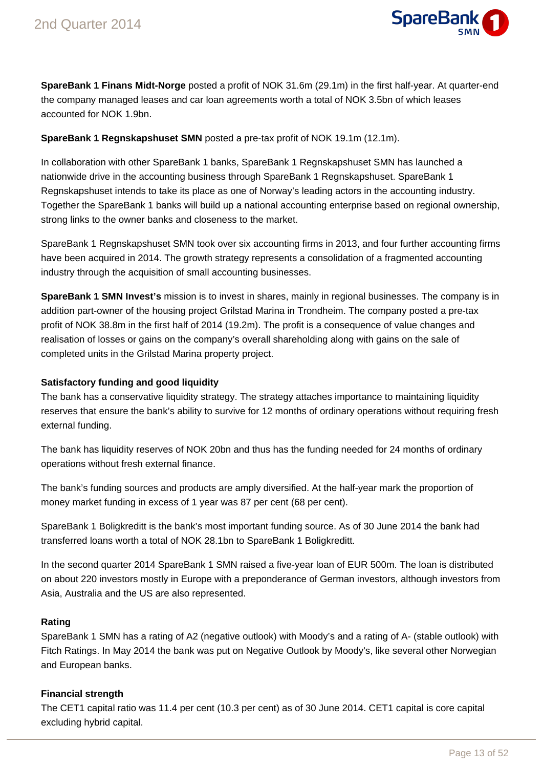**SpareBank 1 Finans Midt-Norge** posted a profit of NOK 31.6m (29.1m) in the first half-year. At quarter-end the company managed leases and car loan agreements worth a total of NOK 3.5bn of which leases accounted for NOK 1.9bn.

**SpareBank 1 Regnskapshuset SMN** posted a pre-tax profit of NOK 19.1m (12.1m).

In collaboration with other SpareBank 1 banks, SpareBank 1 Regnskapshuset SMN has launched a nationwide drive in the accounting business through SpareBank 1 Regnskapshuset. SpareBank 1 Regnskapshuset intends to take its place as one of Norway's leading actors in the accounting industry. Together the SpareBank 1 banks will build up a national accounting enterprise based on regional ownership, strong links to the owner banks and closeness to the market.

SpareBank 1 Regnskapshuset SMN took over six accounting firms in 2013, and four further accounting firms have been acquired in 2014. The growth strategy represents a consolidation of a fragmented accounting industry through the acquisition of small accounting businesses.

**SpareBank 1 SMN Invest's** mission is to invest in shares, mainly in regional businesses. The company is in addition part-owner of the housing project Grilstad Marina in Trondheim. The company posted a pre-tax profit of NOK 38.8m in the first half of 2014 (19.2m). The profit is a consequence of value changes and realisation of losses or gains on the company's overall shareholding along with gains on the sale of completed units in the Grilstad Marina property project.

### Satisfactory funding and good liquidity

The bank has a conservative liquidity strategy. The strategy attaches importance to maintaining liquidity reserves that ensure the bank's ability to survive for 12 months of ordinary operations without requiring fresh external funding.

The bank has liquidity reserves of NOK 20bn and thus has the funding needed for 24 months of ordinary operations without fresh external finance.

The bank's funding sources and products are amply diversified. At the half-year mark the proportion of money market funding in excess of 1 year was 87 per cent (68 per cent).

SpareBank 1 Boligkreditt is the bank's most important funding source. As of 30 June 2014 the bank had transferred loans worth a total of NOK 28.1bn to SpareBank 1 Boligkreditt.

In the second quarter 2014 SpareBank 1 SMN raised a five-year loan of EUR 500m. The loan is distributed on about 220 investors mostly in Europe with a preponderance of German investors, although investors from Asia, Australia and the US are also represented.

### Rating

SpareBank 1 SMN has a rating of A2 (negative outlook) with Moody's and a rating of A- (stable outlook) with Fitch Ratings. In May 2014 the bank was put on Negative Outlook by Moody's, like several other Norwegian and European banks.

### Financial strength

The CET1 capital ratio was 11.4 per cent (10.3 per cent) as of 30 June 2014. CET1 capital is core capital excluding hybrid capital.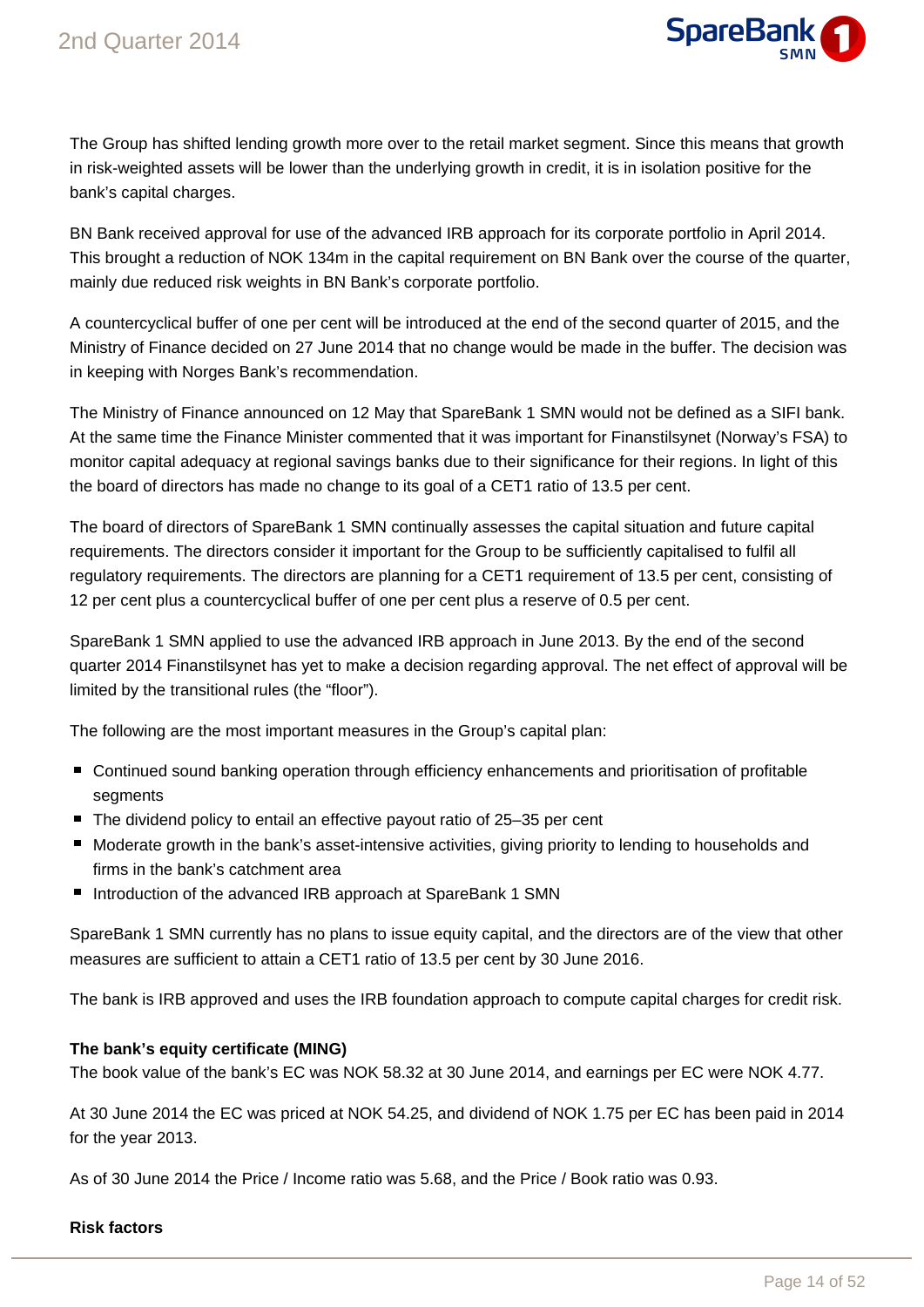The Group has shifted lending growth more over to the retail market segment. Since this means that growth in risk-weighted assets will be lower than the underlying growth in credit, it is in isolation positive for the bank's capital charges.

BN Bank received approval for use of the advanced IRB approach for its corporate portfolio in April 2014. This brought a reduction of NOK 134m in the capital requirement on BN Bank over the course of the quarter, mainly due reduced risk weights in BN Bank's corporate portfolio.

A countercyclical buffer of one per cent will be introduced at the end of the second quarter of 2015, and the Ministry of Finance decided on 27 June 2014 that no change would be made in the buffer. The decision was in keeping with Norges Bank's recommendation.

The Ministry of Finance announced on 12 May that SpareBank 1 SMN would not be defined as a SIFI bank. At the same time the Finance Minister commented that it was important for Finanstilsynet (Norway's FSA) to monitor capital adequacy at regional savings banks due to their significance for their regions. In light of this the board of directors has made no change to its goal of a CET1 ratio of 13.5 per cent.

The board of directors of SpareBank 1 SMN continually assesses the capital situation and future capital requirements. The directors consider it important for the Group to be sufficiently capitalised to fulfil all regulatory requirements. The directors are planning for a CET1 requirement of 13.5 per cent, consisting of 12 per cent plus a countercyclical buffer of one per cent plus a reserve of 0.5 per cent.

SpareBank 1 SMN applied to use the advanced IRB approach in June 2013. By the end of the second quarter 2014 Finanstilsynet has yet to make a decision regarding approval. The net effect of approval will be limited by the transitional rules (the "floor").

The following are the most important measures in the Group's capital plan:

- Continued sound banking operation through efficiency enhancements and prioritisation of profitable segments
- The dividend policy to entail an effective payout ratio of 25–35 per cent
- Moderate growth in the bank's asset-intensive activities, giving priority to lending to households and firms in the bank's catchment area
- Introduction of the advanced IRB approach at SpareBank 1 SMN

SpareBank 1 SMN currently has no plans to issue equity capital, and the directors are of the view that other measures are sufficient to attain a CET1 ratio of 13.5 per cent by 30 June 2016.

The bank is IRB approved and uses the IRB foundation approach to compute capital charges for credit risk.

**The bank's equity certificate (MING)**

The book value of the bank's EC was NOK 58.32 at 30 June 2014, and earnings per EC were NOK 4.77.

At 30 June 2014 the EC was priced at NOK 54.25, and dividend of NOK 1.75 per EC has been paid in 2014 for the year 2013.

As of 30 June 2014 the Price / Income ratio was 5.68, and the Price / Book ratio was 0.93.

**Risk factors**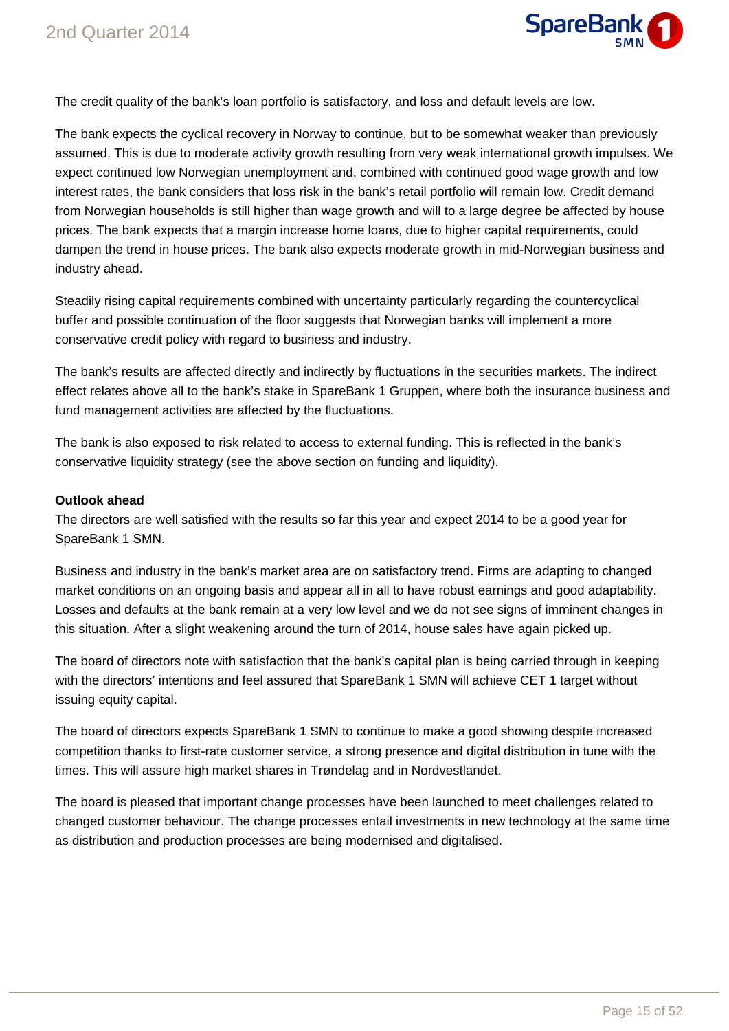The credit quality of the bank's loan portfolio is satisfactory, and loss and default levels are low.

The bank expects the cyclical recovery in Norway to continue, but to be somewhat weaker than previously assumed. This is due to moderate activity growth resulting from very weak international growth impulses. We expect continued low Norwegian unemployment and, combined with continued good wage growth and low interest rates, the bank considers that loss risk in the bank's retail portfolio will remain low. Credit demand from Norwegian households is still higher than wage growth and will to a large degree be affected by house prices. The bank expects that a margin increase home loans, due to higher capital requirements, could dampen the trend in house prices. The bank also expects moderate growth in mid-Norwegian business and industry ahead.

Steadily rising capital requirements combined with uncertainty particularly regarding the countercyclical buffer and possible continuation of the floor suggests that Norwegian banks will implement a more conservative credit policy with regard to business and industry.

The bank's results are affected directly and indirectly by fluctuations in the securities markets. The indirect effect relates above all to the bank's stake in SpareBank 1 Gruppen, where both the insurance business and fund management activities are affected by the fluctuations.

The bank is also exposed to risk related to access to external funding. This is reflected in the bank's conservative liquidity strategy (see the above section on funding and liquidity).

**Outlook ahead**

The directors are well satisfied with the results so far this year and expect 2014 to be a good year for SpareBank 1 SMN.

Business and industry in the bank's market area are on satisfactory trend. Firms are adapting to changed market conditions on an ongoing basis and appear all in all to have robust earnings and good adaptability. Losses and defaults at the bank remain at a very low level and we do not see signs of imminent changes in this situation. After a slight weakening around the turn of 2014, house sales have again picked up.

The board of directors note with satisfaction that the bank's capital plan is being carried through in keeping with the directors' intentions and feel assured that SpareBank 1 SMN will achieve CET 1 target without issuing equity capital.

The board of directors expects SpareBank 1 SMN to continue to make a good showing despite increased competition thanks to first-rate customer service, a strong presence and digital distribution in tune with the times. This will assure high market shares in Trøndelag and in Nordvestlandet.

The board is pleased that important change processes have been launched to meet challenges related to changed customer behaviour. The change processes entail investments in new technology at the same time as distribution and production processes are being modernised and digitalised.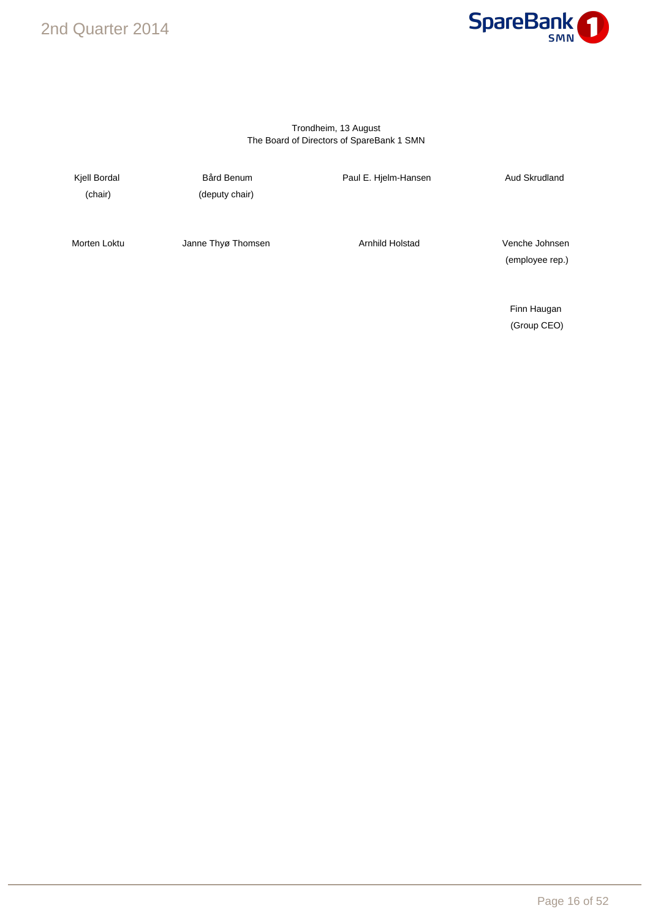Trondheim, 13 August
The Board of Directors of SpareBank 1 SMN

| Kjell Bordal (chair) | Bård Benum (deputy chair) | Paul E. Hjelm-Hansen | Aud Skrudland |
|---|---|---|---|
| Morten Loktu | Janne Thyø Thomsen | Arnhild Holstad | Venche Johnsen (employee rep.) |
| | | | Finn Haugan (Group CEO) |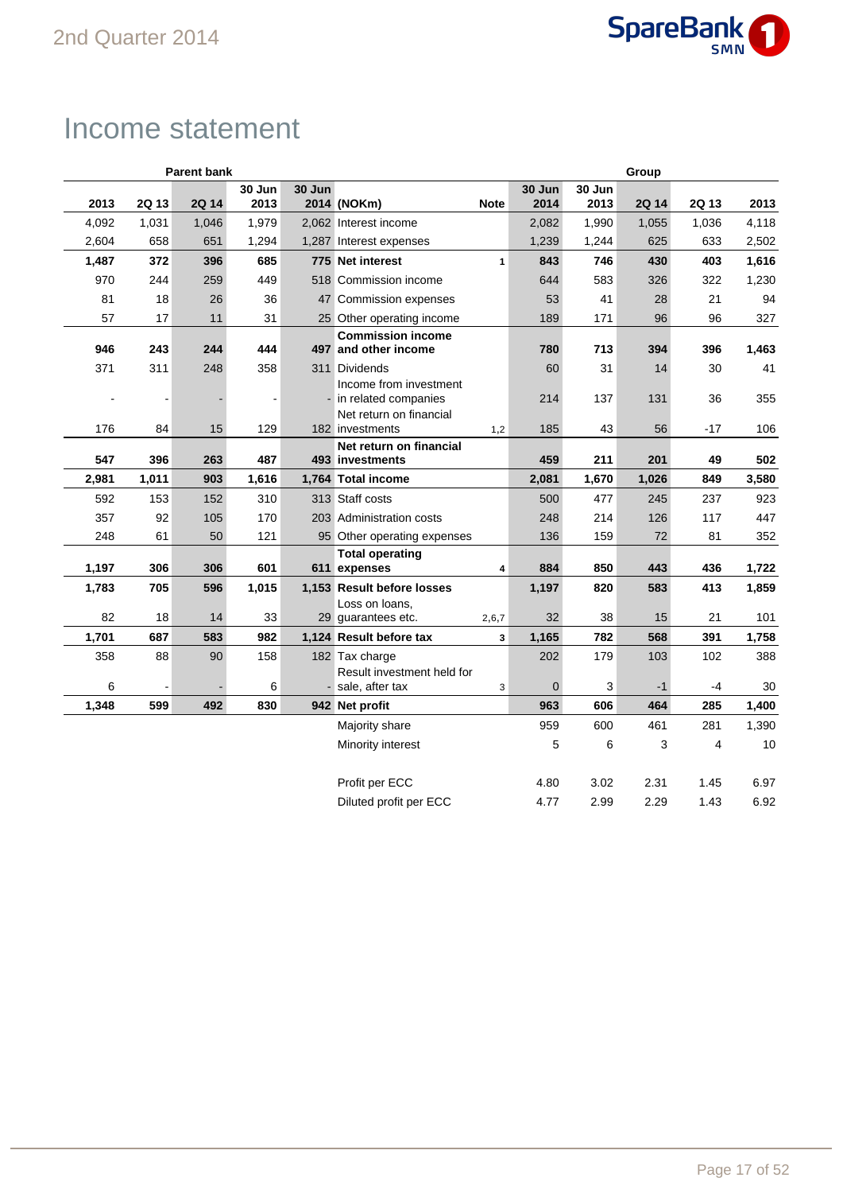# Income statement

| Parent bank | | | | | | | Group | | | | |
|---|---|---|---|---|---|---|---|---|---|---|---|
| 2013 | 2Q 13 | 2Q 14 | 30 Jun 2013 | 30 Jun 2014 | (NOKm) | Note | 30 Jun 2014 | 30 Jun 2013 | 2Q 14 | 2Q 13 | 2013 |
| 4,092 | 1,031 | 1,046 | 1,979 | 2,062 | Interest income | | 2,082 | 1,990 | 1,055 | 1,036 | 4,118 |
| 2,604 | 658 | 651 | 1,294 | 1,287 | Interest expenses | | 1,239 | 1,244 | 625 | 633 | 2,502 |
| **1,487** | **372** | **396** | **685** | **775** | **Net interest** | 1 | **843** | **746** | **430** | **403** | **1,616** |
| 970 | 244 | 259 | 449 | 518 | Commission income | | 644 | 583 | 326 | 322 | 1,230 |
| 81 | 18 | 26 | 36 | 47 | Commission expenses | | 53 | 41 | 28 | 21 | 94 |
| 57 | 17 | 11 | 31 | 25 | Other operating income | | 189 | 171 | 96 | 96 | 327 |
| **946** | **243** | **244** | **444** | **497** | **Commission income and other income** | | **780** | **713** | **394** | **396** | **1,463** |
| 371 | 311 | 248 | 358 | 311 | Dividends | | 60 | 31 | 14 | 30 | 41 |
| - | - | - | - | - | Income from investment in related companies | | 214 | 137 | 131 | 36 | 355 |
| 176 | 84 | 15 | 129 | 182 | Net return on financial investments | 1,2 | 185 | 43 | 56 | -17 | 106 |
| **547** | **396** | **263** | **487** | **493** | **Net return on financial investments** | | **459** | **211** | **201** | **49** | **502** |
| **2,981** | **1,011** | **903** | **1,616** | **1,764** | **Total income** | | **2,081** | **1,670** | **1,026** | **849** | **3,580** |
| 592 | 153 | 152 | 310 | 313 | Staff costs | | 500 | 477 | 245 | 237 | 923 |
| 357 | 92 | 105 | 170 | 203 | Administration costs | | 248 | 214 | 126 | 117 | 447 |
| 248 | 61 | 50 | 121 | 95 | Other operating expenses | | 136 | 159 | 72 | 81 | 352 |
| **1,197** | **306** | **306** | **601** | **611** | **Total operating expenses** | 4 | **884** | **850** | **443** | **436** | **1,722** |
| **1,783** | **705** | **596** | **1,015** | **1,153** | **Result before losses** | | **1,197** | **820** | **583** | **413** | **1,859** |
| 82 | 18 | 14 | 33 | 29 | Loss on loans, guarantees etc. | 2,6,7 | 32 | 38 | 15 | 21 | 101 |
| **1,701** | **687** | **583** | **982** | **1,124** | **Result before tax** | 3 | **1,165** | **782** | **568** | **391** | **1,758** |
| 358 | 88 | 90 | 158 | 182 | Tax charge | | 202 | 179 | 103 | 102 | 388 |
| 6 | - | - | 6 | - | Result investment held for sale, after tax | 3 | 0 | 3 | -1 | -4 | 30 |
| **1,348** | **599** | **492** | **830** | **942** | **Net profit** | | **963** | **606** | **464** | **285** | **1,400** |
| | | | | | Majority share | | 959 | 600 | 461 | 281 | 1,390 |
| | | | | | Minority interest | | 5 | 6 | 3 | 4 | 10 |
| | | | | | | | | | | | |
| | | | | | Profit per ECC | | 4.80 | 3.02 | 2.31 | 1.45 | 6.97 |
| | | | | | Diluted profit per ECC | | 4.77 | 2.99 | 2.29 | 1.43 | 6.92 |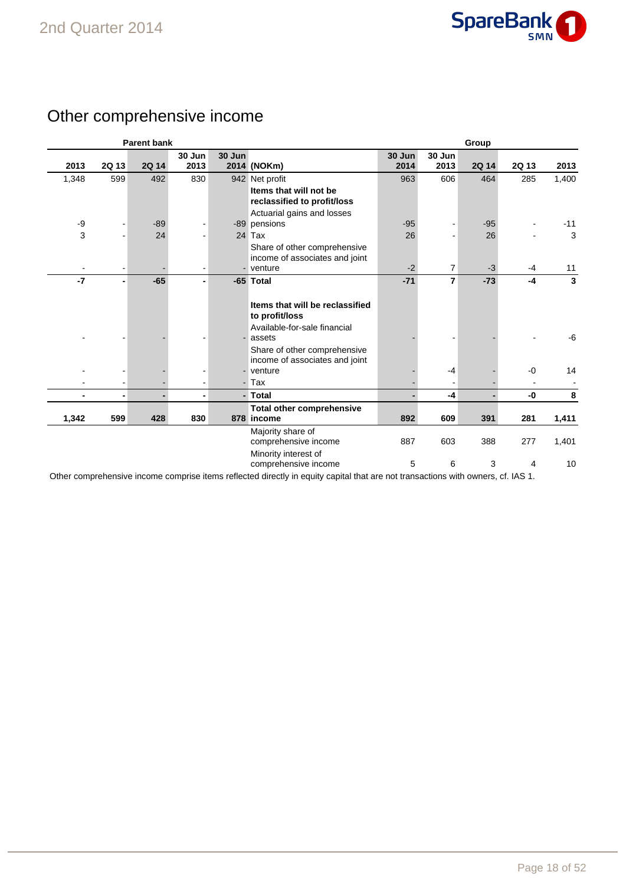# Other comprehensive income

| Parent bank | | | | | | Group | | | | |
|---|---|---|---|---|---|---|---|---|---|---|
| 2013 | 2Q 13 | 2Q 14 | 30 Jun 2013 | 30 Jun 2014 | (NOKm) | 30 Jun 2014 | 30 Jun 2013 | 2Q 14 | 2Q 13 | 2013 |
| 1,348 | 599 | 492 | 830 | 942 | Net profit | 963 | 606 | 464 | 285 | 1,400 |
| | | | | | **Items that will not be reclassified to profit/loss** | | | | | |
| -9 | - | -89 | - | -89 | Actuarial gains and losses pensions | -95 | - | -95 | - | -11 |
| 3 | - | 24 | - | 24 | Tax | 26 | - | 26 | - | 3 |
| - | - | - | - | - | Share of other comprehensive income of associates and joint venture | -2 | 7 | -3 | -4 | 11 |
| **-7** | **-** | **-65** | **-** | **-65** | **Total** | **-71** | **7** | **-73** | **-4** | **3** |
| | | | | | **Items that will be reclassified to profit/loss** | | | | | |
| - | - | - | - | - | Available-for-sale financial assets | - | - | - | - | -6 |
| - | - | - | - | - | Share of other comprehensive income of associates and joint venture | - | -4 | - | -0 | 14 |
| - | - | - | - | - | Tax | - | - | - | - | - |
| **-** | **-** | **-** | **-** | **-** | **Total** | **-** | **-4** | **-** | **-0** | **8** |
| **1,342** | **599** | **428** | **830** | **878** | **Total other comprehensive income** | **892** | **609** | **391** | **281** | **1,411** |
| | | | | | Majority share of comprehensive income | 887 | 603 | 388 | 277 | 1,401 |
| | | | | | Minority interest of comprehensive income | 5 | 6 | 3 | 4 | 10 |

Other comprehensive income comprise items reflected directly in equity capital that are not transactions with owners, cf. IAS 1.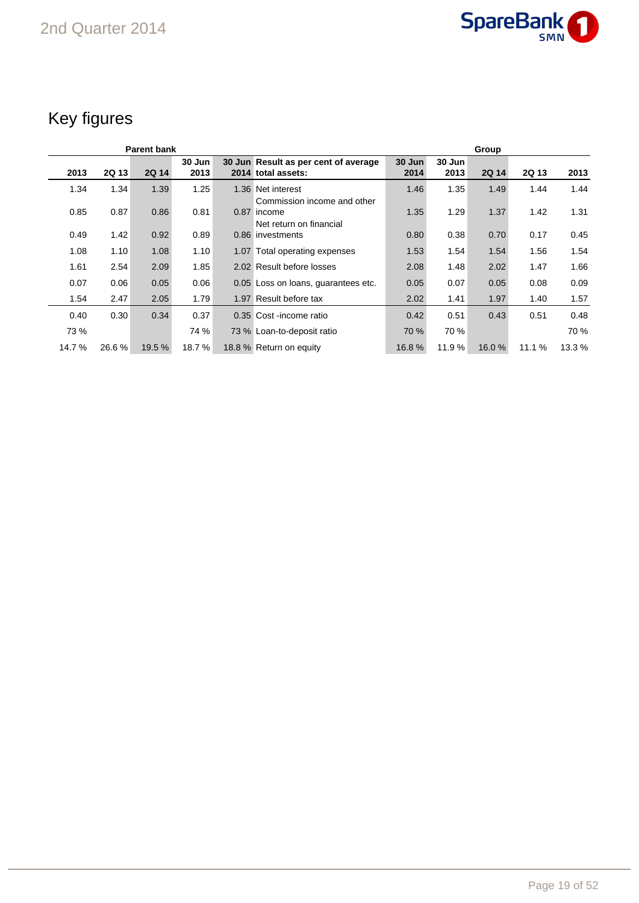# Key figures

| Parent bank | | | | | | Group | | | | |
|---|---|---|---|---|---|---|---|---|---|---|
| 2013 | 2Q 13 | 2Q 14 | 30 Jun 2013 | 30 Jun 2014 | Result as per cent of average total assets: | 30 Jun 2014 | 30 Jun 2013 | 2Q 14 | 2Q 13 | 2013 |
| 1.34 | 1.34 | 1.39 | 1.25 | 1.36 | Net interest | 1.46 | 1.35 | 1.49 | 1.44 | 1.44 |
| 0.85 | 0.87 | 0.86 | 0.81 | 0.87 | Commission income and other income | 1.35 | 1.29 | 1.37 | 1.42 | 1.31 |
| 0.49 | 1.42 | 0.92 | 0.89 | 0.86 | Net return on financial investments | 0.80 | 0.38 | 0.70 | 0.17 | 0.45 |
| 1.08 | 1.10 | 1.08 | 1.10 | 1.07 | Total operating expenses | 1.53 | 1.54 | 1.54 | 1.56 | 1.54 |
| 1.61 | 2.54 | 2.09 | 1.85 | 2.02 | Result before losses | 2.08 | 1.48 | 2.02 | 1.47 | 1.66 |
| 0.07 | 0.06 | 0.05 | 0.06 | 0.05 | Loss on loans, guarantees etc. | 0.05 | 0.07 | 0.05 | 0.08 | 0.09 |
| 1.54 | 2.47 | 2.05 | 1.79 | 1.97 | Result before tax | 2.02 | 1.41 | 1.97 | 1.40 | 1.57 |
| 0.40 | 0.30 | 0.34 | 0.37 | 0.35 | Cost -income ratio | 0.42 | 0.51 | 0.43 | 0.51 | 0.48 |
| 73 % | | | 74 % | 73 % | Loan-to-deposit ratio | 70 % | 70 % | | | 70 % |
| 14.7 % | 26.6 % | 19.5 % | 18.7 % | 18.8 % | Return on equity | 16.8 % | 11.9 % | 16.0 % | 11.1 % | 13.3 % |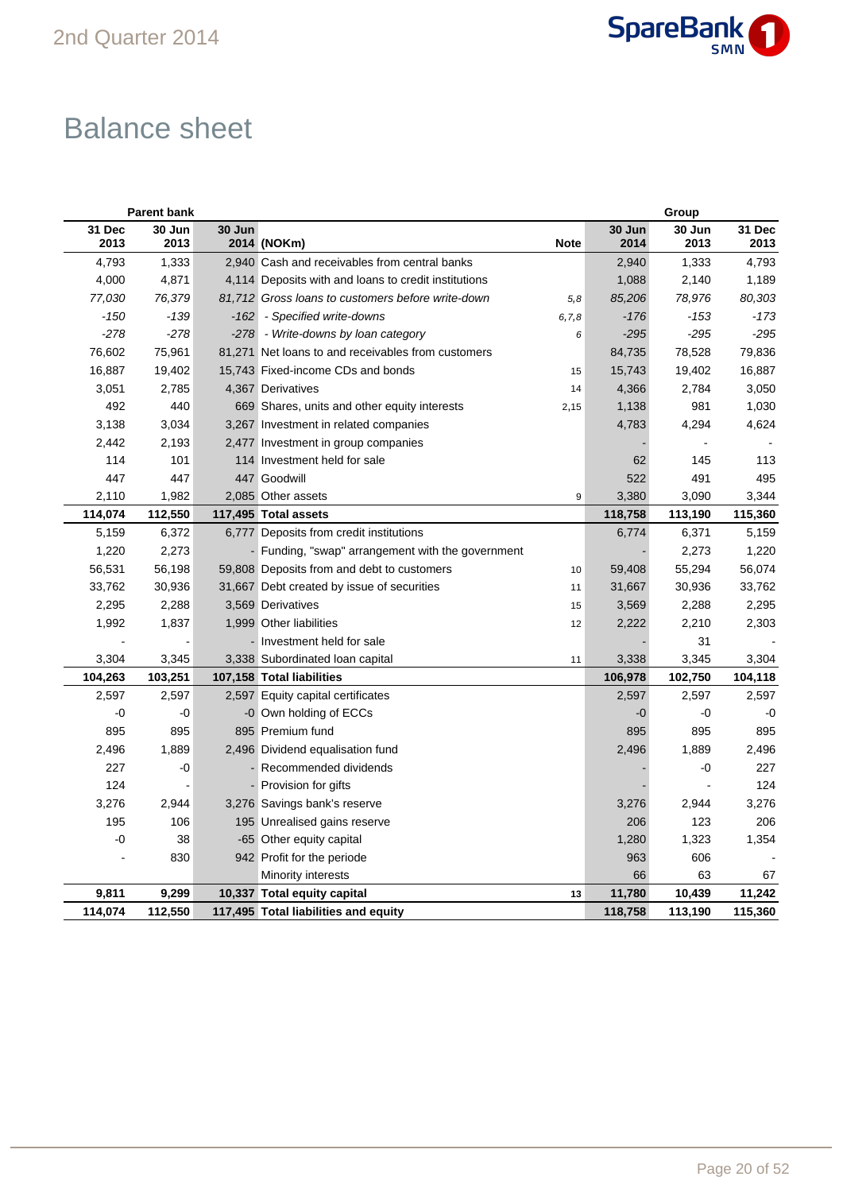# Balance sheet

| Parent bank | | | | | Group | | |
|---|---|---|---|---|---|---|---|
| 31 Dec 2013 | 30 Jun 2013 | 30 Jun 2014 | (NOKm) | Note | 30 Jun 2014 | 30 Jun 2013 | 31 Dec 2013 |
| 4,793 | 1,333 | 2,940 | Cash and receivables from central banks | | 2,940 | 1,333 | 4,793 |
| 4,000 | 4,871 | 4,114 | Deposits with and loans to credit institutions | | 1,088 | 2,140 | 1,189 |
| *77,030* | *76,379* | *81,712* | *Gross loans to customers before write-down* | 5,8 | *85,206* | *78,976* | *80,303* |
| *-150* | *-139* | *-162* | *- Specified write-downs* | 6,7,8 | *-176* | *-153* | *-173* |
| *-278* | *-278* | *-278* | *- Write-downs by loan category* | 6 | *-295* | *-295* | *-295* |
| 76,602 | 75,961 | 81,271 | Net loans to and receivables from customers | | 84,735 | 78,528 | 79,836 |
| 16,887 | 19,402 | 15,743 | Fixed-income CDs and bonds | 15 | 15,743 | 19,402 | 16,887 |
| 3,051 | 2,785 | 4,367 | Derivatives | 14 | 4,366 | 2,784 | 3,050 |
| 492 | 440 | 669 | Shares, units and other equity interests | 2,15 | 1,138 | 981 | 1,030 |
| 3,138 | 3,034 | 3,267 | Investment in related companies | | 4,783 | 4,294 | 4,624 |
| 2,442 | 2,193 | 2,477 | Investment in group companies | | - | - | - |
| 114 | 101 | 114 | Investment held for sale | | 62 | 145 | 113 |
| 447 | 447 | 447 | Goodwill | | 522 | 491 | 495 |
| 2,110 | 1,982 | 2,085 | Other assets | 9 | 3,380 | 3,090 | 3,344 |
| **114,074** | **112,550** | **117,495** | **Total assets** | | **118,758** | **113,190** | **115,360** |
| 5,159 | 6,372 | 6,777 | Deposits from credit institutions | | 6,774 | 6,371 | 5,159 |
| 1,220 | 2,273 | - | Funding, "swap" arrangement with the government | | - | 2,273 | 1,220 |
| 56,531 | 56,198 | 59,808 | Deposits from and debt to customers | 10 | 59,408 | 55,294 | 56,074 |
| 33,762 | 30,936 | 31,667 | Debt created by issue of securities | 11 | 31,667 | 30,936 | 33,762 |
| 2,295 | 2,288 | 3,569 | Derivatives | 15 | 3,569 | 2,288 | 2,295 |
| 1,992 | 1,837 | 1,999 | Other liabilities | 12 | 2,222 | 2,210 | 2,303 |
| - | - | - | Investment held for sale | | - | 31 | - |
| 3,304 | 3,345 | 3,338 | Subordinated loan capital | 11 | 3,338 | 3,345 | 3,304 |
| **104,263** | **103,251** | **107,158** | **Total liabilities** | | **106,978** | **102,750** | **104,118** |
| 2,597 | 2,597 | 2,597 | Equity capital certificates | | 2,597 | 2,597 | 2,597 |
| -0 | -0 | -0 | Own holding of ECCs | | -0 | -0 | -0 |
| 895 | 895 | 895 | Premium fund | | 895 | 895 | 895 |
| 2,496 | 1,889 | 2,496 | Dividend equalisation fund | | 2,496 | 1,889 | 2,496 |
| 227 | -0 | - | Recommended dividends | | - | -0 | 227 |
| 124 | - | - | Provision for gifts | | - | - | 124 |
| 3,276 | 2,944 | 3,276 | Savings bank's reserve | | 3,276 | 2,944 | 3,276 |
| 195 | 106 | 195 | Unrealised gains reserve | | 206 | 123 | 206 |
| -0 | 38 | -65 | Other equity capital | | 1,280 | 1,323 | 1,354 |
| - | 830 | 942 | Profit for the periode | | 963 | 606 | - |
| | | | Minority interests | | 66 | 63 | 67 |
| **9,811** | **9,299** | **10,337** | **Total equity capital** | 13 | **11,780** | **10,439** | **11,242** |
| **114,074** | **112,550** | **117,495** | **Total liabilities and equity** | | **118,758** | **113,190** | **115,360** |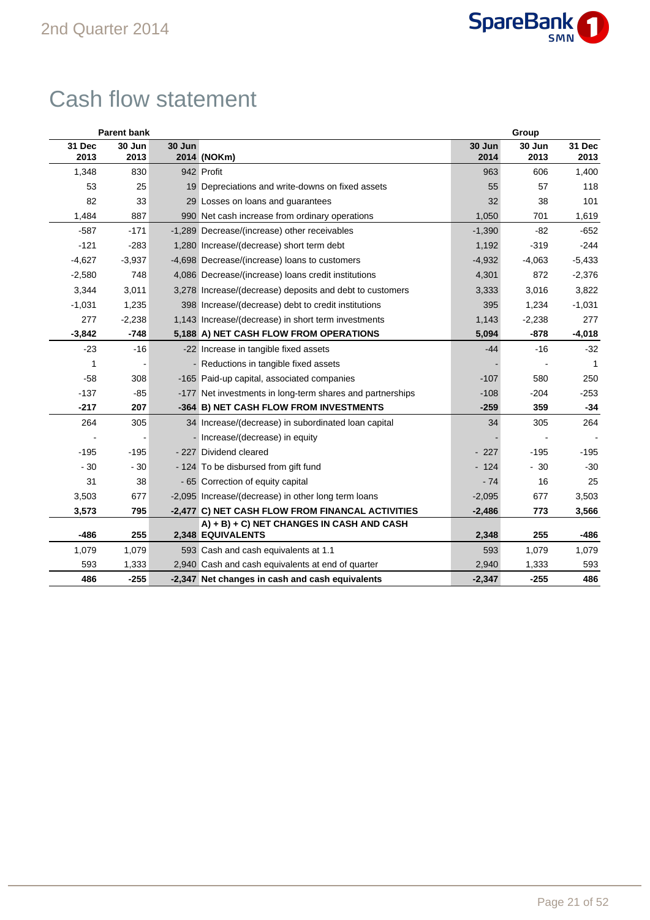# Cash flow statement

| Parent bank | | | | Group | | |
|---|---|---|---|---|---|---|
| 31 Dec 2013 | 30 Jun 2013 | 30 Jun 2014 | (NOKm) | 30 Jun 2014 | 30 Jun 2013 | 31 Dec 2013 |
| 1,348 | 830 | 942 | Profit | 963 | 606 | 1,400 |
| 53 | 25 | 19 | Depreciations and write-downs on fixed assets | 55 | 57 | 118 |
| 82 | 33 | 29 | Losses on loans and guarantees | 32 | 38 | 101 |
| 1,484 | 887 | 990 | Net cash increase from ordinary operations | 1,050 | 701 | 1,619 |
| -587 | -171 | -1,289 | Decrease/(increase) other receivables | -1,390 | -82 | -652 |
| -121 | -283 | 1,280 | Increase/(decrease) short term debt | 1,192 | -319 | -244 |
| -4,627 | -3,937 | -4,698 | Decrease/(increase) loans to customers | -4,932 | -4,063 | -5,433 |
| -2,580 | 748 | 4,086 | Decrease/(increase) loans credit institutions | 4,301 | 872 | -2,376 |
| 3,344 | 3,011 | 3,278 | Increase/(decrease) deposits and debt to customers | 3,333 | 3,016 | 3,822 |
| -1,031 | 1,235 | 398 | Increase/(decrease) debt to credit institutions | 395 | 1,234 | -1,031 |
| 277 | -2,238 | 1,143 | Increase/(decrease) in short term investments | 1,143 | -2,238 | 277 |
| **-3,842** | **-748** | **5,188** | **A) NET CASH FLOW FROM OPERATIONS** | **5,094** | **-878** | **-4,018** |
| -23 | -16 | -22 | Increase in tangible fixed assets | -44 | -16 | -32 |
| 1 | - | - | Reductions in tangible fixed assets | - | - | 1 |
| -58 | 308 | -165 | Paid-up capital, associated companies | -107 | 580 | 250 |
| -137 | -85 | -177 | Net investments in long-term shares and partnerships | -108 | -204 | -253 |
| **-217** | **207** | **-364** | **B) NET CASH FLOW FROM INVESTMENTS** | **-259** | **359** | **-34** |
| 264 | 305 | 34 | Increase/(decrease) in subordinated loan capital | 34 | 305 | 264 |
| - | - | - | Increase/(decrease) in equity | - | - | - |
| -195 | -195 | -227 | Dividend cleared | -227 | -195 | -195 |
| -30 | -30 | -124 | To be disbursed from gift fund | -124 | -30 | -30 |
| 31 | 38 | -65 | Correction of equity capital | -74 | 16 | 25 |
| 3,503 | 677 | -2,095 | Increase/(decrease) in other long term loans | -2,095 | 677 | 3,503 |
| **3,573** | **795** | **-2,477** | **C) NET CASH FLOW FROM FINANCAL ACTIVITIES** | **-2,486** | **773** | **3,566** |
| **-486** | **255** | **2,348** | **A) + B) + C) NET CHANGES IN CASH AND CASH EQUIVALENTS** | **2,348** | **255** | **-486** |
| 1,079 | 1,079 | 593 | Cash and cash equivalents at 1.1 | 593 | 1,079 | 1,079 |
| 593 | 1,333 | 2,940 | Cash and cash equivalents at end of quarter | 2,940 | 1,333 | 593 |
| **486** | **-255** | **-2,347** | **Net changes in cash and cash equivalents** | **-2,347** | **-255** | **486** |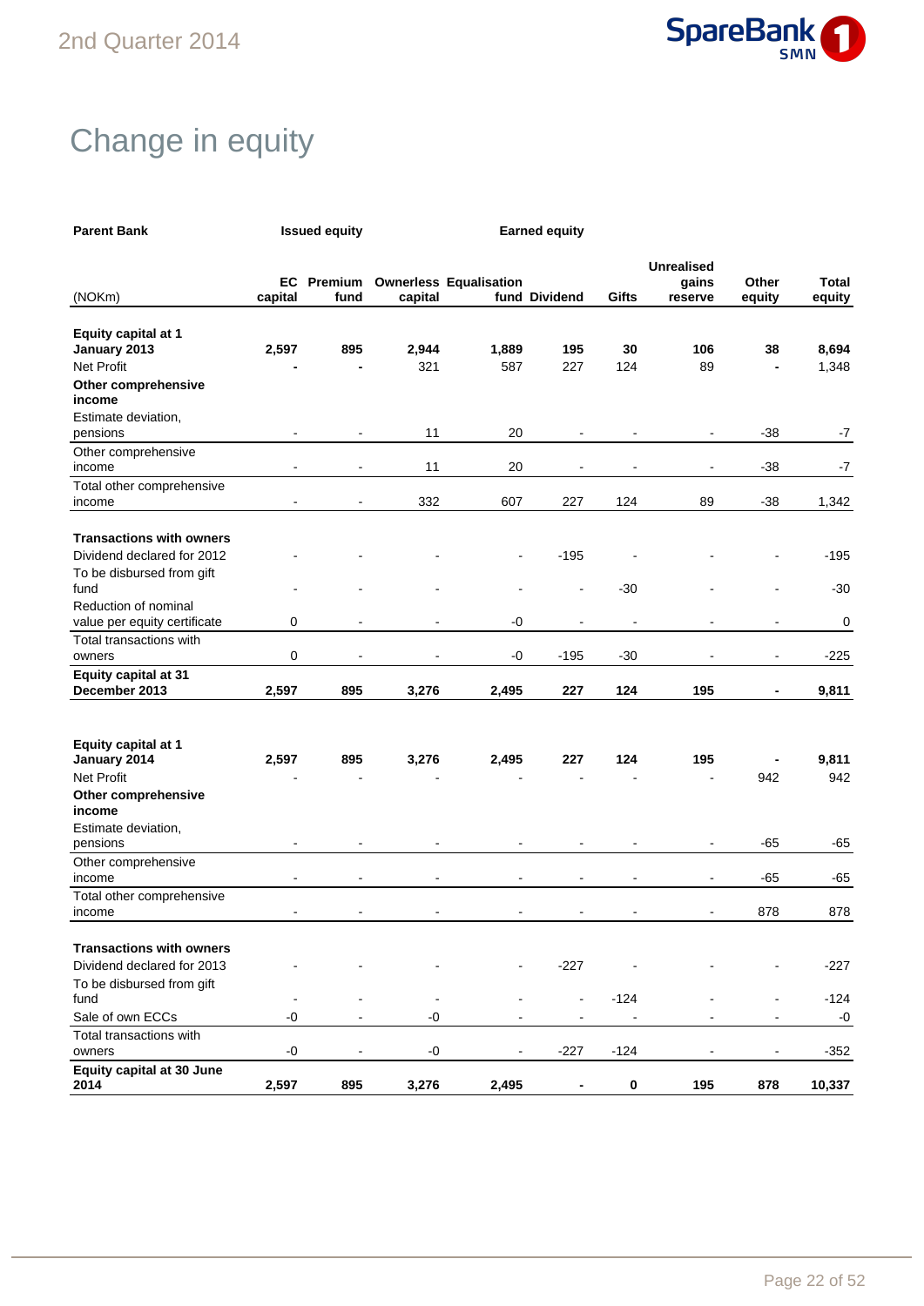# Change in equity

| Parent Bank | Issued equity | | Earned equity | | | | | | |
|---|---|---|---|---|---|---|---|---|---|
| (NOKm) | EC capital | Premium fund | Ownerless capital | Equalisation fund | Dividend | Gifts | Unrealised gains reserve | Other equity | Total equity |
| **Equity capital at 1 January 2013** | **2,597** | **895** | **2,944** | **1,889** | **195** | **30** | **106** | **38** | **8,694** |
| Net Profit | **-** | **-** | 321 | 587 | 227 | 124 | 89 | **-** | 1,348 |
| **Other comprehensive income** | | | | | | | | | |
| Estimate deviation, pensions | - | - | 11 | 20 | - | - | - | -38 | -7 |
| Other comprehensive income | - | - | 11 | 20 | - | - | - | -38 | -7 |
| Total other comprehensive income | - | - | 332 | 607 | 227 | 124 | 89 | -38 | 1,342 |
| **Transactions with owners** | | | | | | | | | |
| Dividend declared for 2012 | - | - | - | - | -195 | - | - | - | -195 |
| To be disbursed from gift fund | - | - | - | - | - | -30 | - | - | -30 |
| Reduction of nominal value per equity certificate | 0 | - | - | -0 | - | - | - | - | 0 |
| Total transactions with owners | 0 | - | - | -0 | -195 | -30 | - | - | -225 |
| **Equity capital at 31 December 2013** | **2,597** | **895** | **3,276** | **2,495** | **227** | **124** | **195** | **-** | **9,811** |
| | | | | | | | | | |
| **Equity capital at 1 January 2014** | **2,597** | **895** | **3,276** | **2,495** | **227** | **124** | **195** | **-** | **9,811** |
| Net Profit | - | - | - | - | - | - | - | 942 | 942 |
| **Other comprehensive income** | | | | | | | | | |
| Estimate deviation, pensions | - | - | - | - | - | - | - | -65 | -65 |
| Other comprehensive income | - | - | - | - | - | - | - | -65 | -65 |
| Total other comprehensive income | - | - | - | - | - | - | - | 878 | 878 |
| **Transactions with owners** | | | | | | | | | |
| Dividend declared for 2013 | - | - | - | - | -227 | - | - | - | -227 |
| To be disbursed from gift fund | - | - | - | - | - | -124 | - | - | -124 |
| Sale of own ECCs | -0 | - | -0 | - | - | - | - | - | -0 |
| Total transactions with owners | -0 | - | -0 | - | -227 | -124 | - | - | -352 |
| **Equity capital at 30 June 2014** | **2,597** | **895** | **3,276** | **2,495** | **-** | **0** | **195** | **878** | **10,337** |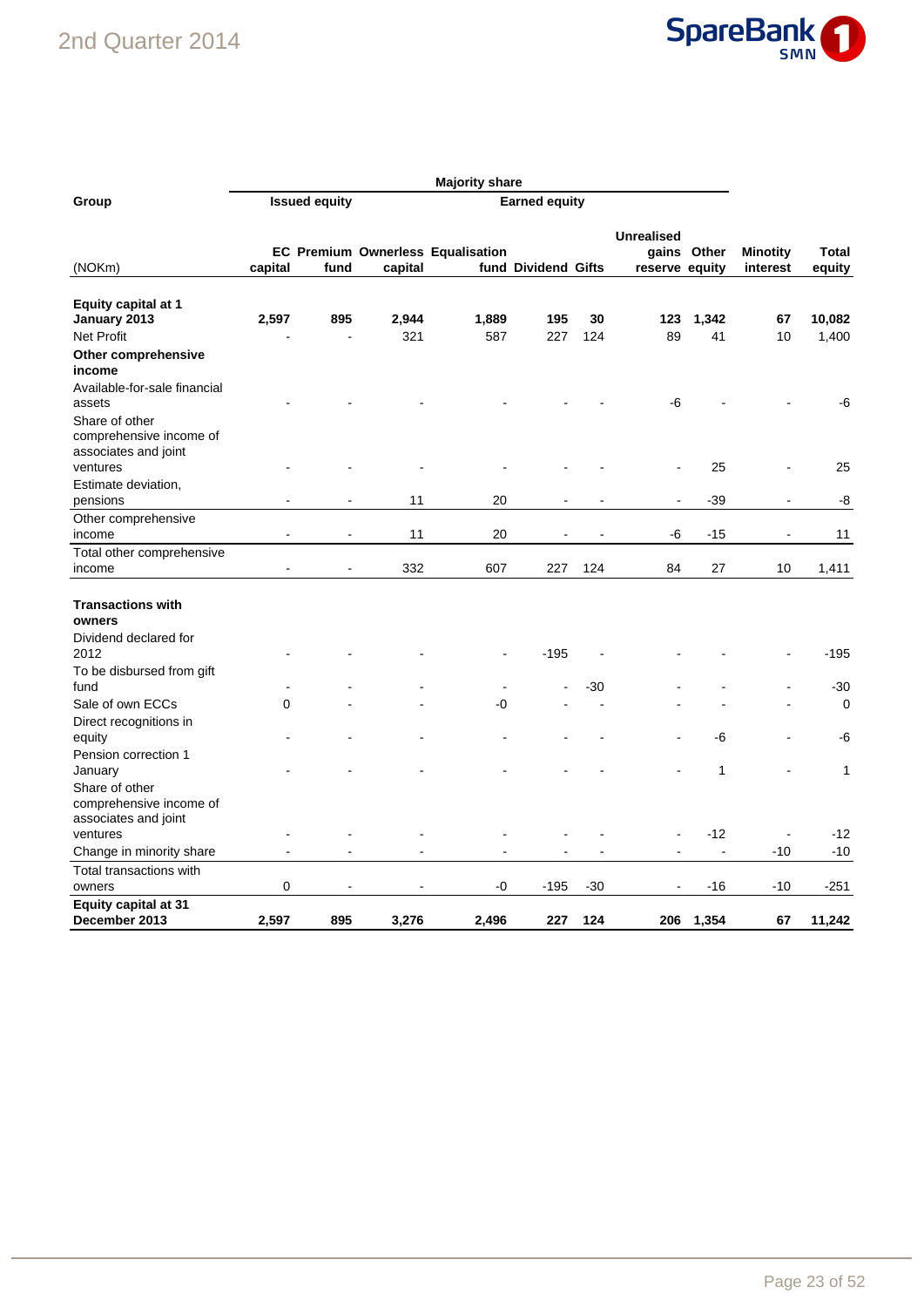| Group | Majority share | | | | | | | | | | |
|---|---|---|---|---|---|---|---|---|---|---|---|
| | Issued equity | | Earned equity | | | | | | | | |
| (NOKm) | EC capital | Premium fund | Ownerless capital | Equalisation fund | Dividend | Gifts | Unrealised gains reserve | Other equity | Minotity interest | Total equity |
| **Equity capital at 1 January 2013** | **2,597** | **895** | **2,944** | **1,889** | **195** | **30** | **123** | **1,342** | **67** | **10,082** |
| Net Profit | - | - | 321 | 587 | 227 | 124 | 89 | 41 | 10 | 1,400 |
| **Other comprehensive income** | | | | | | | | | | |
| Available-for-sale financial assets | - | - | - | - | - | - | -6 | - | - | -6 |
| Share of other comprehensive income of associates and joint ventures | - | - | - | - | - | - | - | 25 | - | 25 |
| Estimate deviation, pensions | - | - | 11 | 20 | - | - | - | -39 | - | -8 |
| Other comprehensive income | - | - | 11 | 20 | - | - | -6 | -15 | - | 11 |
| Total other comprehensive income | - | - | 332 | 607 | 227 | 124 | 84 | 27 | 10 | 1,411 |
| **Transactions with owners** | | | | | | | | | | |
| Dividend declared for 2012 | - | - | - | - | -195 | - | - | - | - | -195 |
| To be disbursed from gift fund | - | - | - | - | - | -30 | - | - | - | -30 |
| Sale of own ECCs | 0 | - | - | -0 | - | - | - | - | - | 0 |
| Direct recognitions in equity | - | - | - | - | - | - | - | -6 | - | -6 |
| Pension correction 1 January | - | - | - | - | - | - | - | 1 | - | 1 |
| Share of other comprehensive income of associates and joint ventures | - | - | - | - | - | - | - | -12 | - | -12 |
| Change in minority share | - | - | - | - | - | - | - | - | -10 | -10 |
| Total transactions with owners | 0 | - | - | -0 | -195 | -30 | - | -16 | -10 | -251 |
| **Equity capital at 31 December 2013** | **2,597** | **895** | **3,276** | **2,496** | **227** | **124** | **206** | **1,354** | **67** | **11,242** |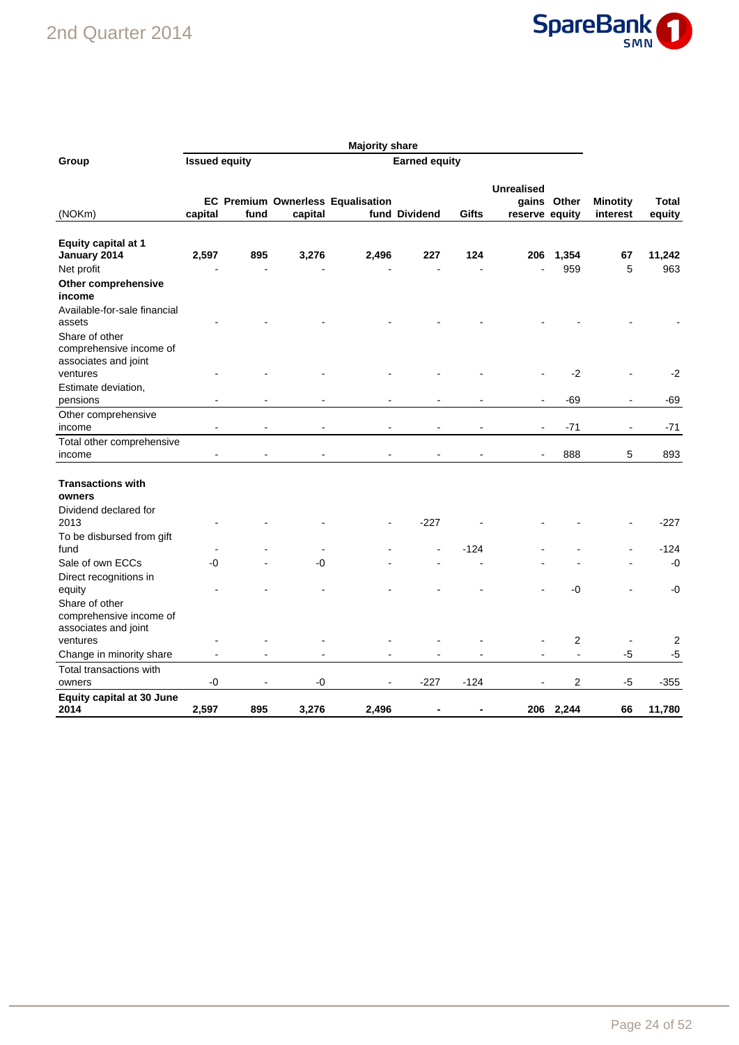| Group | Majority share | | | | | | | | Minotity interest | Total equity |
|---|---|---|---|---|---|---|---|---|---|---|
| | Issued equity | | Earned equity | | | | | | | |
| (NOKm) | EC capital | Premium fund | Ownerless capital | Equalisation fund | Dividend | Gifts | Unrealised gains reserve | Other equity | | |
| **Equity capital at 1 January 2014** | **2,597** | **895** | **3,276** | **2,496** | **227** | **124** | **206** | **1,354** | **67** | **11,242** |
| Net profit | - | - | - | - | - | - | - | 959 | 5 | 963 |
| **Other comprehensive income** | | | | | | | | | | |
| Available-for-sale financial assets | - | - | - | - | - | - | - | - | - | - |
| Share of other comprehensive income of associates and joint ventures | - | - | - | - | - | - | - | -2 | - | -2 |
| Estimate deviation, pensions | - | - | - | - | - | - | - | -69 | - | -69 |
| Other comprehensive income | - | - | - | - | - | - | - | -71 | - | -71 |
| Total other comprehensive income | - | - | - | - | - | - | - | 888 | 5 | 893 |
| **Transactions with owners** | | | | | | | | | | |
| Dividend declared for 2013 | - | - | - | - | -227 | - | - | - | - | -227 |
| To be disbursed from gift fund | - | - | - | - | - | -124 | - | - | - | -124 |
| Sale of own ECCs | -0 | - | -0 | - | - | - | - | - | - | -0 |
| Direct recognitions in equity | - | - | - | - | - | - | - | -0 | - | -0 |
| Share of other comprehensive income of associates and joint ventures | - | - | - | - | - | - | - | 2 | - | 2 |
| Change in minority share | - | - | - | - | - | - | - | - | -5 | -5 |
| Total transactions with owners | -0 | - | -0 | - | -227 | -124 | - | 2 | -5 | -355 |
| **Equity capital at 30 June 2014** | **2,597** | **895** | **3,276** | **2,496** | **-** | **-** | **206** | **2,244** | **66** | **11,780** |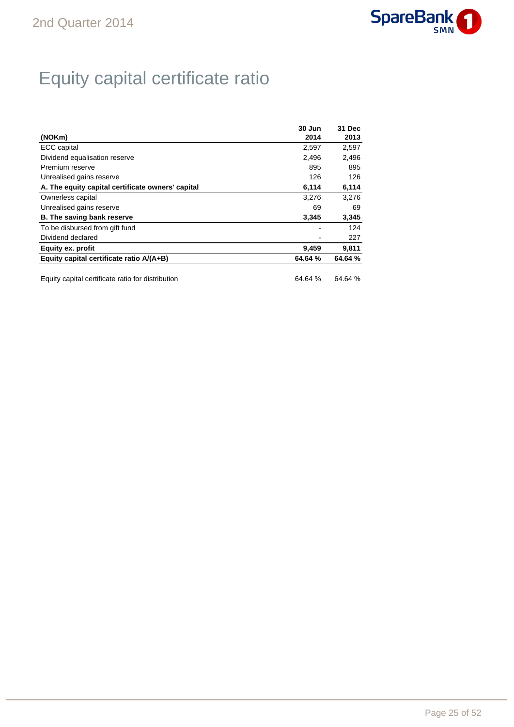# Equity capital certificate ratio

| (NOKm) | 30 Jun 2014 | 31 Dec 2013 |
|---|---|---|
| ECC capital | 2,597 | 2,597 |
| Dividend equalisation reserve | 2,496 | 2,496 |
| Premium reserve | 895 | 895 |
| Unrealised gains reserve | 126 | 126 |
| **A. The equity capital certificate owners' capital** | **6,114** | **6,114** |
| Ownerless capital | 3,276 | 3,276 |
| Unrealised gains reserve | 69 | 69 |
| **B. The saving bank reserve** | **3,345** | **3,345** |
| To be disbursed from gift fund | - | 124 |
| Dividend declared | - | 227 |
| **Equity ex. profit** | **9,459** | **9,811** |
| **Equity capital certificate ratio A/(A+B)** | **64.64 %** | **64.64 %** |
| | | |
| Equity capital certificate ratio for distribution | 64.64 % | 64.64 % |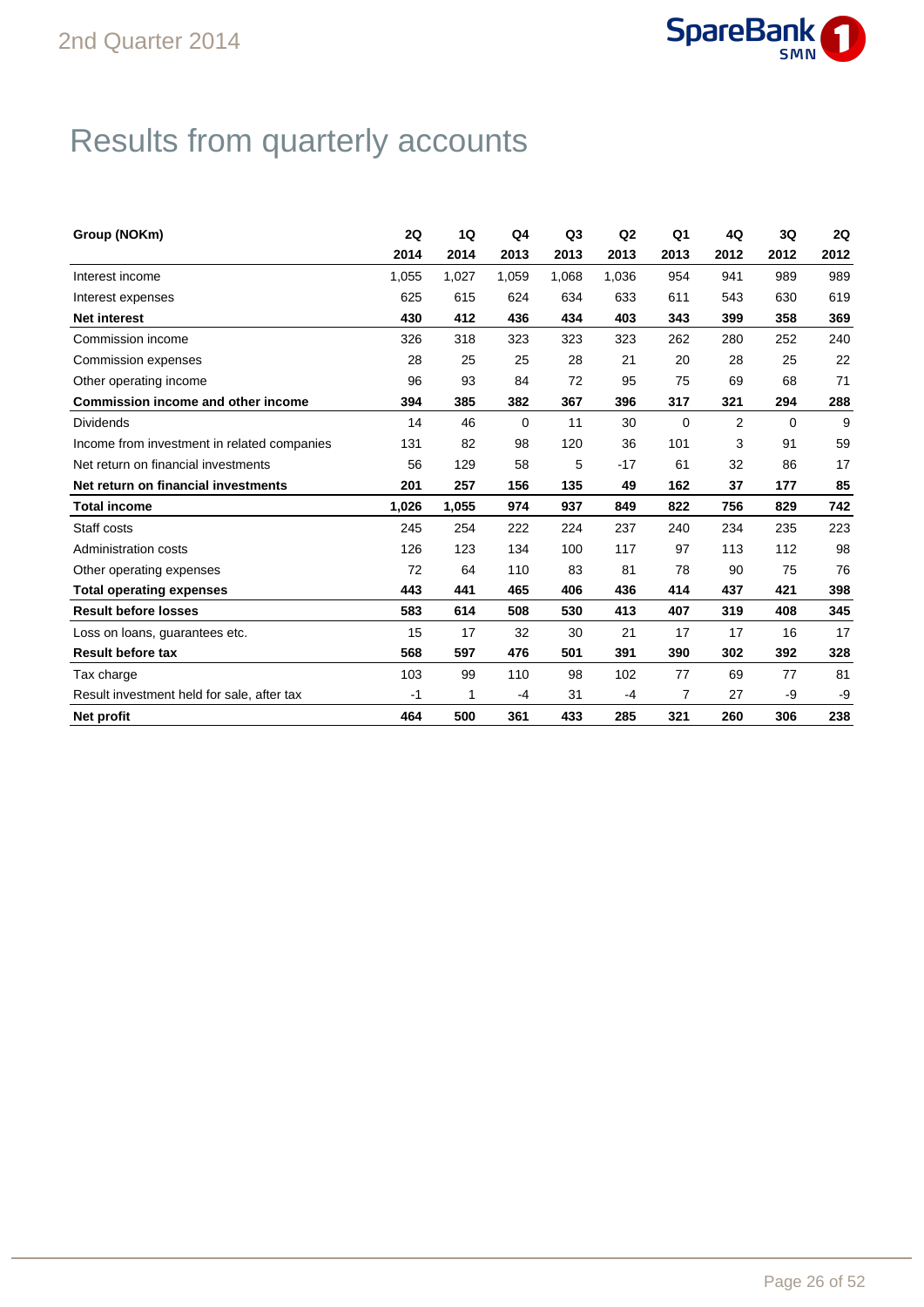# Results from quarterly accounts

| Group (NOKm) | 2Q 2014 | 1Q 2014 | Q4 2013 | Q3 2013 | Q2 2013 | Q1 2013 | 4Q 2012 | 3Q 2012 | 2Q 2012 |
|---|---|---|---|---|---|---|---|---|---|
| Interest income | 1,055 | 1,027 | 1,059 | 1,068 | 1,036 | 954 | 941 | 989 | 989 |
| Interest expenses | 625 | 615 | 624 | 634 | 633 | 611 | 543 | 630 | 619 |
| **Net interest** | **430** | **412** | **436** | **434** | **403** | **343** | **399** | **358** | **369** |
| Commission income | 326 | 318 | 323 | 323 | 323 | 262 | 280 | 252 | 240 |
| Commission expenses | 28 | 25 | 25 | 28 | 21 | 20 | 28 | 25 | 22 |
| Other operating income | 96 | 93 | 84 | 72 | 95 | 75 | 69 | 68 | 71 |
| **Commission income and other income** | **394** | **385** | **382** | **367** | **396** | **317** | **321** | **294** | **288** |
| Dividends | 14 | 46 | 0 | 11 | 30 | 0 | 2 | 0 | 9 |
| Income from investment in related companies | 131 | 82 | 98 | 120 | 36 | 101 | 3 | 91 | 59 |
| Net return on financial investments | 56 | 129 | 58 | 5 | -17 | 61 | 32 | 86 | 17 |
| **Net return on financial investments** | **201** | **257** | **156** | **135** | **49** | **162** | **37** | **177** | **85** |
| **Total income** | **1,026** | **1,055** | **974** | **937** | **849** | **822** | **756** | **829** | **742** |
| Staff costs | 245 | 254 | 222 | 224 | 237 | 240 | 234 | 235 | 223 |
| Administration costs | 126 | 123 | 134 | 100 | 117 | 97 | 113 | 112 | 98 |
| Other operating expenses | 72 | 64 | 110 | 83 | 81 | 78 | 90 | 75 | 76 |
| **Total operating expenses** | **443** | **441** | **465** | **406** | **436** | **414** | **437** | **421** | **398** |
| **Result before losses** | **583** | **614** | **508** | **530** | **413** | **407** | **319** | **408** | **345** |
| Loss on loans, guarantees etc. | 15 | 17 | 32 | 30 | 21 | 17 | 17 | 16 | 17 |
| **Result before tax** | **568** | **597** | **476** | **501** | **391** | **390** | **302** | **392** | **328** |
| Tax charge | 103 | 99 | 110 | 98 | 102 | 77 | 69 | 77 | 81 |
| Result investment held for sale, after tax | -1 | 1 | -4 | 31 | -4 | 7 | 27 | -9 | -9 |
| **Net profit** | **464** | **500** | **361** | **433** | **285** | **321** | **260** | **306** | **238** |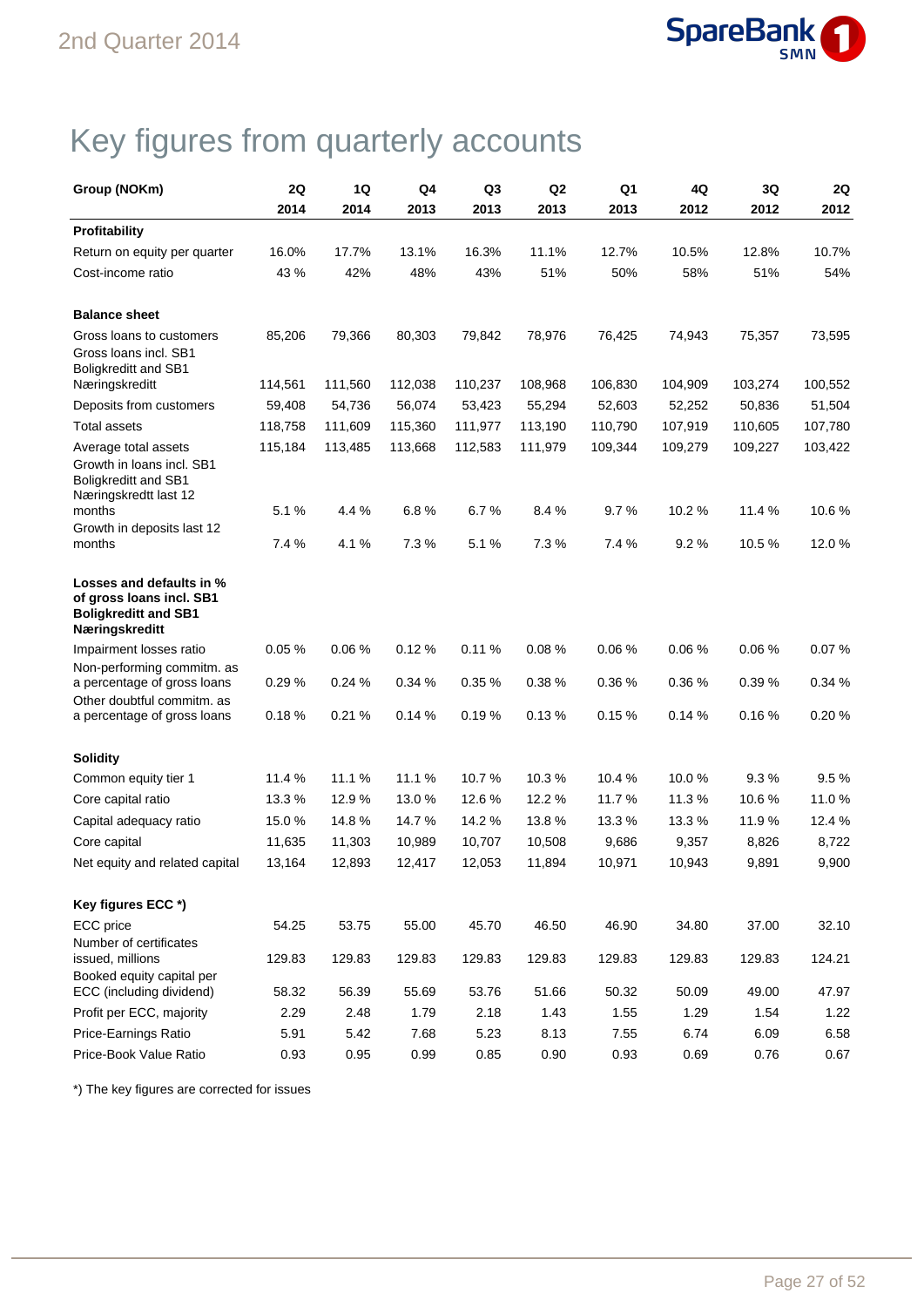# Key figures from quarterly accounts

| Group (NOKm) | 2Q 2014 | 1Q 2014 | Q4 2013 | Q3 2013 | Q2 2013 | Q1 2013 | 4Q 2012 | 3Q 2012 | 2Q 2012 |
|---|---|---|---|---|---|---|---|---|---|
| **Profitability** | | | | | | | | | |
| Return on equity per quarter | 16.0% | 17.7% | 13.1% | 16.3% | 11.1% | 12.7% | 10.5% | 12.8% | 10.7% |
| Cost-income ratio | 43 % | 42% | 48% | 43% | 51% | 50% | 58% | 51% | 54% |
| **Balance sheet** | | | | | | | | | |
| Gross loans to customers | 85,206 | 79,366 | 80,303 | 79,842 | 78,976 | 76,425 | 74,943 | 75,357 | 73,595 |
| Gross loans incl. SB1 Boligkreditt and SB1 Næringskreditt | 114,561 | 111,560 | 112,038 | 110,237 | 108,968 | 106,830 | 104,909 | 103,274 | 100,552 |
| Deposits from customers | 59,408 | 54,736 | 56,074 | 53,423 | 55,294 | 52,603 | 52,252 | 50,836 | 51,504 |
| Total assets | 118,758 | 111,609 | 115,360 | 111,977 | 113,190 | 110,790 | 107,919 | 110,605 | 107,780 |
| Average total assets | 115,184 | 113,485 | 113,668 | 112,583 | 111,979 | 109,344 | 109,279 | 109,227 | 103,422 |
| Growth in loans incl. SB1 Boligkreditt and SB1 Næringskreditt last 12 months | 5.1 % | 4.4 % | 6.8 % | 6.7 % | 8.4 % | 9.7 % | 10.2 % | 11.4 % | 10.6 % |
| Growth in deposits last 12 months | 7.4 % | 4.1 % | 7.3 % | 5.1 % | 7.3 % | 7.4 % | 9.2 % | 10.5 % | 12.0 % |
| **Losses and defaults in % of gross loans incl. SB1 Boligkreditt and SB1 Næringskreditt** | | | | | | | | | |
| Impairment losses ratio | 0.05 % | 0.06 % | 0.12 % | 0.11 % | 0.08 % | 0.06 % | 0.06 % | 0.06 % | 0.07 % |
| Non-performing commitm. as a percentage of gross loans | 0.29 % | 0.24 % | 0.34 % | 0.35 % | 0.38 % | 0.36 % | 0.36 % | 0.39 % | 0.34 % |
| Other doubtful commitm. as a percentage of gross loans | 0.18 % | 0.21 % | 0.14 % | 0.19 % | 0.13 % | 0.15 % | 0.14 % | 0.16 % | 0.20 % |
| **Solidity** | | | | | | | | | |
| Common equity tier 1 | 11.4 % | 11.1 % | 11.1 % | 10.7 % | 10.3 % | 10.4 % | 10.0 % | 9.3 % | 9.5 % |
| Core capital ratio | 13.3 % | 12.9 % | 13.0 % | 12.6 % | 12.2 % | 11.7 % | 11.3 % | 10.6 % | 11.0 % |
| Capital adequacy ratio | 15.0 % | 14.8 % | 14.7 % | 14.2 % | 13.8 % | 13.3 % | 13.3 % | 11.9 % | 12.4 % |
| Core capital | 11,635 | 11,303 | 10,989 | 10,707 | 10,508 | 9,686 | 9,357 | 8,826 | 8,722 |
| Net equity and related capital | 13,164 | 12,893 | 12,417 | 12,053 | 11,894 | 10,971 | 10,943 | 9,891 | 9,900 |
| **Key figures ECC \*)** | | | | | | | | | |
| ECC price | 54.25 | 53.75 | 55.00 | 45.70 | 46.50 | 46.90 | 34.80 | 37.00 | 32.10 |
| Number of certificates issued, millions | 129.83 | 129.83 | 129.83 | 129.83 | 129.83 | 129.83 | 129.83 | 129.83 | 124.21 |
| Booked equity capital per ECC (including dividend) | 58.32 | 56.39 | 55.69 | 53.76 | 51.66 | 50.32 | 50.09 | 49.00 | 47.97 |
| Profit per ECC, majority | 2.29 | 2.48 | 1.79 | 2.18 | 1.43 | 1.55 | 1.29 | 1.54 | 1.22 |
| Price-Earnings Ratio | 5.91 | 5.42 | 7.68 | 5.23 | 8.13 | 7.55 | 6.74 | 6.09 | 6.58 |
| Price-Book Value Ratio | 0.93 | 0.95 | 0.99 | 0.85 | 0.90 | 0.93 | 0.69 | 0.76 | 0.67 |

*) The key figures are corrected for issues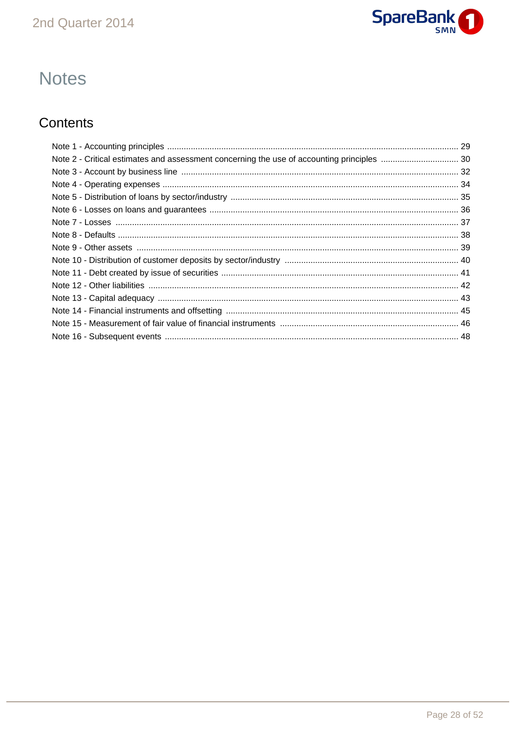# Notes

## Contents

Note 1 - Accounting principles ........................................................................................................................ 29
Note 2 - Critical estimates and assessment concerning the use of accounting principles ................................. 30
Note 3 - Account by business line ..................................................................................................................... 32
Note 4 - Operating expenses ............................................................................................................................. 34
Note 5 - Distribution of loans by sector/industry ................................................................................................ 35
Note 6 - Losses on loans and guarantees ......................................................................................................... 36
Note 7 - Losses ................................................................................................................................................. 37
Note 8 - Defaults ................................................................................................................................................ 38
Note 9 - Other assets ......................................................................................................................................... 39
Note 10 - Distribution of customer deposits by sector/industry .......................................................................... 40
Note 11 - Debt created by issue of securities .................................................................................................... 41
Note 12 - Other liabilities ................................................................................................................................... 42
Note 13 - Capital adequacy ............................................................................................................................... 43
Note 14 - Financial instruments and offsetting .................................................................................................. 45
Note 15 - Measurement of fair value of financial instruments ............................................................................ 46
Note 16 - Subsequent events ............................................................................................................................ 48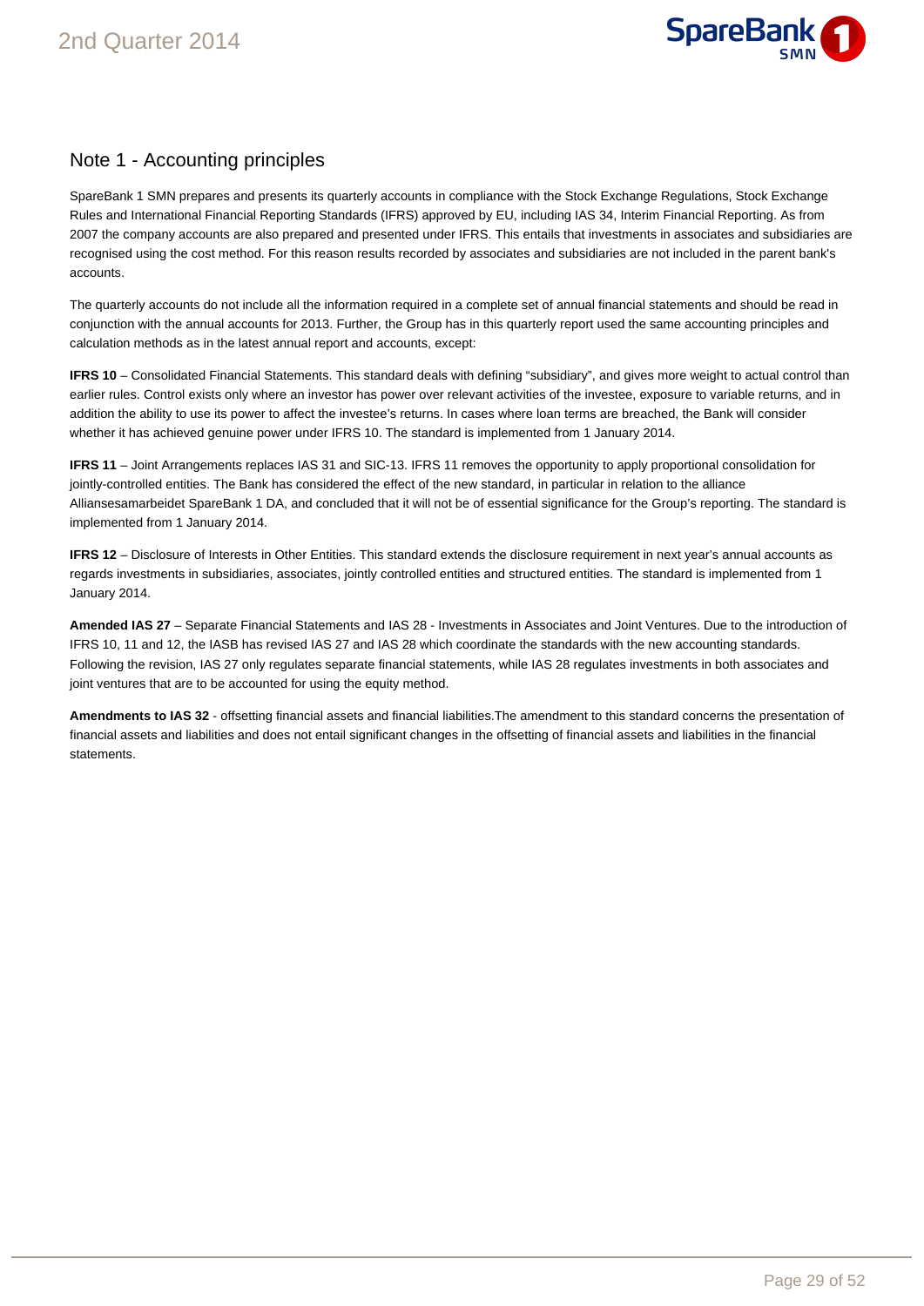## Note 1 - Accounting principles

SpareBank 1 SMN prepares and presents its quarterly accounts in compliance with the Stock Exchange Regulations, Stock Exchange Rules and International Financial Reporting Standards (IFRS) approved by EU, including IAS 34, Interim Financial Reporting. As from 2007 the company accounts are also prepared and presented under IFRS. This entails that investments in associates and subsidiaries are recognised using the cost method. For this reason results recorded by associates and subsidiaries are not included in the parent bank's accounts.

The quarterly accounts do not include all the information required in a complete set of annual financial statements and should be read in conjunction with the annual accounts for 2013. Further, the Group has in this quarterly report used the same accounting principles and calculation methods as in the latest annual report and accounts, except:

**IFRS 10** – Consolidated Financial Statements. This standard deals with defining "subsidiary", and gives more weight to actual control than earlier rules. Control exists only where an investor has power over relevant activities of the investee, exposure to variable returns, and in addition the ability to use its power to affect the investee's returns. In cases where loan terms are breached, the Bank will consider whether it has achieved genuine power under IFRS 10. The standard is implemented from 1 January 2014.

**IFRS 11** – Joint Arrangements replaces IAS 31 and SIC-13. IFRS 11 removes the opportunity to apply proportional consolidation for jointly-controlled entities. The Bank has considered the effect of the new standard, in particular in relation to the alliance Alliansesamarbeidet SpareBank 1 DA, and concluded that it will not be of essential significance for the Group's reporting. The standard is implemented from 1 January 2014.

**IFRS 12** – Disclosure of Interests in Other Entities. This standard extends the disclosure requirement in next year's annual accounts as regards investments in subsidiaries, associates, jointly controlled entities and structured entities. The standard is implemented from 1 January 2014.

**Amended IAS 27** – Separate Financial Statements and IAS 28 - Investments in Associates and Joint Ventures. Due to the introduction of IFRS 10, 11 and 12, the IASB has revised IAS 27 and IAS 28 which coordinate the standards with the new accounting standards. Following the revision, IAS 27 only regulates separate financial statements, while IAS 28 regulates investments in both associates and joint ventures that are to be accounted for using the equity method.

**Amendments to IAS 32** - offsetting financial assets and financial liabilities.The amendment to this standard concerns the presentation of financial assets and liabilities and does not entail significant changes in the offsetting of financial assets and liabilities in the financial statements.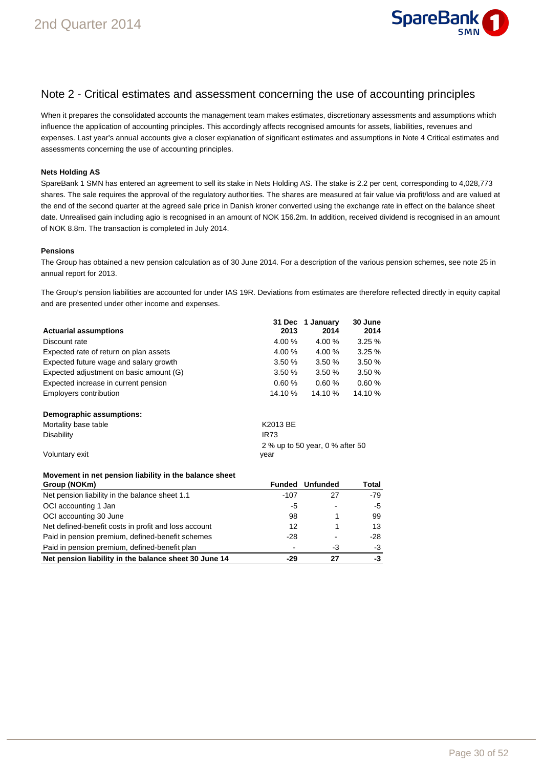## Note 2 - Critical estimates and assessment concerning the use of accounting principles

When it prepares the consolidated accounts the management team makes estimates, discretionary assessments and assumptions which influence the application of accounting principles. This accordingly affects recognised amounts for assets, liabilities, revenues and expenses. Last year's annual accounts give a closer explanation of significant estimates and assumptions in Note 4 Critical estimates and assessments concerning the use of accounting principles.

**Nets Holding AS**

SpareBank 1 SMN has entered an agreement to sell its stake in Nets Holding AS. The stake is 2.2 per cent, corresponding to 4,028,773 shares. The sale requires the approval of the regulatory authorities. The shares are measured at fair value via profit/loss and are valued at the end of the second quarter at the agreed sale price in Danish kroner converted using the exchange rate in effect on the balance sheet date. Unrealised gain including agio is recognised in an amount of NOK 156.2m. In addition, received dividend is recognised in an amount of NOK 8.8m. The transaction is completed in July 2014.

**Pensions**

The Group has obtained a new pension calculation as of 30 June 2014. For a description of the various pension schemes, see note 25 in annual report for 2013.

The Group's pension liabilities are accounted for under IAS 19R. Deviations from estimates are therefore reflected directly in equity capital and are presented under other income and expenses.

| **Actuarial assumptions** | **31 Dec 2013** | **1 January 2014** | **30 June 2014** |
|---|---|---|---|
| Discount rate | 4.00 % | 4.00 % | 3.25 % |
| Expected rate of return on plan assets | 4.00 % | 4.00 % | 3.25 % |
| Expected future wage and salary growth | 3.50 % | 3.50 % | 3.50 % |
| Expected adjustment on basic amount (G) | 3.50 % | 3.50 % | 3.50 % |
| Expected increase in current pension | 0.60 % | 0.60 % | 0.60 % |
| Employers contribution | 14.10 % | 14.10 % | 14.10 % |

| **Demographic assumptions:** | |
|---|---|
| Mortality base table | K2013 BE |
| Disability | IR73 |
| Voluntary exit | 2 % up to 50 year, 0 % after 50 year |

**Movement in net pension liability in the balance sheet**

| **Group (NOKm)** | **Funded** | **Unfunded** | **Total** |
|---|---|---|---|
| Net pension liability in the balance sheet 1.1 | -107 | 27 | -79 |
| OCI accounting 1 Jan | -5 | - | -5 |
| OCI accounting 30 June | 98 | 1 | 99 |
| Net defined-benefit costs in profit and loss account | 12 | 1 | 13 |
| Paid in pension premium, defined-benefit schemes | -28 | - | -28 |
| Paid in pension premium, defined-benefit plan | - | -3 | -3 |
| **Net pension liability in the balance sheet 30 June 14** | **-29** | **27** | **-3** |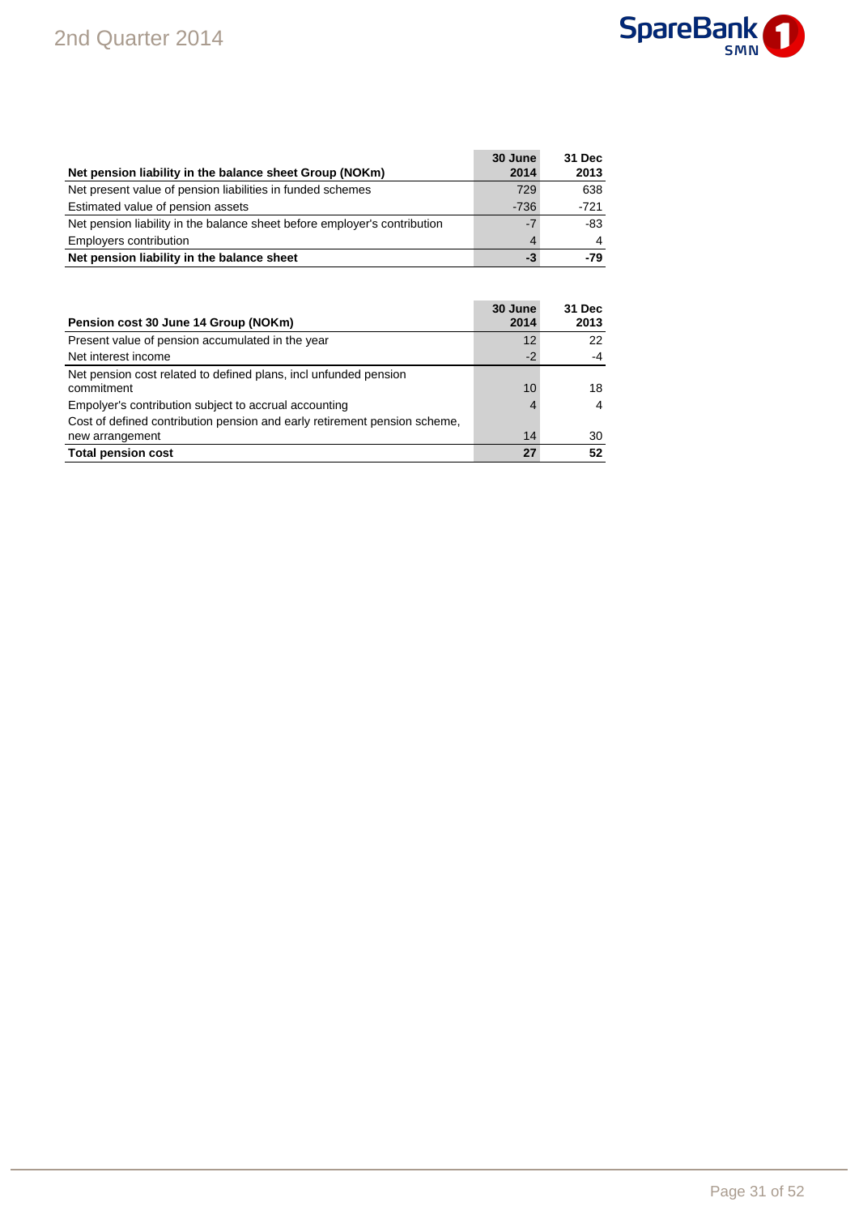| Net pension liability in the balance sheet Group (NOKm) | 30 June 2014 | 31 Dec 2013 |
|---|---|---|
| Net present value of pension liabilities in funded schemes | 729 | 638 |
| Estimated value of pension assets | -736 | -721 |
| Net pension liability in the balance sheet before employer's contribution | -7 | -83 |
| Employers contribution | 4 | 4 |
| **Net pension liability in the balance sheet** | **-3** | **-79** |

| Pension cost 30 June 14 Group (NOKm) | 30 June 2014 | 31 Dec 2013 |
|---|---|---|
| Present value of pension accumulated in the year | 12 | 22 |
| Net interest income | -2 | -4 |
| Net pension cost related to defined plans, incl unfunded pension commitment | 10 | 18 |
| Empolyer's contribution subject to accrual accounting | 4 | 4 |
| Cost of defined contribution pension and early retirement pension scheme, new arrangement | 14 | 30 |
| **Total pension cost** | **27** | **52** |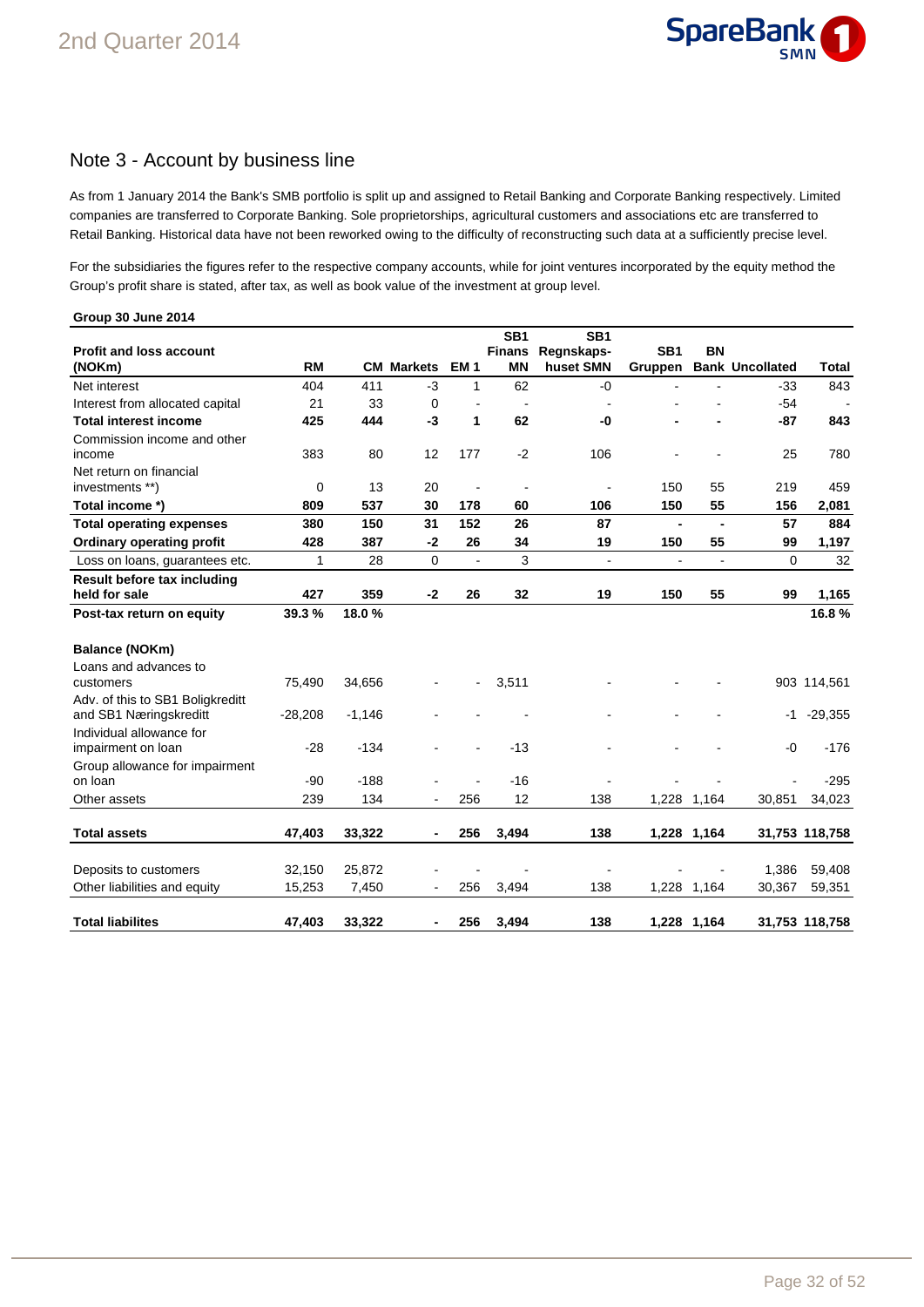## Note 3 - Account by business line

As from 1 January 2014 the Bank's SMB portfolio is split up and assigned to Retail Banking and Corporate Banking respectively. Limited companies are transferred to Corporate Banking. Sole proprietorships, agricultural customers and associations etc are transferred to Retail Banking. Historical data have not been reworked owing to the difficulty of reconstructing such data at a sufficiently precise level.

For the subsidiaries the figures refer to the respective company accounts, while for joint ventures incorporated by the equity method the Group's profit share is stated, after tax, as well as book value of the investment at group level.

**Group 30 June 2014**

| Profit and loss account (NOKm) | RM | CM | Markets | EM 1 | SB1 Finans MN | SB1 Regnskaps-huset SMN | SB1 Gruppen | BN Bank | Uncollated | Total |
|---|---|---|---|---|---|---|---|---|---|---|
| Net interest | 404 | 411 | -3 | 1 | 62 | -0 | - | - | -33 | 843 |
| Interest from allocated capital | 21 | 33 | 0 | - | - | - | - | - | -54 | - |
| **Total interest income** | **425** | **444** | **-3** | **1** | **62** | **-0** | **-** | **-** | **-87** | **843** |
| Commission income and other income | 383 | 80 | 12 | 177 | -2 | 106 | - | - | 25 | 780 |
| Net return on financial investments **) | 0 | 13 | 20 | - | - | - | 150 | 55 | 219 | 459 |
| **Total income *)** | **809** | **537** | **30** | **178** | **60** | **106** | **150** | **55** | **156** | **2,081** |
| **Total operating expenses** | **380** | **150** | **31** | **152** | **26** | **87** | **-** | **-** | **57** | **884** |
| **Ordinary operating profit** | **428** | **387** | **-2** | **26** | **34** | **19** | **150** | **55** | **99** | **1,197** |
| Loss on loans, guarantees etc. | 1 | 28 | 0 | - | 3 | - | - | - | 0 | 32 |
| **Result before tax including held for sale** | **427** | **359** | **-2** | **26** | **32** | **19** | **150** | **55** | **99** | **1,165** |
| **Post-tax return on equity** | **39.3 %** | **18.0 %** | | | | | | | | **16.8 %** |
| | | | | | | | | | | |
| **Balance (NOKm)** | | | | | | | | | | |
| Loans and advances to customers | 75,490 | 34,656 | - | - | 3,511 | - | - | - | 903 | 114,561 |
| Adv. of this to SB1 Boligkreditt and SB1 Næringskreditt | -28,208 | -1,146 | - | - | - | - | - | - | -1 | -29,355 |
| Individual allowance for impairment on loan | -28 | -134 | - | - | -13 | - | - | - | -0 | -176 |
| Group allowance for impairment on loan | -90 | -188 | - | - | -16 | - | - | - | - | -295 |
| Other assets | 239 | 134 | - | 256 | 12 | 138 | 1,228 | 1,164 | 30,851 | 34,023 |
| **Total assets** | **47,403** | **33,322** | **-** | **256** | **3,494** | **138** | **1,228** | **1,164** | **31,753** | **118,758** |
| | | | | | | | | | | |
| Deposits to customers | 32,150 | 25,872 | - | - | - | - | - | - | 1,386 | 59,408 |
| Other liabilities and equity | 15,253 | 7,450 | - | 256 | 3,494 | 138 | 1,228 | 1,164 | 30,367 | 59,351 |
| **Total liabilites** | **47,403** | **33,322** | **-** | **256** | **3,494** | **138** | **1,228** | **1,164** | **31,753** | **118,758** |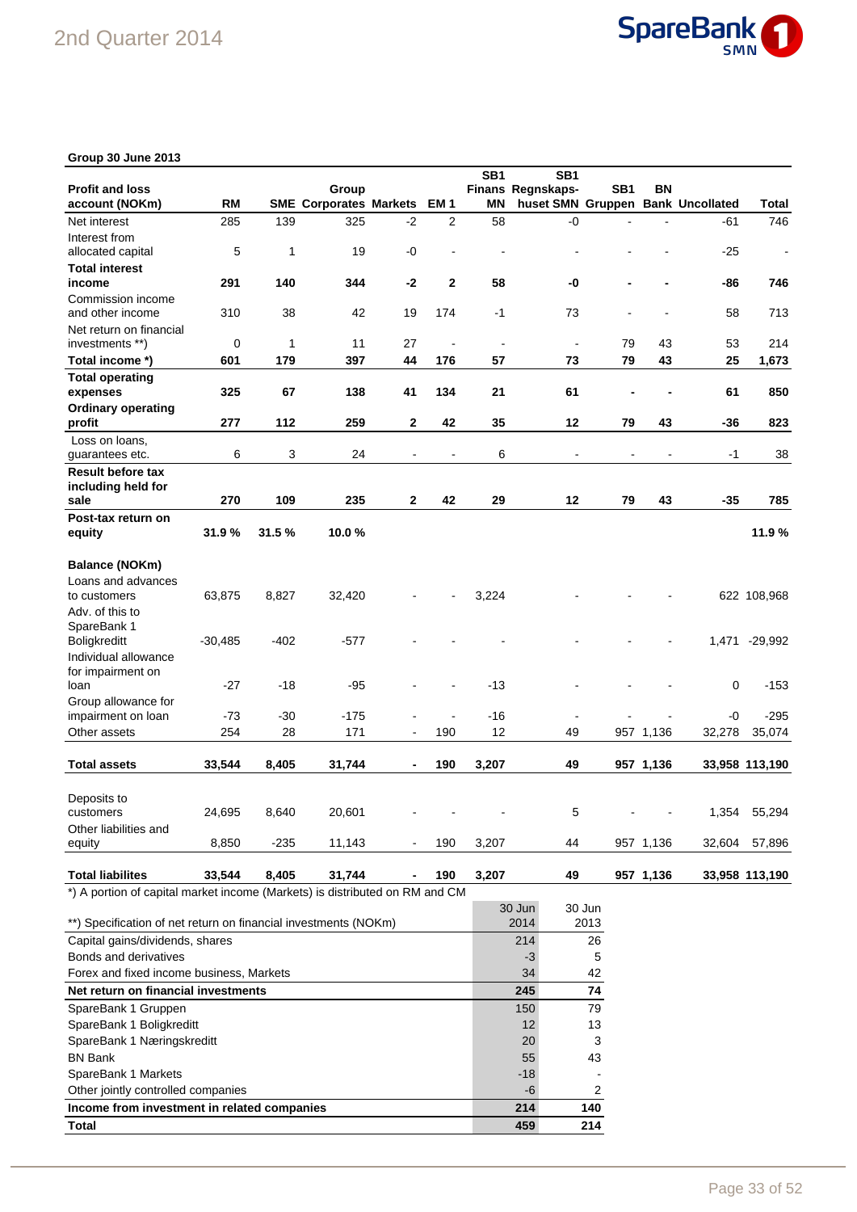**Group 30 June 2013**

| Profit and loss account (NOKm) | RM | SME | Group Corporates | Markets | EM 1 | SB1 Finans MN | SB1 Regnskaps-huset SMN | SB1 Gruppen | BN Bank | Uncollated | Total |
|---|---|---|---|---|---|---|---|---|---|---|---|
| Net interest | 285 | 139 | 325 | -2 | 2 | 58 | -0 | - | - | -61 | 746 |
| Interest from allocated capital | 5 | 1 | 19 | -0 | - | - | - | - | - | -25 | - |
| **Total interest income** | **291** | **140** | **344** | **-2** | **2** | **58** | **-0** | **-** | **-** | **-86** | **746** |
| Commission income and other income | 310 | 38 | 42 | 19 | 174 | -1 | 73 | - | - | 58 | 713 |
| Net return on financial investments **) | 0 | 1 | 11 | 27 | - | - | - | 79 | 43 | 53 | 214 |
| **Total income *)** | **601** | **179** | **397** | **44** | **176** | **57** | **73** | **79** | **43** | **25** | **1,673** |
| **Total operating expenses** | **325** | **67** | **138** | **41** | **134** | **21** | **61** | **-** | **-** | **61** | **850** |
| **Ordinary operating profit** | **277** | **112** | **259** | **2** | **42** | **35** | **12** | **79** | **43** | **-36** | **823** |
| Loss on loans, guarantees etc. | 6 | 3 | 24 | - | - | 6 | - | - | - | -1 | 38 |
| **Result before tax including held for sale** | **270** | **109** | **235** | **2** | **42** | **29** | **12** | **79** | **43** | **-35** | **785** |
| **Post-tax return on equity** | **31.9 %** | **31.5 %** | **10.0 %** | | | | | | | | **11.9 %** |
| | | | | | | | | | | | |
| **Balance (NOKm)** | | | | | | | | | | | |
| Loans and advances to customers | 63,875 | 8,827 | 32,420 | - | - | 3,224 | - | - | - | 622 | 108,968 |
| Adv. of this to SpareBank 1 Boligkreditt | -30,485 | -402 | -577 | - | - | - | - | - | - | 1,471 | -29,992 |
| Individual allowance for impairment on loan | -27 | -18 | -95 | - | - | -13 | - | - | - | 0 | -153 |
| Group allowance for impairment on loan | -73 | -30 | -175 | - | - | -16 | - | - | - | -0 | -295 |
| Other assets | 254 | 28 | 171 | - | 190 | 12 | 49 | 957 | 1,136 | 32,278 | 35,074 |
| **Total assets** | **33,544** | **8,405** | **31,744** | **-** | **190** | **3,207** | **49** | **957** | **1,136** | **33,958** | **113,190** |
| | | | | | | | | | | | |
| Deposits to customers | 24,695 | 8,640 | 20,601 | - | - | - | 5 | - | - | 1,354 | 55,294 |
| Other liabilities and equity | 8,850 | -235 | 11,143 | - | 190 | 3,207 | 44 | 957 | 1,136 | 32,604 | 57,896 |
| **Total liabilites** | **33,544** | **8,405** | **31,744** | **-** | **190** | **3,207** | **49** | **957** | **1,136** | **33,958** | **113,190** |

*) A portion of capital market income (Markets) is distributed on RM and CM

| **) Specification of net return on financial investments (NOKm) | 30 Jun 2014 | 30 Jun 2013 |
|---|---|---|
| Capital gains/dividends, shares | 214 | 26 |
| Bonds and derivatives | -3 | 5 |
| Forex and fixed income business, Markets | 34 | 42 |
| **Net return on financial investments** | **245** | **74** |
| SpareBank 1 Gruppen | 150 | 79 |
| SpareBank 1 Boligkreditt | 12 | 13 |
| SpareBank 1 Næringskreditt | 20 | 3 |
| BN Bank | 55 | 43 |
| SpareBank 1 Markets | -18 | - |
| Other jointly controlled companies | -6 | 2 |
| **Income from investment in related companies** | **214** | **140** |
| **Total** | **459** | **214** |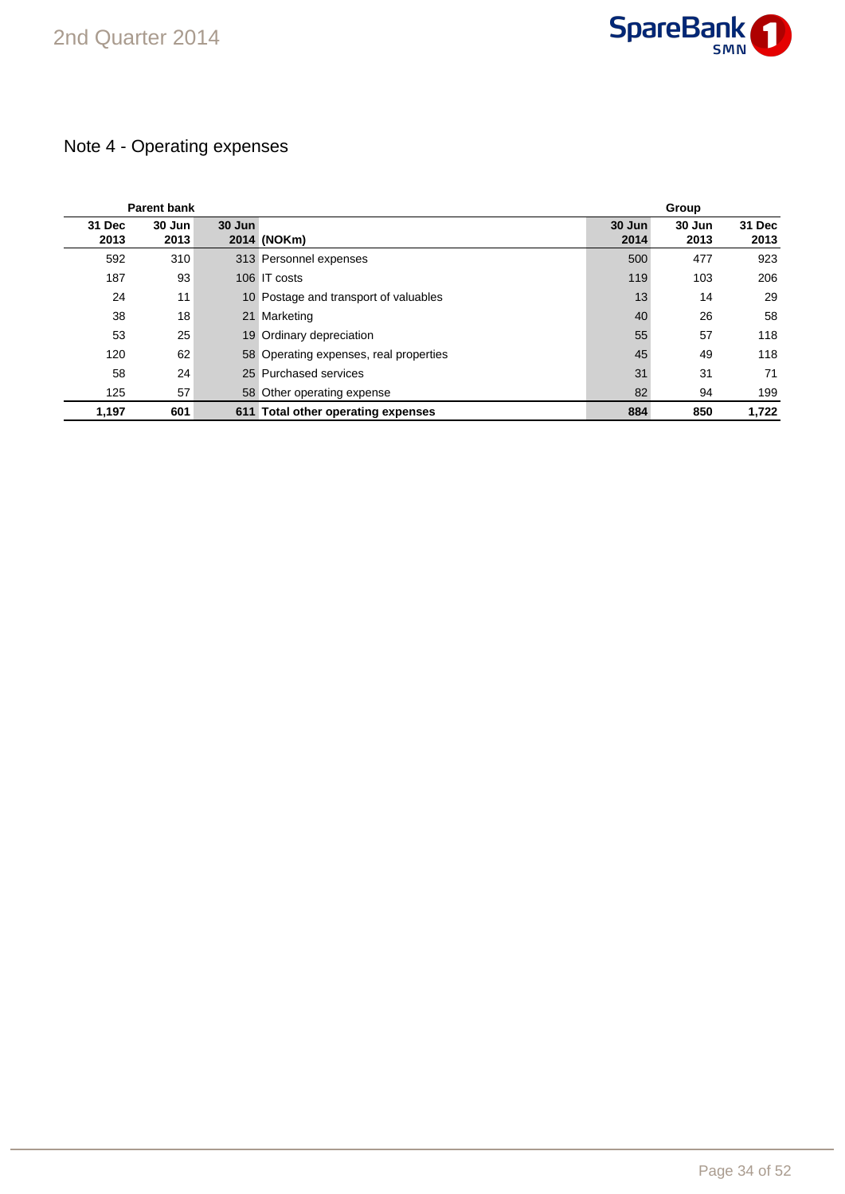## Note 4 - Operating expenses

| Parent bank | | | | Group | | |
|---|---|---|---|---|---|---|
| 31 Dec 2013 | 30 Jun 2013 | 30 Jun 2014 | (NOKm) | 30 Jun 2014 | 30 Jun 2013 | 31 Dec 2013 |
| 592 | 310 | 313 | Personnel expenses | 500 | 477 | 923 |
| 187 | 93 | 106 | IT costs | 119 | 103 | 206 |
| 24 | 11 | 10 | Postage and transport of valuables | 13 | 14 | 29 |
| 38 | 18 | 21 | Marketing | 40 | 26 | 58 |
| 53 | 25 | 19 | Ordinary depreciation | 55 | 57 | 118 |
| 120 | 62 | 58 | Operating expenses, real properties | 45 | 49 | 118 |
| 58 | 24 | 25 | Purchased services | 31 | 31 | 71 |
| 125 | 57 | 58 | Other operating expense | 82 | 94 | 199 |
| **1,197** | **601** | **611** | **Total other operating expenses** | **884** | **850** | **1,722** |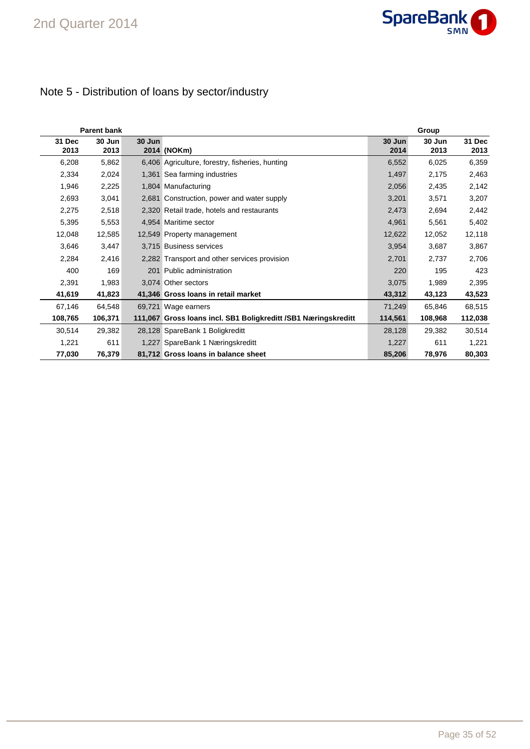## Note 5 - Distribution of loans by sector/industry

| Parent bank | | | | Group | | |
|---|---|---|---|---|---|---|
| 31 Dec 2013 | 30 Jun 2013 | 30 Jun 2014 | (NOKm) | 30 Jun 2014 | 30 Jun 2013 | 31 Dec 2013 |
| 6,208 | 5,862 | 6,406 | Agriculture, forestry, fisheries, hunting | 6,552 | 6,025 | 6,359 |
| 2,334 | 2,024 | 1,361 | Sea farming industries | 1,497 | 2,175 | 2,463 |
| 1,946 | 2,225 | 1,804 | Manufacturing | 2,056 | 2,435 | 2,142 |
| 2,693 | 3,041 | 2,681 | Construction, power and water supply | 3,201 | 3,571 | 3,207 |
| 2,275 | 2,518 | 2,320 | Retail trade, hotels and restaurants | 2,473 | 2,694 | 2,442 |
| 5,395 | 5,553 | 4,954 | Maritime sector | 4,961 | 5,561 | 5,402 |
| 12,048 | 12,585 | 12,549 | Property management | 12,622 | 12,052 | 12,118 |
| 3,646 | 3,447 | 3,715 | Business services | 3,954 | 3,687 | 3,867 |
| 2,284 | 2,416 | 2,282 | Transport and other services provision | 2,701 | 2,737 | 2,706 |
| 400 | 169 | 201 | Public administration | 220 | 195 | 423 |
| 2,391 | 1,983 | 3,074 | Other sectors | 3,075 | 1,989 | 2,395 |
| **41,619** | **41,823** | **41,346** | **Gross loans in retail market** | **43,312** | **43,123** | **43,523** |
| 67,146 | 64,548 | 69,721 | Wage earners | 71,249 | 65,846 | 68,515 |
| **108,765** | **106,371** | **111,067** | **Gross loans incl. SB1 Boligkreditt /SB1 Næringskreditt** | **114,561** | **108,968** | **112,038** |
| 30,514 | 29,382 | 28,128 | SpareBank 1 Boligkreditt | 28,128 | 29,382 | 30,514 |
| 1,221 | 611 | 1,227 | SpareBank 1 Næringskreditt | 1,227 | 611 | 1,221 |
| **77,030** | **76,379** | **81,712** | **Gross loans in balance sheet** | **85,206** | **78,976** | **80,303** |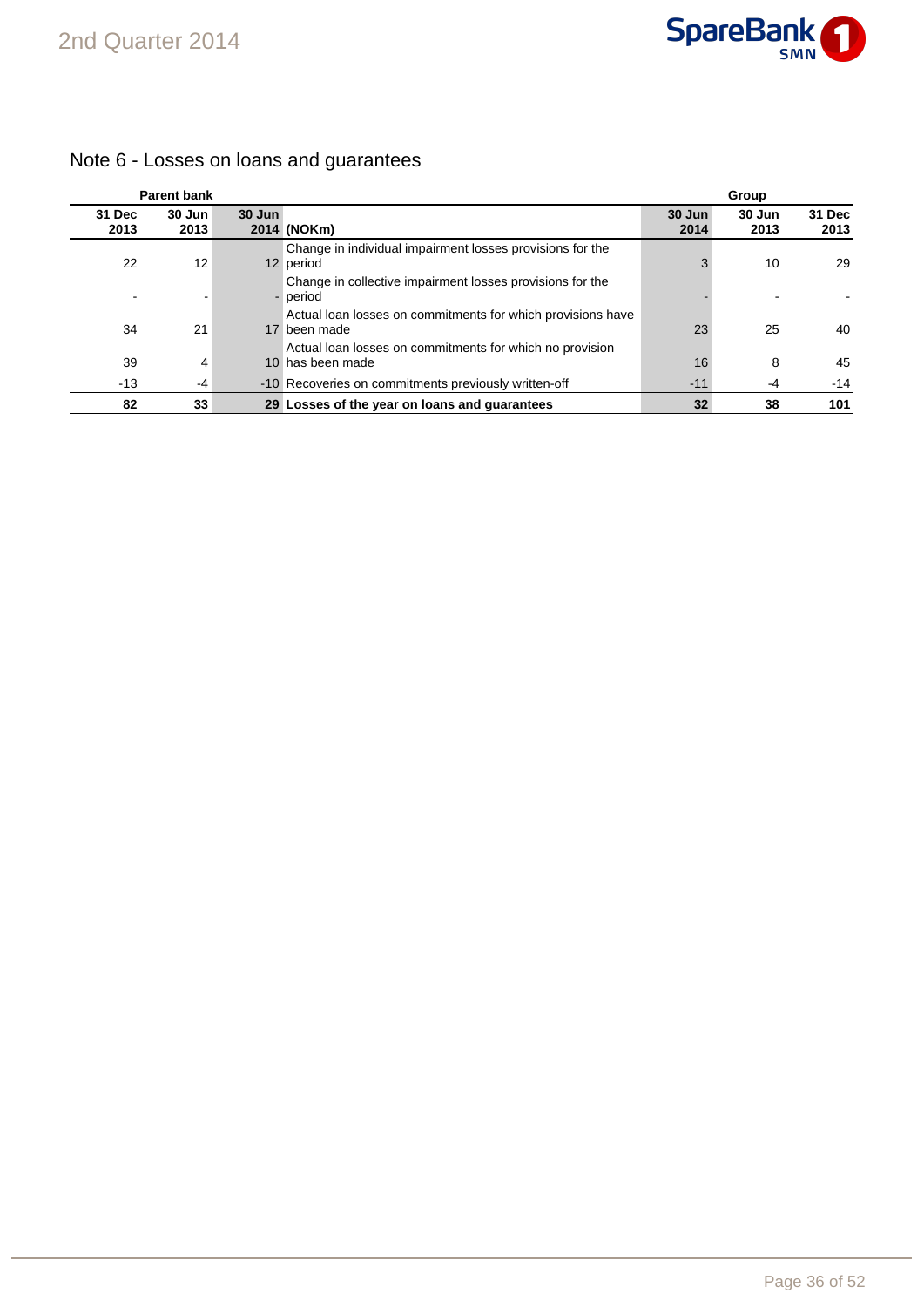## Note 6 - Losses on loans and guarantees

| Parent bank | | | | Group | | |
|---|---|---|---|---|---|---|
| **31 Dec 2013** | **30 Jun 2013** | **30 Jun 2014** | **(NOKm)** | **30 Jun 2014** | **30 Jun 2013** | **31 Dec 2013** |
| 22 | 12 | 12 | Change in individual impairment losses provisions for the period | 3 | 10 | 29 |
| - | - | - | Change in collective impairment losses provisions for the period | - | - | - |
| 34 | 21 | 17 | Actual loan losses on commitments for which provisions have been made | 23 | 25 | 40 |
| 39 | 4 | 10 | Actual loan losses on commitments for which no provision has been made | 16 | 8 | 45 |
| -13 | -4 | -10 | Recoveries on commitments previously written-off | -11 | -4 | -14 |
| **82** | **33** | **29** | **Losses of the year on loans and guarantees** | **32** | **38** | **101** |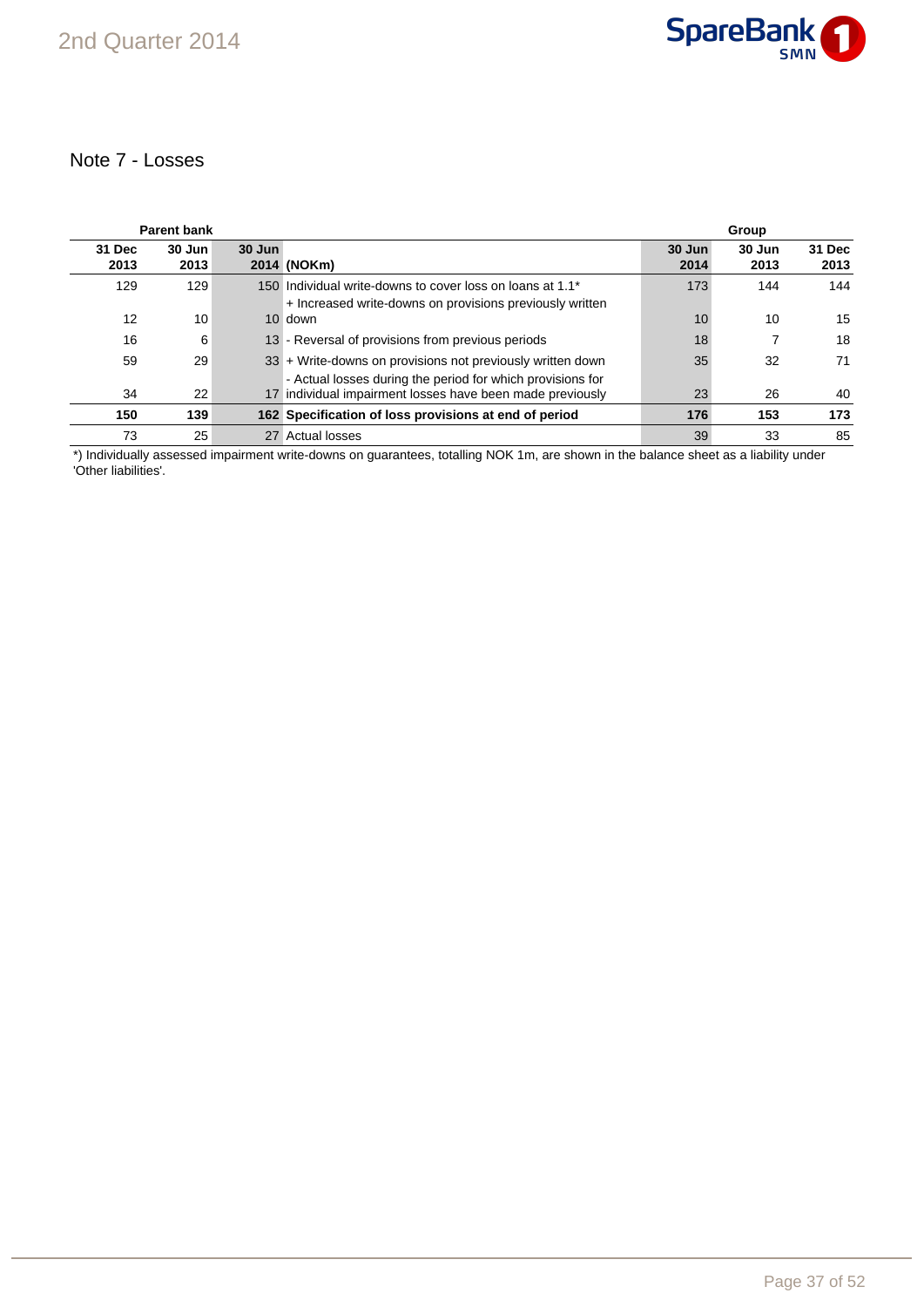## Note 7 - Losses

| Parent bank | | | | Group | | |
|---|---|---|---|---|---|---|
| 31 Dec 2013 | 30 Jun 2013 | 30 Jun 2014 | (NOKm) | 30 Jun 2014 | 30 Jun 2013 | 31 Dec 2013 |
| 129 | 129 | 150 | Individual write-downs to cover loss on loans at 1.1* | 173 | 144 | 144 |
| 12 | 10 | 10 | + Increased write-downs on provisions previously written down | 10 | 10 | 15 |
| 16 | 6 | 13 | - Reversal of provisions from previous periods | 18 | 7 | 18 |
| 59 | 29 | 33 | + Write-downs on provisions not previously written down | 35 | 32 | 71 |
| 34 | 22 | 17 | - Actual losses during the period for which provisions for individual impairment losses have been made previously | 23 | 26 | 40 |
| **150** | **139** | **162** | **Specification of loss provisions at end of period** | **176** | **153** | **173** |
| 73 | 25 | 27 | Actual losses | 39 | 33 | 85 |

*) Individually assessed impairment write-downs on guarantees, totalling NOK 1m, are shown in the balance sheet as a liability under 'Other liabilities'.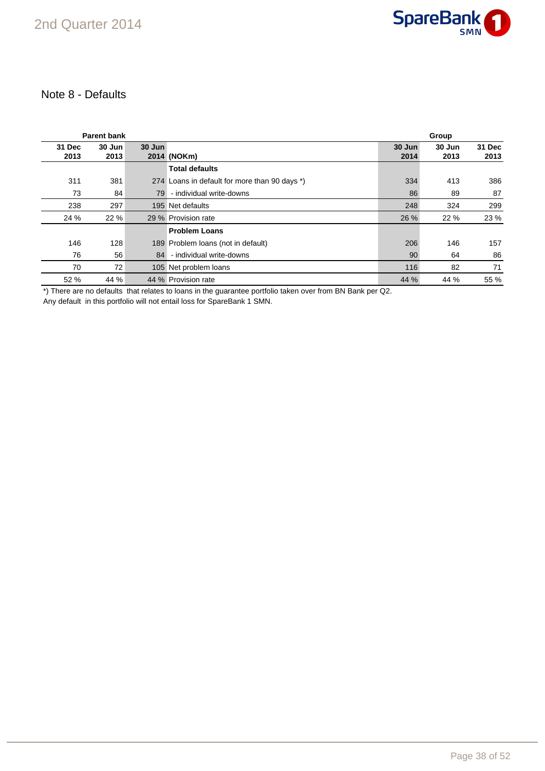## Note 8 - Defaults

| Parent bank | | | | Group | | |
|---|---|---|---|---|---|---|
| 31 Dec 2013 | 30 Jun 2013 | 30 Jun 2014 | (NOKm) | 30 Jun 2014 | 30 Jun 2013 | 31 Dec 2013 |
| | | | **Total defaults** | | | |
| 311 | 381 | 274 | Loans in default for more than 90 days *) | 334 | 413 | 386 |
| 73 | 84 | 79 | - individual write-downs | 86 | 89 | 87 |
| 238 | 297 | 195 | Net defaults | 248 | 324 | 299 |
| 24 % | 22 % | 29 % | Provision rate | 26 % | 22 % | 23 % |
| | | | **Problem Loans** | | | |
| 146 | 128 | 189 | Problem loans (not in default) | 206 | 146 | 157 |
| 76 | 56 | 84 | - individual write-downs | 90 | 64 | 86 |
| 70 | 72 | 105 | Net problem loans | 116 | 82 | 71 |
| 52 % | 44 % | 44 % | Provision rate | 44 % | 44 % | 55 % |

*) There are no defaults that relates to loans in the guarantee portfolio taken over from BN Bank per Q2.
Any default in this portfolio will not entail loss for SpareBank 1 SMN.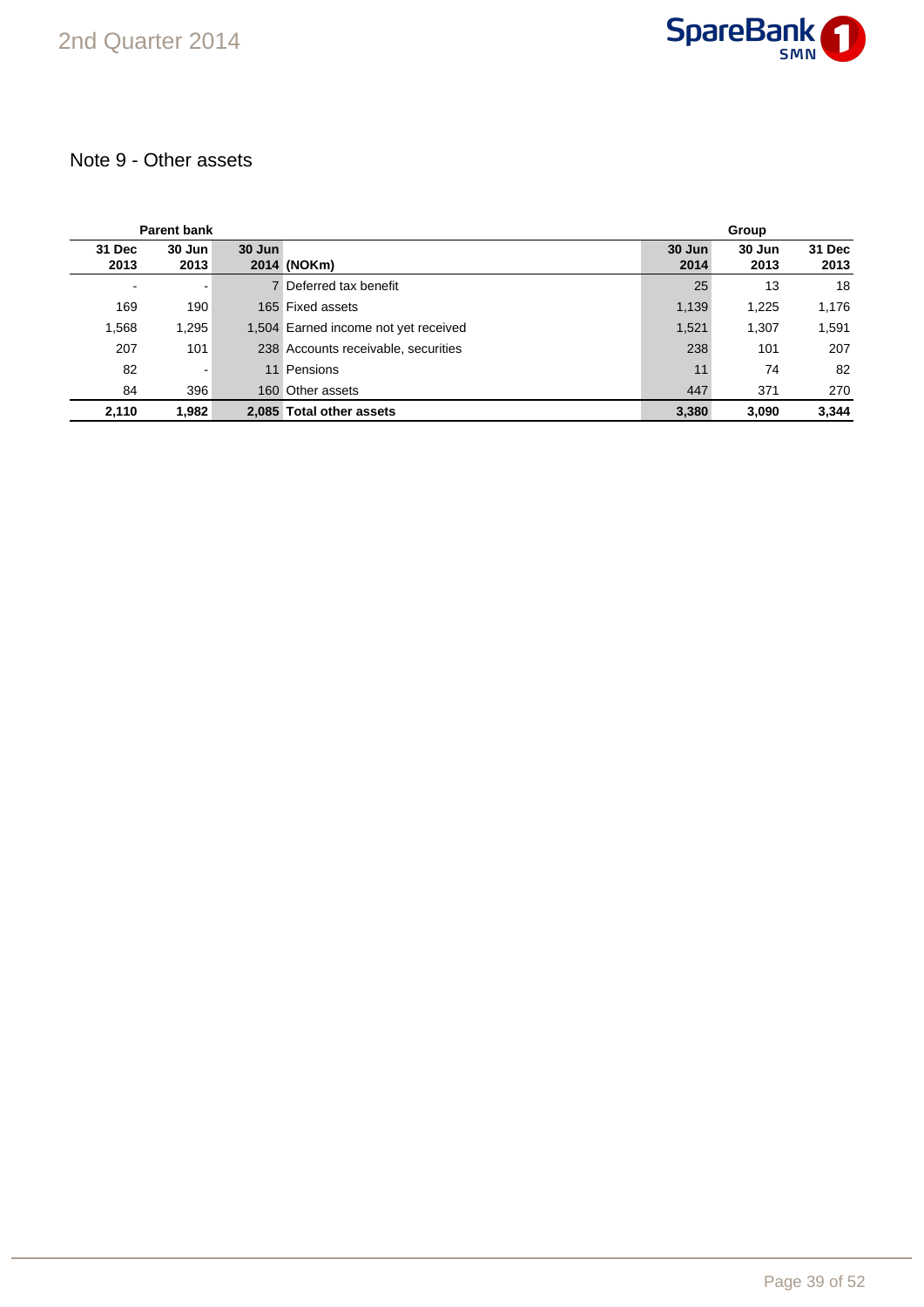## Note 9 - Other assets

| Parent bank | | | | Group | | |
|---|---|---|---|---|---|---|
| 31 Dec 2013 | 30 Jun 2013 | 30 Jun 2014 | (NOKm) | 30 Jun 2014 | 30 Jun 2013 | 31 Dec 2013 |
| - | - | 7 | Deferred tax benefit | 25 | 13 | 18 |
| 169 | 190 | 165 | Fixed assets | 1,139 | 1,225 | 1,176 |
| 1,568 | 1,295 | 1,504 | Earned income not yet received | 1,521 | 1,307 | 1,591 |
| 207 | 101 | 238 | Accounts receivable, securities | 238 | 101 | 207 |
| 82 | - | 11 | Pensions | 11 | 74 | 82 |
| 84 | 396 | 160 | Other assets | 447 | 371 | 270 |
| **2,110** | **1,982** | **2,085** | **Total other assets** | **3,380** | **3,090** | **3,344** |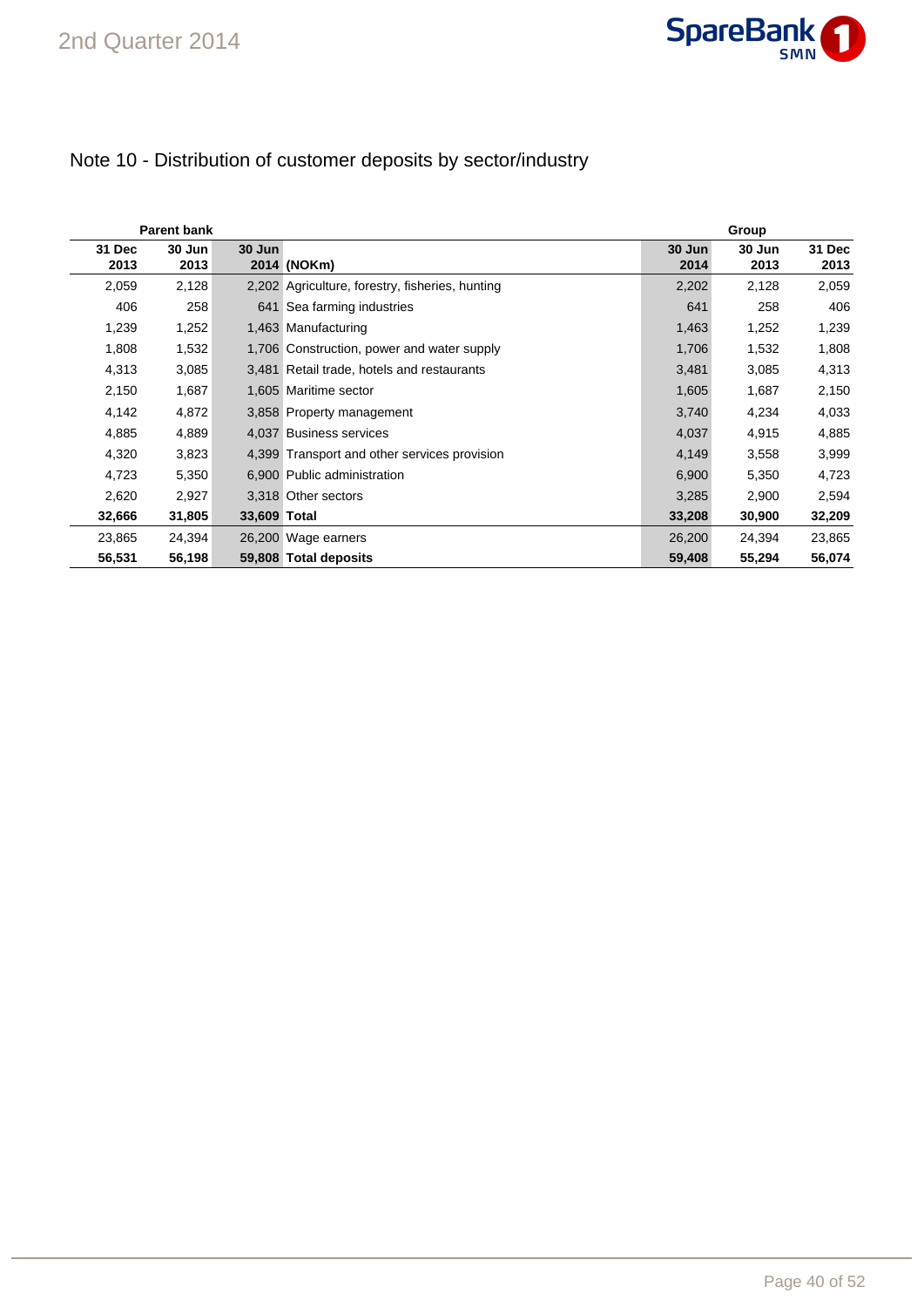## Note 10 - Distribution of customer deposits by sector/industry

| Parent bank | | | | Group | | |
|---|---|---|---|---|---|---|
| 31 Dec 2013 | 30 Jun 2013 | 30 Jun 2014 | (NOKm) | 30 Jun 2014 | 30 Jun 2013 | 31 Dec 2013 |
| 2,059 | 2,128 | 2,202 | Agriculture, forestry, fisheries, hunting | 2,202 | 2,128 | 2,059 |
| 406 | 258 | 641 | Sea farming industries | 641 | 258 | 406 |
| 1,239 | 1,252 | 1,463 | Manufacturing | 1,463 | 1,252 | 1,239 |
| 1,808 | 1,532 | 1,706 | Construction, power and water supply | 1,706 | 1,532 | 1,808 |
| 4,313 | 3,085 | 3,481 | Retail trade, hotels and restaurants | 3,481 | 3,085 | 4,313 |
| 2,150 | 1,687 | 1,605 | Maritime sector | 1,605 | 1,687 | 2,150 |
| 4,142 | 4,872 | 3,858 | Property management | 3,740 | 4,234 | 4,033 |
| 4,885 | 4,889 | 4,037 | Business services | 4,037 | 4,915 | 4,885 |
| 4,320 | 3,823 | 4,399 | Transport and other services provision | 4,149 | 3,558 | 3,999 |
| 4,723 | 5,350 | 6,900 | Public administration | 6,900 | 5,350 | 4,723 |
| 2,620 | 2,927 | 3,318 | Other sectors | 3,285 | 2,900 | 2,594 |
| **32,666** | **31,805** | **33,609** | **Total** | **33,208** | **30,900** | **32,209** |
| 23,865 | 24,394 | 26,200 | Wage earners | 26,200 | 24,394 | 23,865 |
| **56,531** | **56,198** | **59,808** | **Total deposits** | **59,408** | **55,294** | **56,074** |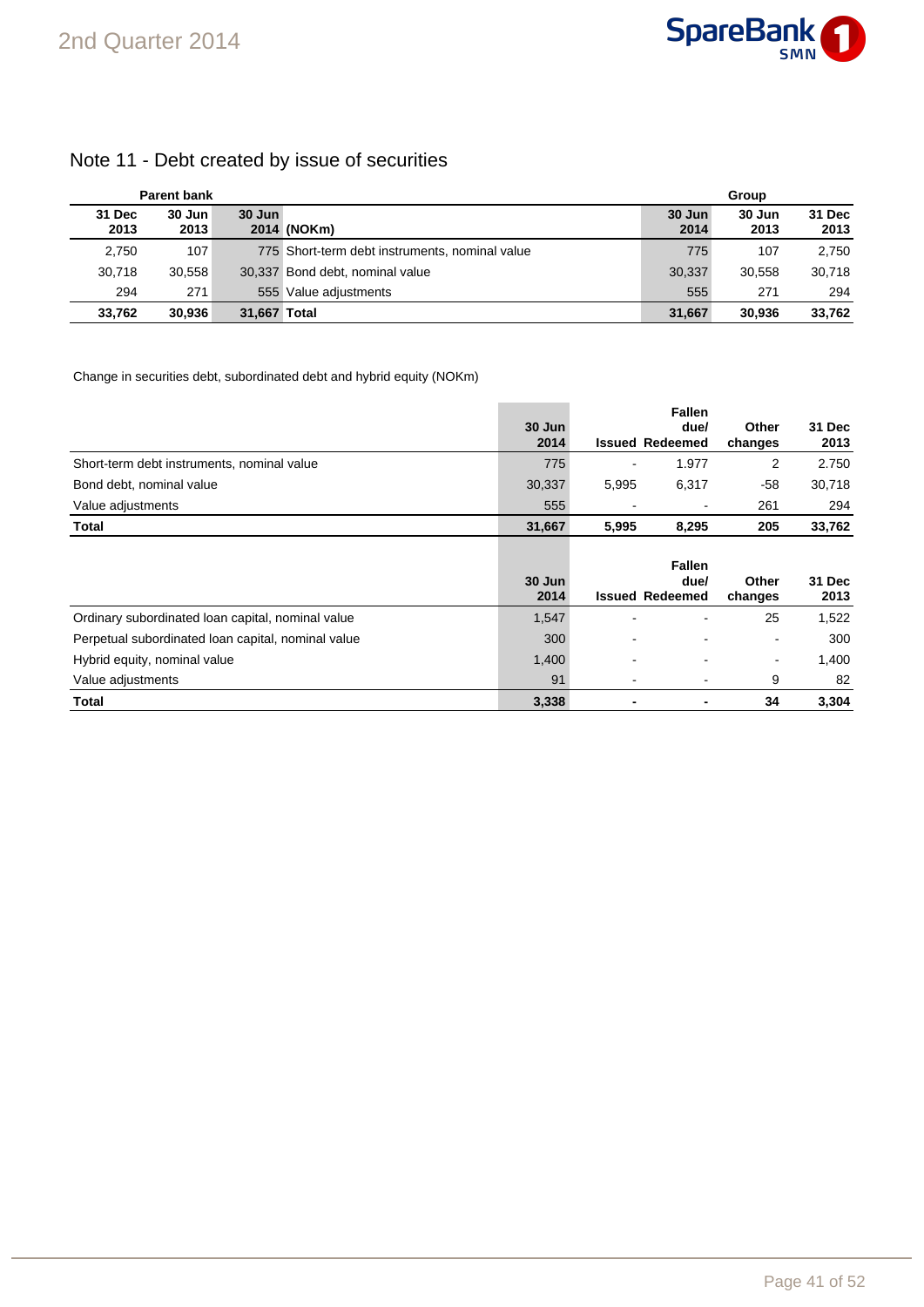## Note 11 - Debt created by issue of securities

| Parent bank | | | | Group | | |
|---|---|---|---|---|---|---|
| 31 Dec 2013 | 30 Jun 2013 | 30 Jun 2014 | (NOKm) | 30 Jun 2014 | 30 Jun 2013 | 31 Dec 2013 |
| 2,750 | 107 | 775 | Short-term debt instruments, nominal value | 775 | 107 | 2,750 |
| 30,718 | 30,558 | 30,337 | Bond debt, nominal value | 30,337 | 30,558 | 30,718 |
| 294 | 271 | 555 | Value adjustments | 555 | 271 | 294 |
| **33,762** | **30,936** | **31,667** | **Total** | **31,667** | **30,936** | **33,762** |

Change in securities debt, subordinated debt and hybrid equity (NOKm)

| | 30 Jun 2014 | Issued | Fallen due/ Redeemed | Other changes | 31 Dec 2013 |
|---|---|---|---|---|---|
| Short-term debt instruments, nominal value | 775 | - | 1.977 | 2 | 2.750 |
| Bond debt, nominal value | 30,337 | 5,995 | 6,317 | -58 | 30,718 |
| Value adjustments | 555 | - | - | 261 | 294 |
| **Total** | **31,667** | **5,995** | **8,295** | **205** | **33,762** |

| | 30 Jun 2014 | Issued | Fallen due/ Redeemed | Other changes | 31 Dec 2013 |
|---|---|---|---|---|---|
| Ordinary subordinated loan capital, nominal value | 1,547 | - | - | 25 | 1,522 |
| Perpetual subordinated loan capital, nominal value | 300 | - | - | - | 300 |
| Hybrid equity, nominal value | 1,400 | - | - | - | 1,400 |
| Value adjustments | 91 | - | - | 9 | 82 |
| **Total** | **3,338** | **-** | **-** | **34** | **3,304** |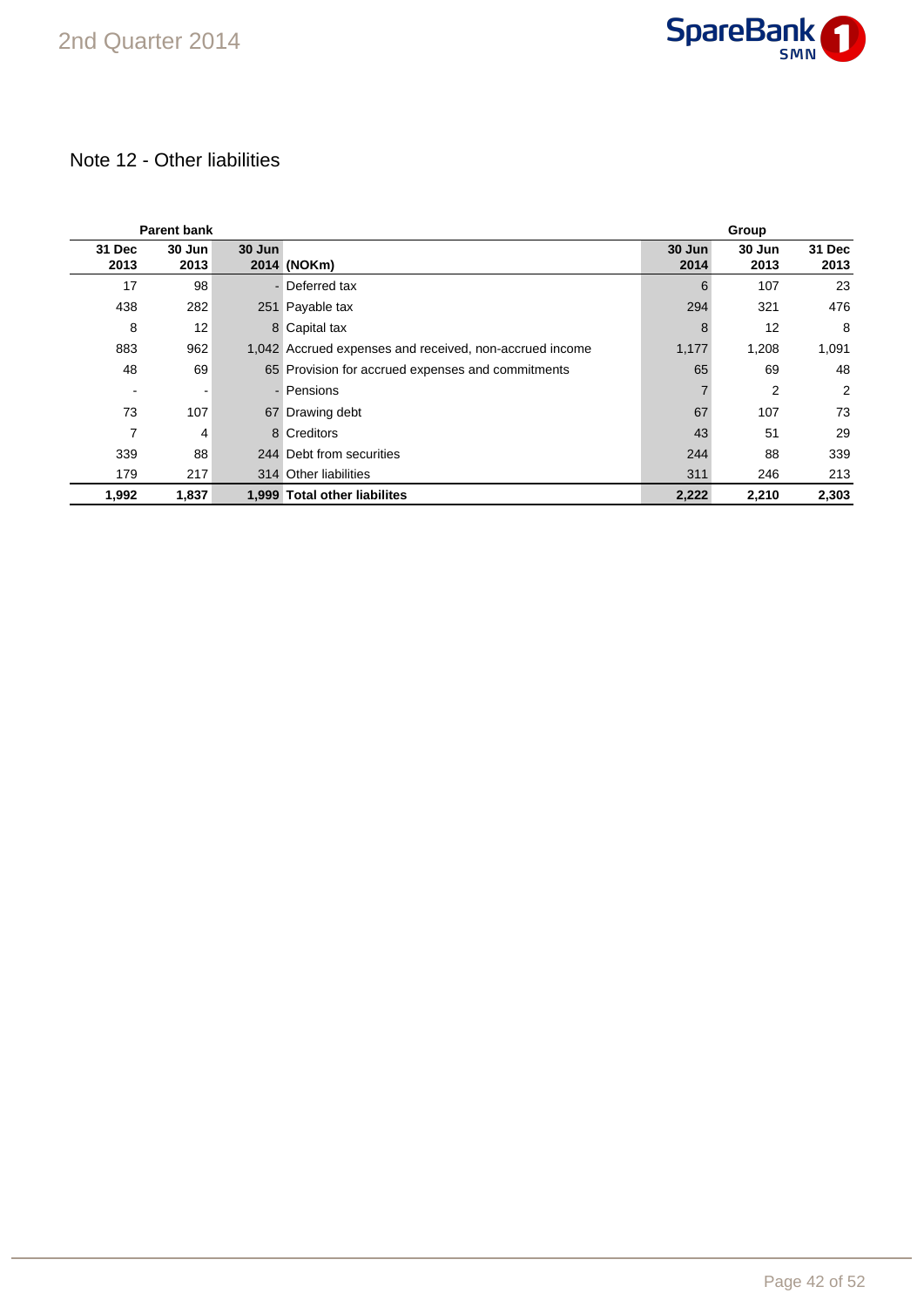## Note 12 - Other liabilities

| Parent bank | | | | Group | | |
|---|---|---|---|---|---|---|
| 31 Dec 2013 | 30 Jun 2013 | 30 Jun 2014 | (NOKm) | 30 Jun 2014 | 30 Jun 2013 | 31 Dec 2013 |
| 17 | 98 | - | Deferred tax | 6 | 107 | 23 |
| 438 | 282 | 251 | Payable tax | 294 | 321 | 476 |
| 8 | 12 | 8 | Capital tax | 8 | 12 | 8 |
| 883 | 962 | 1,042 | Accrued expenses and received, non-accrued income | 1,177 | 1,208 | 1,091 |
| 48 | 69 | 65 | Provision for accrued expenses and commitments | 65 | 69 | 48 |
| - | - | - | Pensions | 7 | 2 | 2 |
| 73 | 107 | 67 | Drawing debt | 67 | 107 | 73 |
| 7 | 4 | 8 | Creditors | 43 | 51 | 29 |
| 339 | 88 | 244 | Debt from securities | 244 | 88 | 339 |
| 179 | 217 | 314 | Other liabilities | 311 | 246 | 213 |
| **1,992** | **1,837** | **1,999** | **Total other liabilites** | **2,222** | **2,210** | **2,303** |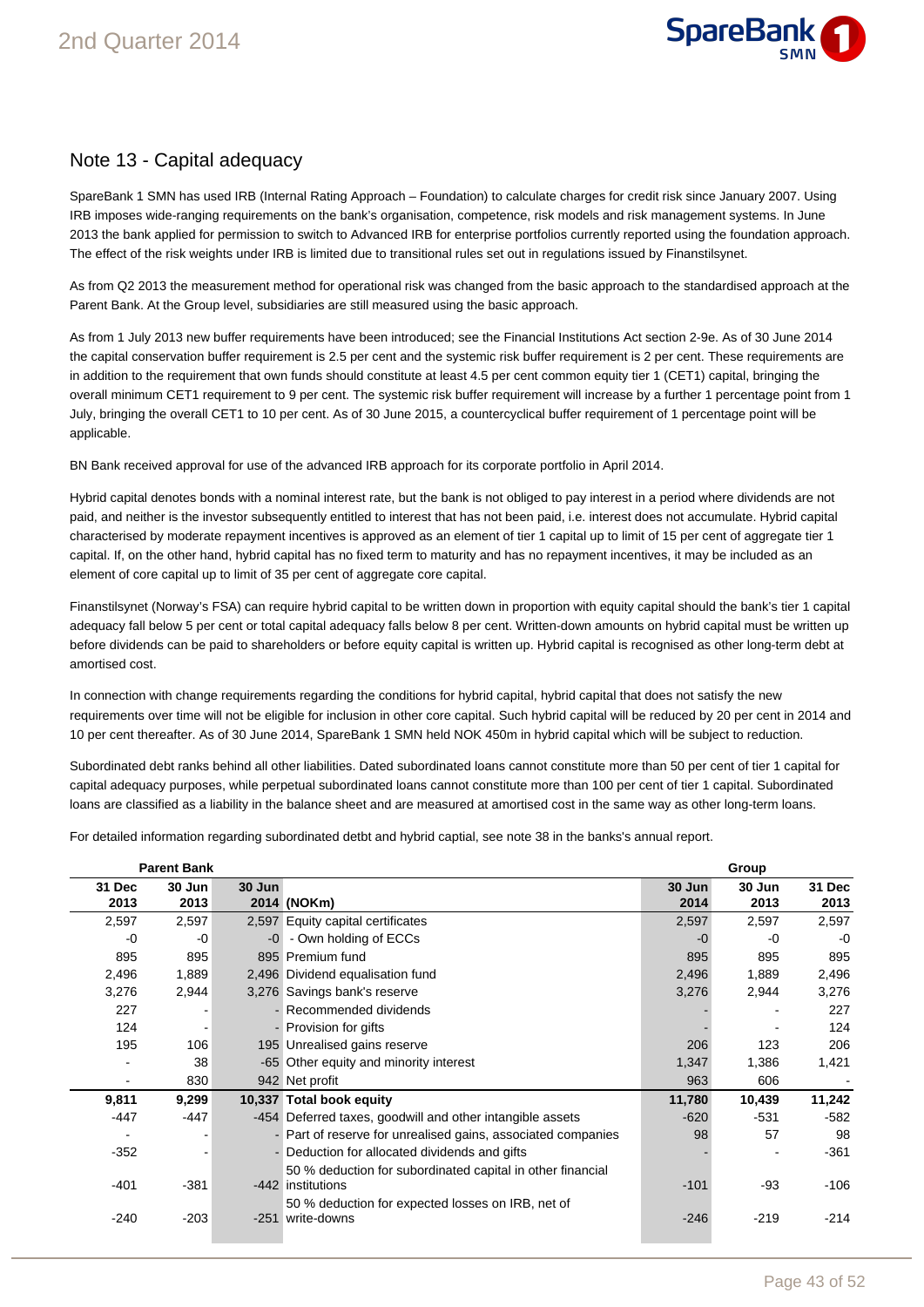## Note 13 - Capital adequacy

SpareBank 1 SMN has used IRB (Internal Rating Approach – Foundation) to calculate charges for credit risk since January 2007. Using IRB imposes wide-ranging requirements on the bank's organisation, competence, risk models and risk management systems. In June 2013 the bank applied for permission to switch to Advanced IRB for enterprise portfolios currently reported using the foundation approach. The effect of the risk weights under IRB is limited due to transitional rules set out in regulations issued by Finanstilsynet.

As from Q2 2013 the measurement method for operational risk was changed from the basic approach to the standardised approach at the Parent Bank. At the Group level, subsidiaries are still measured using the basic approach.

As from 1 July 2013 new buffer requirements have been introduced; see the Financial Institutions Act section 2-9e. As of 30 June 2014 the capital conservation buffer requirement is 2.5 per cent and the systemic risk buffer requirement is 2 per cent. These requirements are in addition to the requirement that own funds should constitute at least 4.5 per cent common equity tier 1 (CET1) capital, bringing the overall minimum CET1 requirement to 9 per cent. The systemic risk buffer requirement will increase by a further 1 percentage point from 1 July, bringing the overall CET1 to 10 per cent. As of 30 June 2015, a countercyclical buffer requirement of 1 percentage point will be applicable.

BN Bank received approval for use of the advanced IRB approach for its corporate portfolio in April 2014.

Hybrid capital denotes bonds with a nominal interest rate, but the bank is not obliged to pay interest in a period where dividends are not paid, and neither is the investor subsequently entitled to interest that has not been paid, i.e. interest does not accumulate. Hybrid capital characterised by moderate repayment incentives is approved as an element of tier 1 capital up to limit of 15 per cent of aggregate tier 1 capital. If, on the other hand, hybrid capital has no fixed term to maturity and has no repayment incentives, it may be included as an element of core capital up to limit of 35 per cent of aggregate core capital.

Finanstilsynet (Norway's FSA) can require hybrid capital to be written down in proportion with equity capital should the bank's tier 1 capital adequacy fall below 5 per cent or total capital adequacy falls below 8 per cent. Written-down amounts on hybrid capital must be written up before dividends can be paid to shareholders or before equity capital is written up. Hybrid capital is recognised as other long-term debt at amortised cost.

In connection with change requirements regarding the conditions for hybrid capital, hybrid capital that does not satisfy the new requirements over time will not be eligible for inclusion in other core capital. Such hybrid capital will be reduced by 20 per cent in 2014 and 10 per cent thereafter. As of 30 June 2014, SpareBank 1 SMN held NOK 450m in hybrid capital which will be subject to reduction.

Subordinated debt ranks behind all other liabilities. Dated subordinated loans cannot constitute more than 50 per cent of tier 1 capital for capital adequacy purposes, while perpetual subordinated loans cannot constitute more than 100 per cent of tier 1 capital. Subordinated loans are classified as a liability in the balance sheet and are measured at amortised cost in the same way as other long-term loans.

For detailed information regarding subordinated detbt and hybrid captial, see note 38 in the banks's annual report.

| Parent Bank | | | | Group | | |
|---|---|---|---|---|---|---|
| 31 Dec 2013 | 30 Jun 2013 | 30 Jun 2014 | (NOKm) | 30 Jun 2014 | 30 Jun 2013 | 31 Dec 2013 |
| 2,597 | 2,597 | 2,597 | Equity capital certificates | 2,597 | 2,597 | 2,597 |
| -0 | -0 | -0 | - Own holding of ECCs | -0 | -0 | -0 |
| 895 | 895 | 895 | Premium fund | 895 | 895 | 895 |
| 2,496 | 1,889 | 2,496 | Dividend equalisation fund | 2,496 | 1,889 | 2,496 |
| 3,276 | 2,944 | 3,276 | Savings bank's reserve | 3,276 | 2,944 | 3,276 |
| 227 | - | - | Recommended dividends | - | - | 227 |
| 124 | - | - | Provision for gifts | - | - | 124 |
| 195 | 106 | 195 | Unrealised gains reserve | 206 | 123 | 206 |
| - | 38 | -65 | Other equity and minority interest | 1,347 | 1,386 | 1,421 |
| - | 830 | 942 | Net profit | 963 | 606 | - |
| **9,811** | **9,299** | **10,337** | **Total book equity** | **11,780** | **10,439** | **11,242** |
| -447 | -447 | -454 | Deferred taxes, goodwill and other intangible assets | -620 | -531 | -582 |
| - | - | - | Part of reserve for unrealised gains, associated companies | 98 | 57 | 98 |
| -352 | - | - | Deduction for allocated dividends and gifts | - | - | -361 |
| -401 | -381 | -442 | 50 % deduction for subordinated capital in other financial institutions | -101 | -93 | -106 |
| -240 | -203 | -251 | 50 % deduction for expected losses on IRB, net of write-downs | -246 | -219 | -214 |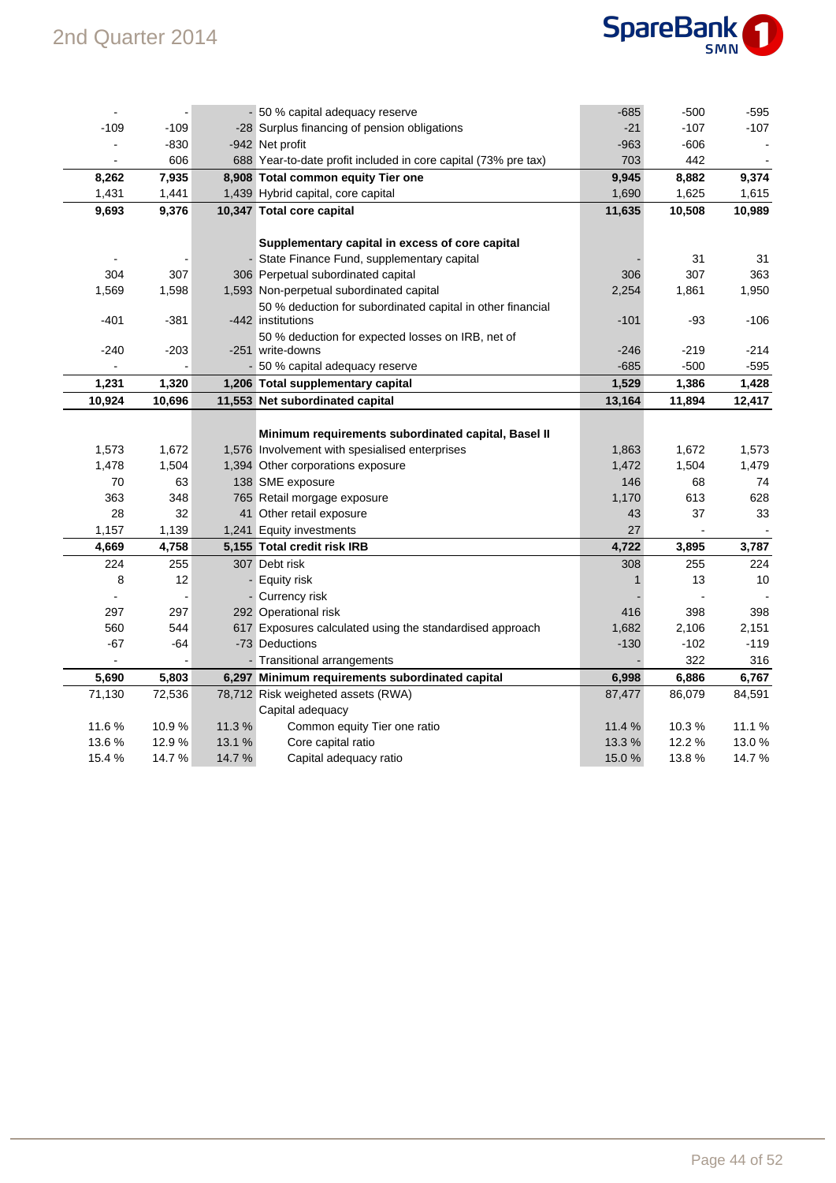|  |  |  |  |  |  |  |
|---|---|---|---|---|---|---|
| - | - | - | 50 % capital adequacy reserve | -685 | -500 | -595 |
| -109 | -109 | -28 | Surplus financing of pension obligations | -21 | -107 | -107 |
| - | -830 | -942 | Net profit | -963 | -606 | - |
| - | 606 | 688 | Year-to-date profit included in core capital (73% pre tax) | 703 | 442 | - |
| **8,262** | **7,935** | **8,908** | **Total common equity Tier one** | **9,945** | **8,882** | **9,374** |
| 1,431 | 1,441 | 1,439 | Hybrid capital, core capital | 1,690 | 1,625 | 1,615 |
| **9,693** | **9,376** | **10,347** | **Total core capital** | **11,635** | **10,508** | **10,989** |
|  |  |  |  |  |  |  |
|  |  |  | **Supplementary capital in excess of core capital** |  |  |  |
| - | - | - | State Finance Fund, supplementary capital | - | 31 | 31 |
| 304 | 307 | 306 | Perpetual subordinated capital | 306 | 307 | 363 |
| 1,569 | 1,598 | 1,593 | Non-perpetual subordinated capital | 2,254 | 1,861 | 1,950 |
| -401 | -381 | -442 | 50 % deduction for subordinated capital in other financial institutions | -101 | -93 | -106 |
| -240 | -203 | -251 | 50 % deduction for expected losses on IRB, net of write-downs | -246 | -219 | -214 |
| - | - | - | 50 % capital adequacy reserve | -685 | -500 | -595 |
| **1,231** | **1,320** | **1,206** | **Total supplementary capital** | **1,529** | **1,386** | **1,428** |
| **10,924** | **10,696** | **11,553** | **Net subordinated capital** | **13,164** | **11,894** | **12,417** |
|  |  |  |  |  |  |  |
|  |  |  | **Minimum requirements subordinated capital, Basel II** |  |  |  |
| 1,573 | 1,672 | 1,576 | Involvement with spesialised enterprises | 1,863 | 1,672 | 1,573 |
| 1,478 | 1,504 | 1,394 | Other corporations exposure | 1,472 | 1,504 | 1,479 |
| 70 | 63 | 138 | SME exposure | 146 | 68 | 74 |
| 363 | 348 | 765 | Retail morgage exposure | 1,170 | 613 | 628 |
| 28 | 32 | 41 | Other retail exposure | 43 | 37 | 33 |
| 1,157 | 1,139 | 1,241 | Equity investments | 27 | - | - |
| **4,669** | **4,758** | **5,155** | **Total credit risk IRB** | **4,722** | **3,895** | **3,787** |
| 224 | 255 | 307 | Debt risk | 308 | 255 | 224 |
| 8 | 12 | - | Equity risk | 1 | 13 | 10 |
| - | - | - | Currency risk | - | - | - |
| 297 | 297 | 292 | Operational risk | 416 | 398 | 398 |
| 560 | 544 | 617 | Exposures calculated using the standardised approach | 1,682 | 2,106 | 2,151 |
| -67 | -64 | -73 | Deductions | -130 | -102 | -119 |
| - | - | - | Transitional arrangements | - | 322 | 316 |
| **5,690** | **5,803** | **6,297** | **Minimum requirements subordinated capital** | **6,998** | **6,886** | **6,767** |
| 71,130 | 72,536 | 78,712 | Risk weigheted assets (RWA) | 87,477 | 86,079 | 84,591 |
|  |  |  | Capital adequacy |  |  |  |
| 11.6 % | 10.9 % | 11.3 % | Common equity Tier one ratio | 11.4 % | 10.3 % | 11.1 % |
| 13.6 % | 12.9 % | 13.1 % | Core capital ratio | 13.3 % | 12.2 % | 13.0 % |
| 15.4 % | 14.7 % | 14.7 % | Capital adequacy ratio | 15.0 % | 13.8 % | 14.7 % |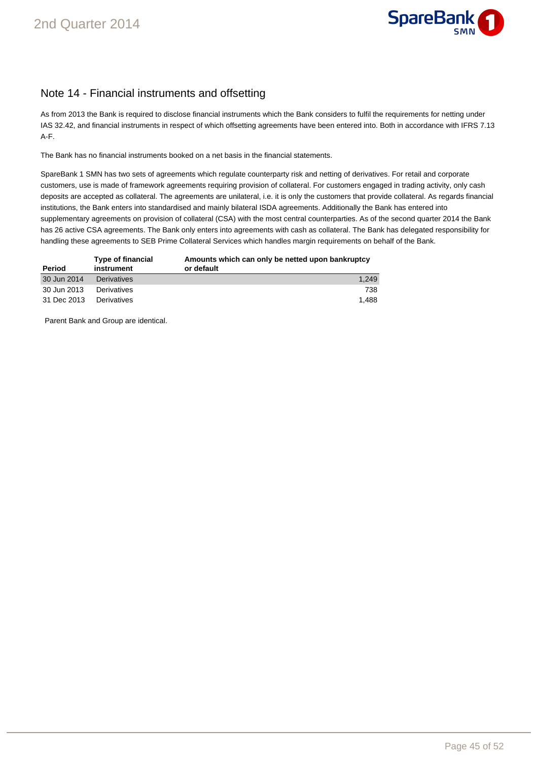## Note 14 - Financial instruments and offsetting

As from 2013 the Bank is required to disclose financial instruments which the Bank considers to fulfil the requirements for netting under IAS 32.42, and financial instruments in respect of which offsetting agreements have been entered into. Both in accordance with IFRS 7.13 A-F.

The Bank has no financial instruments booked on a net basis in the financial statements.

SpareBank 1 SMN has two sets of agreements which regulate counterparty risk and netting of derivatives. For retail and corporate customers, use is made of framework agreements requiring provision of collateral. For customers engaged in trading activity, only cash deposits are accepted as collateral. The agreements are unilateral, i.e. it is only the customers that provide collateral. As regards financial institutions, the Bank enters into standardised and mainly bilateral ISDA agreements. Additionally the Bank has entered into supplementary agreements on provision of collateral (CSA) with the most central counterparties. As of the second quarter 2014 the Bank has 26 active CSA agreements. The Bank only enters into agreements with cash as collateral. The Bank has delegated responsibility for handling these agreements to SEB Prime Collateral Services which handles margin requirements on behalf of the Bank.

| Period | Type of financial instrument | Amounts which can only be netted upon bankruptcy or default |
|---|---|---:|
| 30 Jun 2014 | Derivatives | 1,249 |
| 30 Jun 2013 | Derivatives | 738 |
| 31 Dec 2013 | Derivatives | 1,488 |

Parent Bank and Group are identical.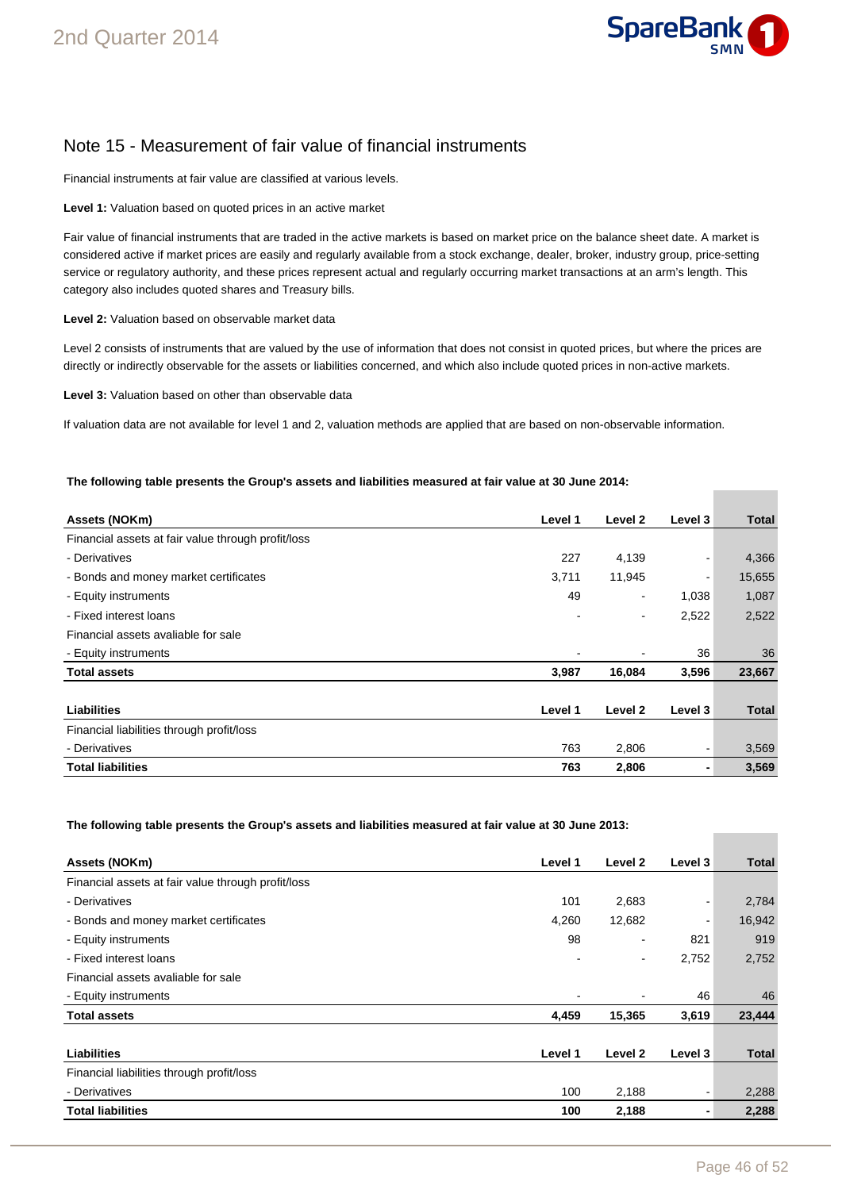## Note 15 - Measurement of fair value of financial instruments

Financial instruments at fair value are classified at various levels.

**Level 1:** Valuation based on quoted prices in an active market

Fair value of financial instruments that are traded in the active markets is based on market price on the balance sheet date. A market is considered active if market prices are easily and regularly available from a stock exchange, dealer, broker, industry group, price-setting service or regulatory authority, and these prices represent actual and regularly occurring market transactions at an arm's length. This category also includes quoted shares and Treasury bills.

**Level 2:** Valuation based on observable market data

Level 2 consists of instruments that are valued by the use of information that does not consist in quoted prices, but where the prices are directly or indirectly observable for the assets or liabilities concerned, and which also include quoted prices in non-active markets.

**Level 3:** Valuation based on other than observable data

If valuation data are not available for level 1 and 2, valuation methods are applied that are based on non-observable information.

**The following table presents the Group's assets and liabilities measured at fair value at 30 June 2014:**

| Assets (NOKm) | Level 1 | Level 2 | Level 3 | Total |
|---|---|---|---|---|
| Financial assets at fair value through profit/loss | | | | |
| - Derivatives | 227 | 4,139 | - | 4,366 |
| - Bonds and money market certificates | 3,711 | 11,945 | - | 15,655 |
| - Equity instruments | 49 | - | 1,038 | 1,087 |
| - Fixed interest loans | - | - | 2,522 | 2,522 |
| Financial assets avaliable for sale | | | | |
| - Equity instruments | - | - | 36 | 36 |
| **Total assets** | **3,987** | **16,084** | **3,596** | **23,667** |

| Liabilities | Level 1 | Level 2 | Level 3 | Total |
|---|---|---|---|---|
| Financial liabilities through profit/loss | | | | |
| - Derivatives | 763 | 2,806 | - | 3,569 |
| **Total liabilities** | **763** | **2,806** | **-** | **3,569** |

**The following table presents the Group's assets and liabilities measured at fair value at 30 June 2013:**

| Assets (NOKm) | Level 1 | Level 2 | Level 3 | Total |
|---|---|---|---|---|
| Financial assets at fair value through profit/loss | | | | |
| - Derivatives | 101 | 2,683 | - | 2,784 |
| - Bonds and money market certificates | 4,260 | 12,682 | - | 16,942 |
| - Equity instruments | 98 | - | 821 | 919 |
| - Fixed interest loans | - | - | 2,752 | 2,752 |
| Financial assets avaliable for sale | | | | |
| - Equity instruments | - | - | 46 | 46 |
| **Total assets** | **4,459** | **15,365** | **3,619** | **23,444** |

| Liabilities | Level 1 | Level 2 | Level 3 | Total |
|---|---|---|---|---|
| Financial liabilities through profit/loss | | | | |
| - Derivatives | 100 | 2,188 | - | 2,288 |
| **Total liabilities** | **100** | **2,188** | **-** | **2,288** |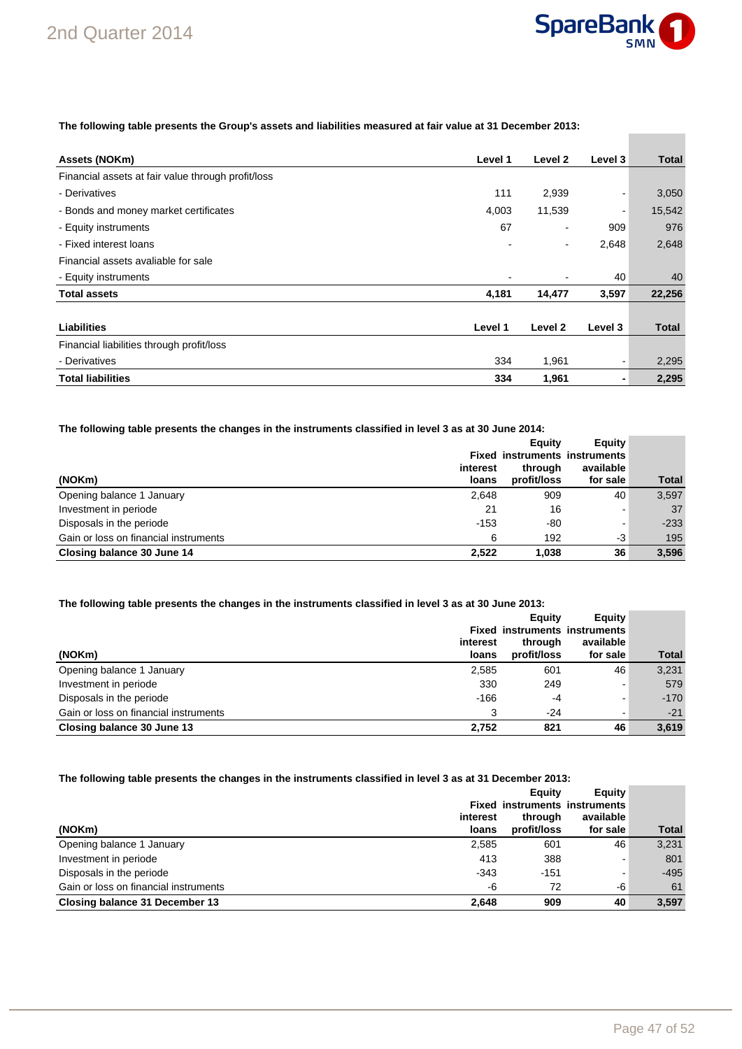The following table presents the Group's assets and liabilities measured at fair value at 31 December 2013:

| Assets (NOKm) | Level 1 | Level 2 | Level 3 | Total |
|---|---|---|---|---|
| Financial assets at fair value through profit/loss | | | | |
| - Derivatives | 111 | 2,939 | - | 3,050 |
| - Bonds and money market certificates | 4,003 | 11,539 | - | 15,542 |
| - Equity instruments | 67 | - | 909 | 976 |
| - Fixed interest loans | - | - | 2,648 | 2,648 |
| Financial assets avaliable for sale | | | | |
| - Equity instruments | - | - | 40 | 40 |
| **Total assets** | **4,181** | **14,477** | **3,597** | **22,256** |

| Liabilities | Level 1 | Level 2 | Level 3 | Total |
|---|---|---|---|---|
| Financial liabilities through profit/loss | | | | |
| - Derivatives | 334 | 1,961 | - | 2,295 |
| **Total liabilities** | **334** | **1,961** | **-** | **2,295** |

The following table presents the changes in the instruments classified in level 3 as at 30 June 2014:

| (NOKm) | Fixed interest loans | Equity instruments through profit/loss | Equity instruments available for sale | Total |
|---|---|---|---|---|
| Opening balance 1 January | 2,648 | 909 | 40 | 3,597 |
| Investment in periode | 21 | 16 | - | 37 |
| Disposals in the periode | -153 | -80 | - | -233 |
| Gain or loss on financial instruments | 6 | 192 | -3 | 195 |
| **Closing balance 30 June 14** | **2,522** | **1,038** | **36** | **3,596** |

The following table presents the changes in the instruments classified in level 3 as at 30 June 2013:

| (NOKm) | Fixed interest loans | Equity instruments through profit/loss | Equity instruments available for sale | Total |
|---|---|---|---|---|
| Opening balance 1 January | 2,585 | 601 | 46 | 3,231 |
| Investment in periode | 330 | 249 | - | 579 |
| Disposals in the periode | -166 | -4 | - | -170 |
| Gain or loss on financial instruments | 3 | -24 | - | -21 |
| **Closing balance 30 June 13** | **2,752** | **821** | **46** | **3,619** |

The following table presents the changes in the instruments classified in level 3 as at 31 December 2013:

| (NOKm) | Fixed interest loans | Equity instruments through profit/loss | Equity instruments available for sale | Total |
|---|---|---|---|---|
| Opening balance 1 January | 2,585 | 601 | 46 | 3,231 |
| Investment in periode | 413 | 388 | - | 801 |
| Disposals in the periode | -343 | -151 | - | -495 |
| Gain or loss on financial instruments | -6 | 72 | -6 | 61 |
| **Closing balance 31 December 13** | **2,648** | **909** | **40** | **3,597** |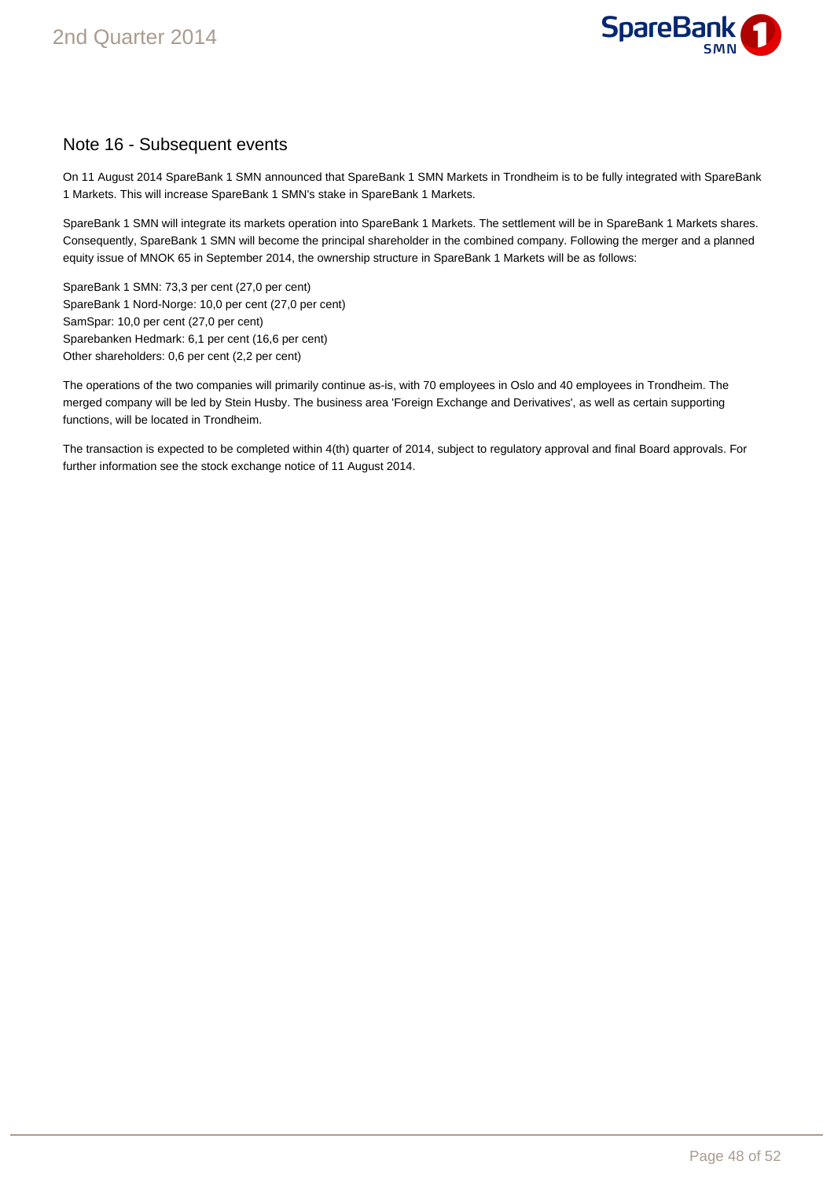## Note 16 - Subsequent events

On 11 August 2014 SpareBank 1 SMN announced that SpareBank 1 SMN Markets in Trondheim is to be fully integrated with SpareBank 1 Markets. This will increase SpareBank 1 SMN's stake in SpareBank 1 Markets.

SpareBank 1 SMN will integrate its markets operation into SpareBank 1 Markets. The settlement will be in SpareBank 1 Markets shares. Consequently, SpareBank 1 SMN will become the principal shareholder in the combined company. Following the merger and a planned equity issue of MNOK 65 in September 2014, the ownership structure in SpareBank 1 Markets will be as follows:

SpareBank 1 SMN: 73,3 per cent (27,0 per cent)
SpareBank 1 Nord-Norge: 10,0 per cent (27,0 per cent)
SamSpar: 10,0 per cent (27,0 per cent)
Sparebanken Hedmark: 6,1 per cent (16,6 per cent)
Other shareholders: 0,6 per cent (2,2 per cent)

The operations of the two companies will primarily continue as-is, with 70 employees in Oslo and 40 employees in Trondheim. The merged company will be led by Stein Husby. The business area 'Foreign Exchange and Derivatives', as well as certain supporting functions, will be located in Trondheim.

The transaction is expected to be completed within 4(th) quarter of 2014, subject to regulatory approval and final Board approvals. For further information see the stock exchange notice of 11 August 2014.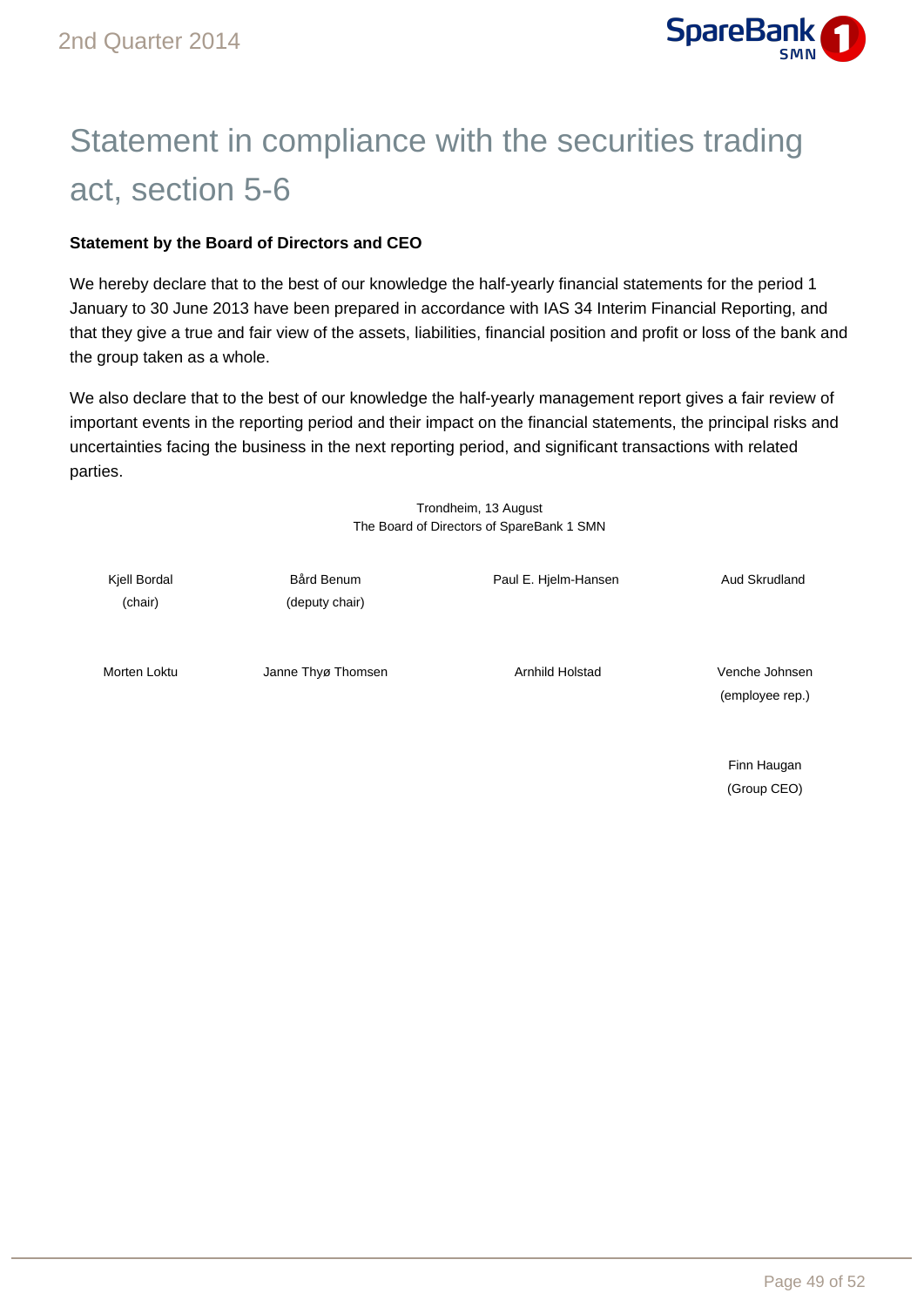# Statement in compliance with the securities trading act, section 5-6

**Statement by the Board of Directors and CEO**

We hereby declare that to the best of our knowledge the half-yearly financial statements for the period 1 January to 30 June 2013 have been prepared in accordance with IAS 34 Interim Financial Reporting, and that they give a true and fair view of the assets, liabilities, financial position and profit or loss of the bank and the group taken as a whole.

We also declare that to the best of our knowledge the half-yearly management report gives a fair review of important events in the reporting period and their impact on the financial statements, the principal risks and uncertainties facing the business in the next reporting period, and significant transactions with related parties.

Trondheim, 13 August
The Board of Directors of SpareBank 1 SMN

| | | | |
|---|---|---|---|
| Kjell Bordal (chair) | Bård Benum (deputy chair) | Paul E. Hjelm-Hansen | Aud Skrudland |
| Morten Loktu | Janne Thyø Thomsen | Arnhild Holstad | Venche Johnsen (employee rep.) |
| | | | Finn Haugan (Group CEO) |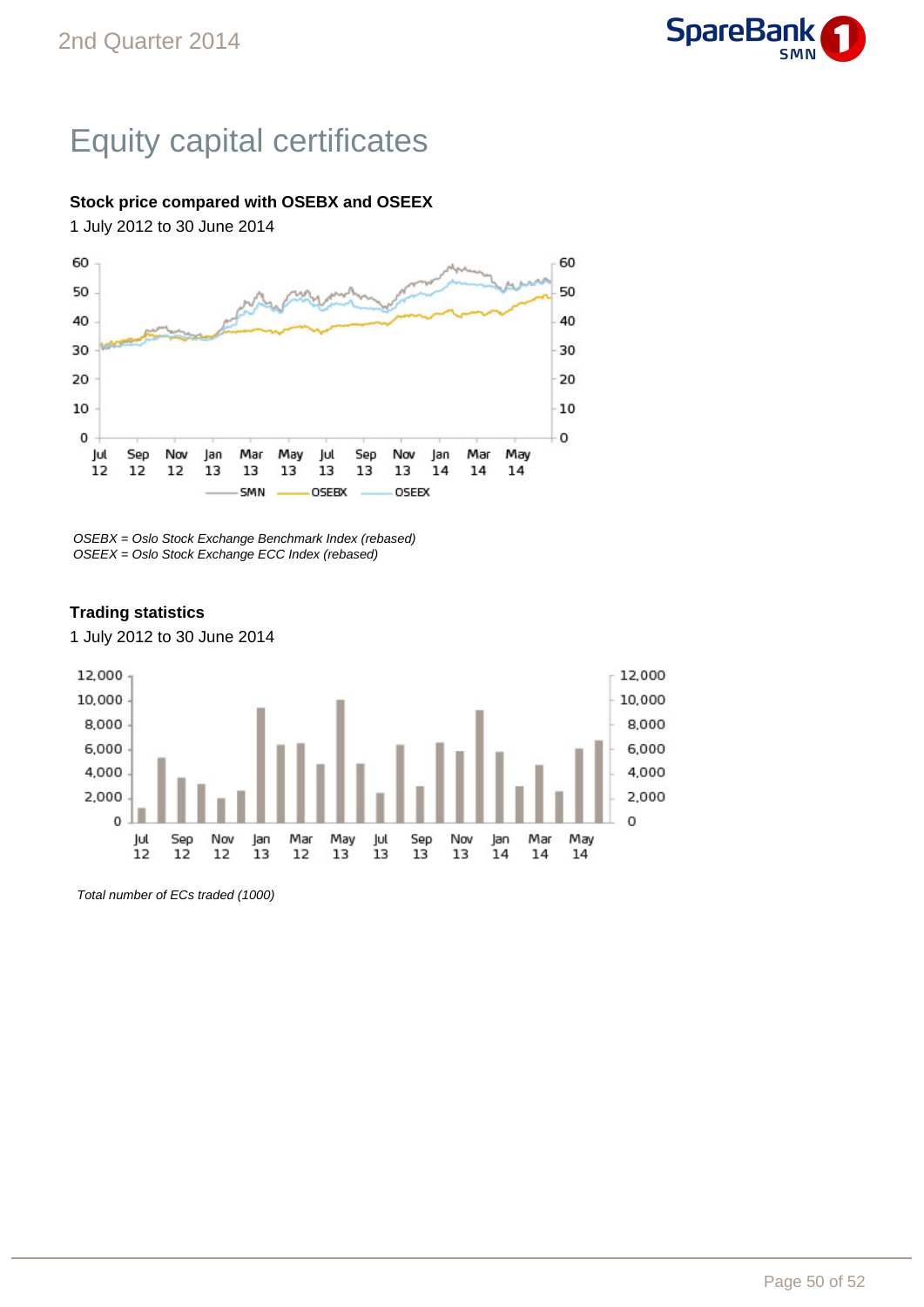# Equity capital certificates

**Stock price compared with OSEBX and OSEEX**

1 July 2012 to 30 June 2014

*OSEBX = Oslo Stock Exchange Benchmark Index (rebased)*
*OSEEX = Oslo Stock Exchange ECC Index (rebased)*

**Trading statistics**

1 July 2012 to 30 June 2014

*Total number of ECs traded (1000)*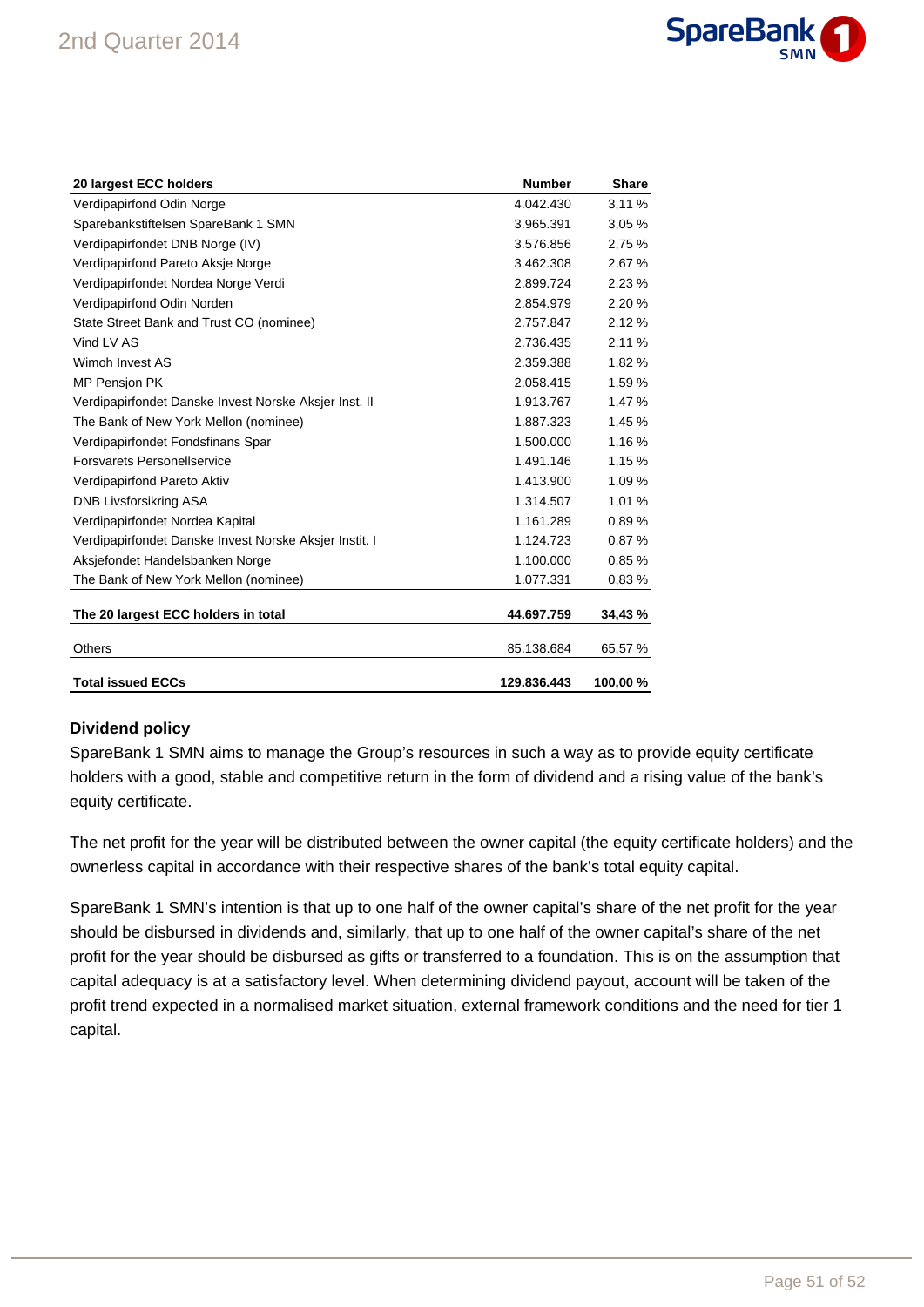| 20 largest ECC holders | Number | Share |
|---|---|---|
| Verdipapirfond Odin Norge | 4.042.430 | 3,11 % |
| Sparebankstiftelsen SpareBank 1 SMN | 3.965.391 | 3,05 % |
| Verdipapirfondet DNB Norge (IV) | 3.576.856 | 2,75 % |
| Verdipapirfond Pareto Aksje Norge | 3.462.308 | 2,67 % |
| Verdipapirfondet Nordea Norge Verdi | 2.899.724 | 2,23 % |
| Verdipapirfond Odin Norden | 2.854.979 | 2,20 % |
| State Street Bank and Trust CO (nominee) | 2.757.847 | 2,12 % |
| Vind LV AS | 2.736.435 | 2,11 % |
| Wimoh Invest AS | 2.359.388 | 1,82 % |
| MP Pensjon PK | 2.058.415 | 1,59 % |
| Verdipapirfondet Danske Invest Norske Aksjer Inst. II | 1.913.767 | 1,47 % |
| The Bank of New York Mellon (nominee) | 1.887.323 | 1,45 % |
| Verdipapirfondet Fondsfinans Spar | 1.500.000 | 1,16 % |
| Forsvarets Personellservice | 1.491.146 | 1,15 % |
| Verdipapirfond Pareto Aktiv | 1.413.900 | 1,09 % |
| DNB Livsforsikring ASA | 1.314.507 | 1,01 % |
| Verdipapirfondet Nordea Kapital | 1.161.289 | 0,89 % |
| Verdipapirfondet Danske Invest Norske Aksjer Instit. I | 1.124.723 | 0,87 % |
| Aksjefondet Handelsbanken Norge | 1.100.000 | 0,85 % |
| The Bank of New York Mellon (nominee) | 1.077.331 | 0,83 % |
| **The 20 largest ECC holders in total** | **44.697.759** | **34,43 %** |
| Others | 85.138.684 | 65,57 % |
| **Total issued ECCs** | **129.836.443** | **100,00 %** |

## Dividend policy

SpareBank 1 SMN aims to manage the Group's resources in such a way as to provide equity certificate holders with a good, stable and competitive return in the form of dividend and a rising value of the bank's equity certificate.

The net profit for the year will be distributed between the owner capital (the equity certificate holders) and the ownerless capital in accordance with their respective shares of the bank's total equity capital.

SpareBank 1 SMN's intention is that up to one half of the owner capital's share of the net profit for the year should be disbursed in dividends and, similarly, that up to one half of the owner capital's share of the net profit for the year should be disbursed as gifts or transferred to a foundation. This is on the assumption that capital adequacy is at a satisfactory level. When determining dividend payout, account will be taken of the profit trend expected in a normalised market situation, external framework conditions and the need for tier 1 capital.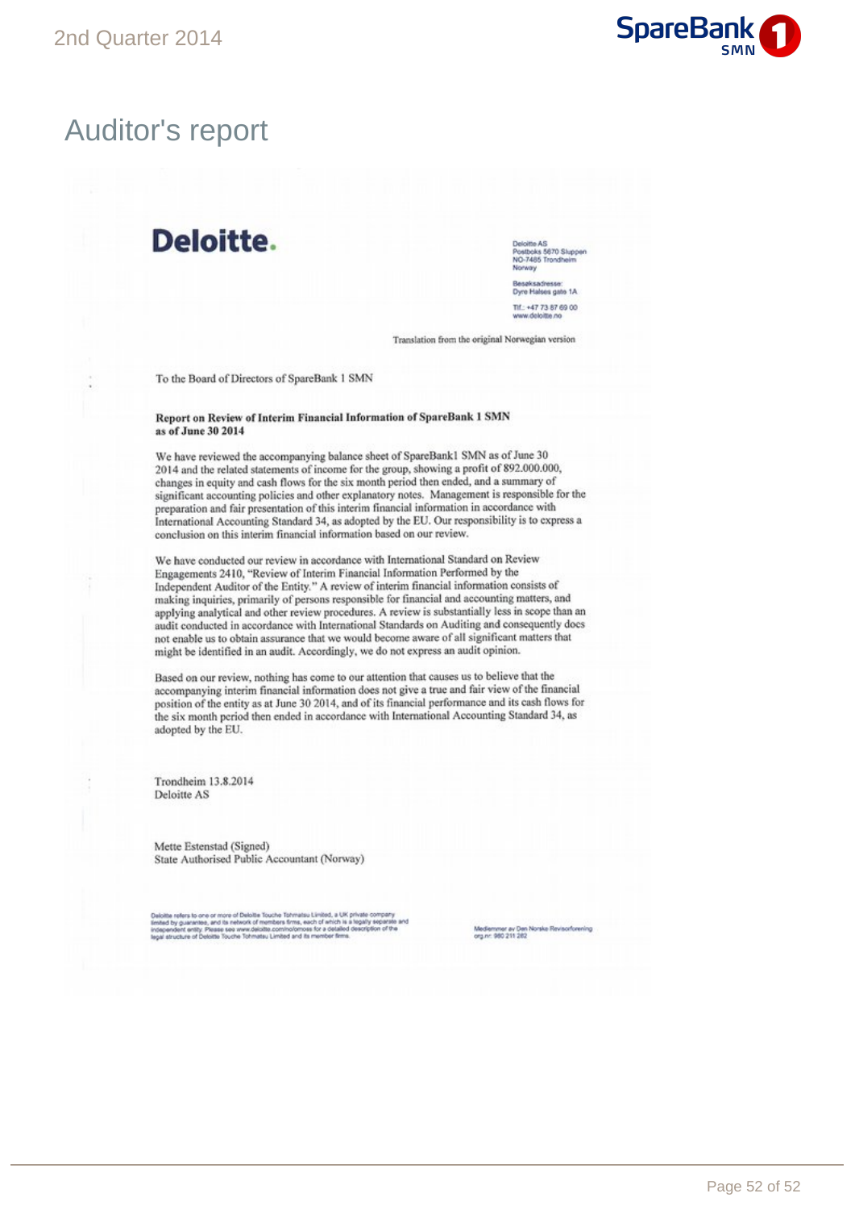# Auditor's report

**Deloitte.**

Deloitte AS
Postboks 5670 Sluppen
NO-7485 Trondheim
Norway

Besøksadresse:
Dyre Halses gate 1A

Tlf.: +47 73 87 69 00
www.deloitte.no

Translation from the original Norwegian version

To the Board of Directors of SpareBank 1 SMN

**Report on Review of Interim Financial Information of SpareBank 1 SMN as of June 30 2014**

We have reviewed the accompanying balance sheet of SpareBank1 SMN as of June 30 2014 and the related statements of income for the group, showing a profit of 892.000.000, changes in equity and cash flows for the six month period then ended, and a summary of significant accounting policies and other explanatory notes. Management is responsible for the preparation and fair presentation of this interim financial information in accordance with International Accounting Standard 34, as adopted by the EU. Our responsibility is to express a conclusion on this interim financial information based on our review.

We have conducted our review in accordance with International Standard on Review Engagements 2410, "Review of Interim Financial Information Performed by the Independent Auditor of the Entity." A review of interim financial information consists of making inquiries, primarily of persons responsible for financial and accounting matters, and applying analytical and other review procedures. A review is substantially less in scope than an audit conducted in accordance with International Standards on Auditing and consequently does not enable us to obtain assurance that we would become aware of all significant matters that might be identified in an audit. Accordingly, we do not express an audit opinion.

Based on our review, nothing has come to our attention that causes us to believe that the accompanying interim financial information does not give a true and fair view of the financial position of the entity as at June 30 2014, and of its financial performance and its cash flows for the six month period then ended in accordance with International Accounting Standard 34, as adopted by the EU.

Trondheim 13.8.2014
Deloitte AS

Mette Estenstad (Signed)
State Authorised Public Accountant (Norway)

Deloitte refers to one or more of Deloitte Touche Tohmatsu Limited, a UK private company limited by guarantee, and its network of members firms, each of which is a legally separate and independent entity. Please see www.deloitte.com/no/omoss for a detailed description of the legal structure of Deloitte Touche Tohmatsu Limited and its member firms.

Medlemmer av Den Norske Revisorforening
org.nr: 980 211 282